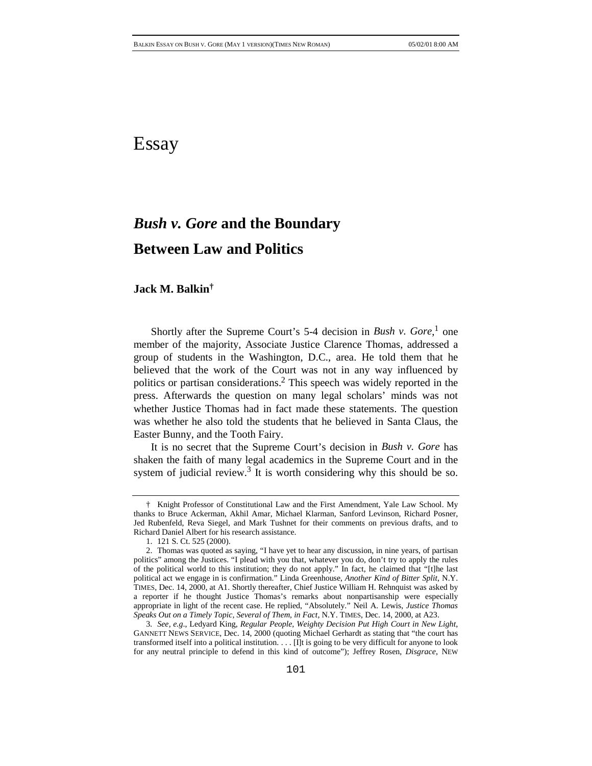# Essay

## *Bush v. Gore* and the Boundary Between Law and Politics

**Jack M. Balkin**[†]

Shortly after the Supreme Court's 5-4 decision in *Bush v. Gore*,[1] one member of the majority, Associate Justice Clarence Thomas, addressed a group of students in the Washington, D.C., area. He told them that he believed that the work of the Court was not in any way influenced by politics or partisan considerations.[2] This speech was widely reported in the press. Afterwards the question on many legal scholars' minds was not whether Justice Thomas had in fact made these statements. The question was whether he also told the students that he believed in Santa Claus, the Easter Bunny, and the Tooth Fairy.

It is no secret that the Supreme Court's decision in *Bush v. Gore* has shaken the faith of many legal academics in the Supreme Court and in the system of judicial review.[3] It is worth considering why this should be so.

---

† Knight Professor of Constitutional Law and the First Amendment, Yale Law School. My thanks to Bruce Ackerman, Akhil Amar, Michael Klarman, Sanford Levinson, Richard Posner, Jed Rubenfeld, Reva Siegel, and Mark Tushnet for their comments on previous drafts, and to Richard Daniel Albert for his research assistance.

1. 121 S. Ct. 525 (2000).

2. Thomas was quoted as saying, "I have yet to hear any discussion, in nine years, of partisan politics" among the Justices. "I plead with you that, whatever you do, don't try to apply the rules of the political world to this institution; they do not apply." In fact, he claimed that "[t]he last political act we engage in is confirmation." Linda Greenhouse, *Another Kind of Bitter Split*, N.Y. TIMES, Dec. 14, 2000, at A1. Shortly thereafter, Chief Justice William H. Rehnquist was asked by a reporter if he thought Justice Thomas's remarks about nonpartisanship were especially appropriate in light of the recent case. He replied, "Absolutely." Neil A. Lewis, *Justice Thomas Speaks Out on a Timely Topic, Several of Them, in Fact*, N.Y. TIMES, Dec. 14, 2000, at A23.

3. *See, e.g.*, Ledyard King, *Regular People, Weighty Decision Put High Court in New Light*, GANNETT NEWS SERVICE, Dec. 14, 2000 (quoting Michael Gerhardt as stating that "the court has transformed itself into a political institution. . . . [I]t is going to be very difficult for anyone to look for any neutral principle to defend in this kind of outcome"); Jeffrey Rosen, *Disgrace*, NEW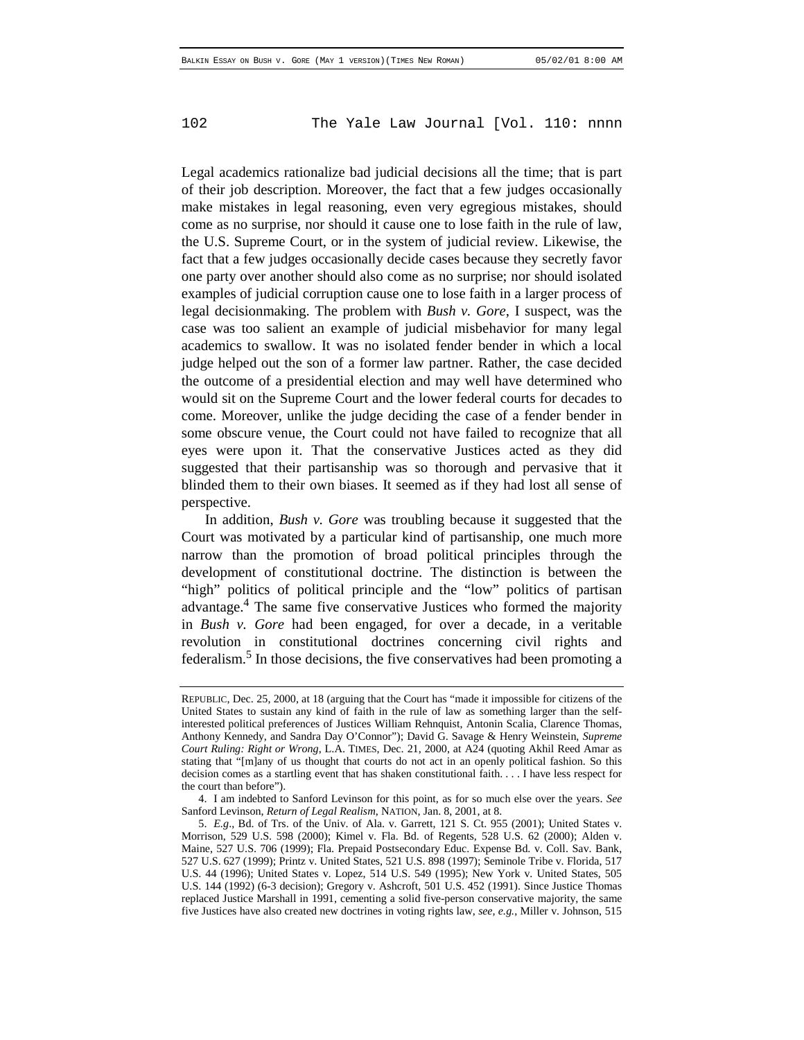Legal academics rationalize bad judicial decisions all the time; that is part of their job description. Moreover, the fact that a few judges occasionally make mistakes in legal reasoning, even very egregious mistakes, should come as no surprise, nor should it cause one to lose faith in the rule of law, the U.S. Supreme Court, or in the system of judicial review. Likewise, the fact that a few judges occasionally decide cases because they secretly favor one party over another should also come as no surprise; nor should isolated examples of judicial corruption cause one to lose faith in a larger process of legal decisionmaking. The problem with *Bush v. Gore*, I suspect, was the case was too salient an example of judicial misbehavior for many legal academics to swallow. It was no isolated fender bender in which a local judge helped out the son of a former law partner. Rather, the case decided the outcome of a presidential election and may well have determined who would sit on the Supreme Court and the lower federal courts for decades to come. Moreover, unlike the judge deciding the case of a fender bender in some obscure venue, the Court could not have failed to recognize that all eyes were upon it. That the conservative Justices acted as they did suggested that their partisanship was so thorough and pervasive that it blinded them to their own biases. It seemed as if they had lost all sense of perspective.

In addition, *Bush v. Gore* was troubling because it suggested that the Court was motivated by a particular kind of partisanship, one much more narrow than the promotion of broad political principles through the development of constitutional doctrine. The distinction is between the "high" politics of political principle and the "low" politics of partisan advantage.[4] The same five conservative Justices who formed the majority in *Bush v. Gore* had been engaged, for over a decade, in a veritable revolution in constitutional doctrines concerning civil rights and federalism.[5] In those decisions, the five conservatives had been promoting a

---

REPUBLIC, Dec. 25, 2000, at 18 (arguing that the Court has "made it impossible for citizens of the United States to sustain any kind of faith in the rule of law as something larger than the self-interested political preferences of Justices William Rehnquist, Antonin Scalia, Clarence Thomas, Anthony Kennedy, and Sandra Day O'Connor"); David G. Savage & Henry Weinstein, *Supreme Court Ruling: Right or Wrong*, L.A. TIMES, Dec. 21, 2000, at A24 (quoting Akhil Reed Amar as stating that "[m]any of us thought that courts do not act in an openly political fashion. So this decision comes as a startling event that has shaken constitutional faith. . . . I have less respect for the court than before").

4. I am indebted to Sanford Levinson for this point, as for so much else over the years. *See* Sanford Levinson, *Return of Legal Realism*, NATION, Jan. 8, 2001, at 8.

5. *E.g.*, Bd. of Trs. of the Univ. of Ala. v. Garrett, 121 S. Ct. 955 (2001); United States v. Morrison, 529 U.S. 598 (2000); Kimel v. Fla. Bd. of Regents, 528 U.S. 62 (2000); Alden v. Maine, 527 U.S. 706 (1999); Fla. Prepaid Postsecondary Educ. Expense Bd. v. Coll. Sav. Bank, 527 U.S. 627 (1999); Printz v. United States, 521 U.S. 898 (1997); Seminole Tribe v. Florida, 517 U.S. 44 (1996); United States v. Lopez, 514 U.S. 549 (1995); New York v. United States, 505 U.S. 144 (1992) (6-3 decision); Gregory v. Ashcroft, 501 U.S. 452 (1991). Since Justice Thomas replaced Justice Marshall in 1991, cementing a solid five-person conservative majority, the same five Justices have also created new doctrines in voting rights law, *see, e.g.*, Miller v. Johnson, 515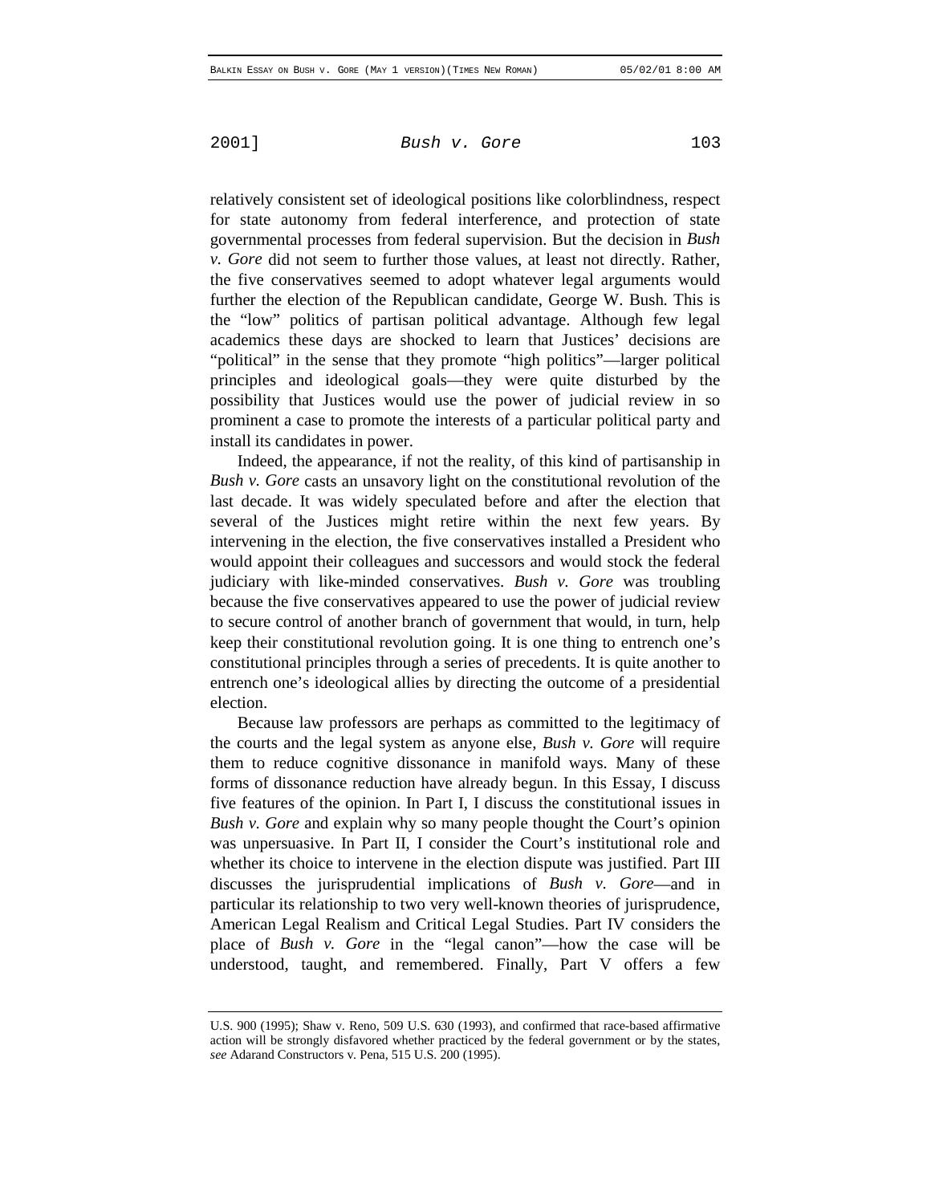relatively consistent set of ideological positions like colorblindness, respect for state autonomy from federal interference, and protection of state governmental processes from federal supervision. But the decision in *Bush v. Gore* did not seem to further those values, at least not directly. Rather, the five conservatives seemed to adopt whatever legal arguments would further the election of the Republican candidate, George W. Bush. This is the "low" politics of partisan political advantage. Although few legal academics these days are shocked to learn that Justices' decisions are "political" in the sense that they promote "high politics"—larger political principles and ideological goals—they were quite disturbed by the possibility that Justices would use the power of judicial review in so prominent a case to promote the interests of a particular political party and install its candidates in power.

Indeed, the appearance, if not the reality, of this kind of partisanship in *Bush v. Gore* casts an unsavory light on the constitutional revolution of the last decade. It was widely speculated before and after the election that several of the Justices might retire within the next few years. By intervening in the election, the five conservatives installed a President who would appoint their colleagues and successors and would stock the federal judiciary with like-minded conservatives. *Bush v. Gore* was troubling because the five conservatives appeared to use the power of judicial review to secure control of another branch of government that would, in turn, help keep their constitutional revolution going. It is one thing to entrench one's constitutional principles through a series of precedents. It is quite another to entrench one's ideological allies by directing the outcome of a presidential election.

Because law professors are perhaps as committed to the legitimacy of the courts and the legal system as anyone else, *Bush v. Gore* will require them to reduce cognitive dissonance in manifold ways. Many of these forms of dissonance reduction have already begun. In this Essay, I discuss five features of the opinion. In Part I, I discuss the constitutional issues in *Bush v. Gore* and explain why so many people thought the Court's opinion was unpersuasive. In Part II, I consider the Court's institutional role and whether its choice to intervene in the election dispute was justified. Part III discusses the jurisprudential implications of *Bush v. Gore*—and in particular its relationship to two very well-known theories of jurisprudence, American Legal Realism and Critical Legal Studies. Part IV considers the place of *Bush v. Gore* in the "legal canon"—how the case will be understood, taught, and remembered. Finally, Part V offers a few

---

U.S. 900 (1995); Shaw v. Reno, 509 U.S. 630 (1993), and confirmed that race-based affirmative action will be strongly disfavored whether practiced by the federal government or by the states, *see* Adarand Constructors v. Pena, 515 U.S. 200 (1995).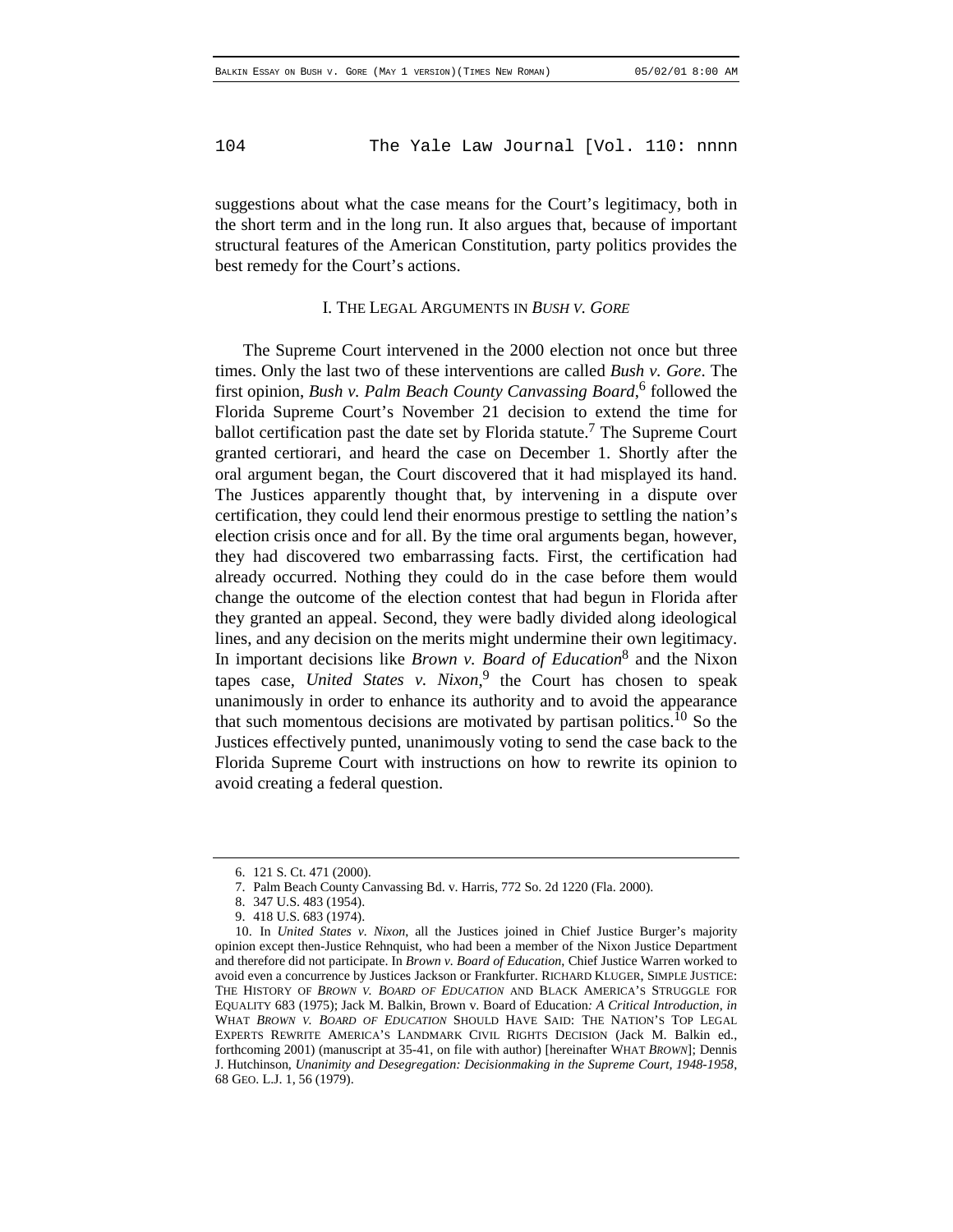suggestions about what the case means for the Court's legitimacy, both in the short term and in the long run. It also argues that, because of important structural features of the American Constitution, party politics provides the best remedy for the Court's actions.

## I. THE LEGAL ARGUMENTS IN *BUSH V. GORE*

The Supreme Court intervened in the 2000 election not once but three times. Only the last two of these interventions are called *Bush v. Gore*. The first opinion, *Bush v. Palm Beach County Canvassing Board*,[6] followed the Florida Supreme Court's November 21 decision to extend the time for ballot certification past the date set by Florida statute.[7] The Supreme Court granted certiorari, and heard the case on December 1. Shortly after the oral argument began, the Court discovered that it had misplayed its hand. The Justices apparently thought that, by intervening in a dispute over certification, they could lend their enormous prestige to settling the nation's election crisis once and for all. By the time oral arguments began, however, they had discovered two embarrassing facts. First, the certification had already occurred. Nothing they could do in the case before them would change the outcome of the election contest that had begun in Florida after they granted an appeal. Second, they were badly divided along ideological lines, and any decision on the merits might undermine their own legitimacy. In important decisions like *Brown v. Board of Education*[8] and the Nixon tapes case, *United States v. Nixon*,[9] the Court has chosen to speak unanimously in order to enhance its authority and to avoid the appearance that such momentous decisions are motivated by partisan politics.[10] So the Justices effectively punted, unanimously voting to send the case back to the Florida Supreme Court with instructions on how to rewrite its opinion to avoid creating a federal question.

---

6. 121 S. Ct. 471 (2000).

7. Palm Beach County Canvassing Bd. v. Harris, 772 So. 2d 1220 (Fla. 2000).

8. 347 U.S. 483 (1954).

9. 418 U.S. 683 (1974).

10. In *United States v. Nixon*, all the Justices joined in Chief Justice Burger's majority opinion except then-Justice Rehnquist, who had been a member of the Nixon Justice Department and therefore did not participate. In *Brown v. Board of Education*, Chief Justice Warren worked to avoid even a concurrence by Justices Jackson or Frankfurter. RICHARD KLUGER, SIMPLE JUSTICE: THE HISTORY OF *BROWN V. BOARD OF EDUCATION* AND BLACK AMERICA'S STRUGGLE FOR EQUALITY 683 (1975); Jack M. Balkin, Brown v. Board of Education*: A Critical Introduction*, *in* WHAT *BROWN V. BOARD OF EDUCATION* SHOULD HAVE SAID: THE NATION'S TOP LEGAL EXPERTS REWRITE AMERICA'S LANDMARK CIVIL RIGHTS DECISION (Jack M. Balkin ed., forthcoming 2001) (manuscript at 35-41, on file with author) [hereinafter WHAT *BROWN*]; Dennis J. Hutchinson, *Unanimity and Desegregation: Decisionmaking in the Supreme Court, 1948-1958*, 68 GEO. L.J. 1, 56 (1979).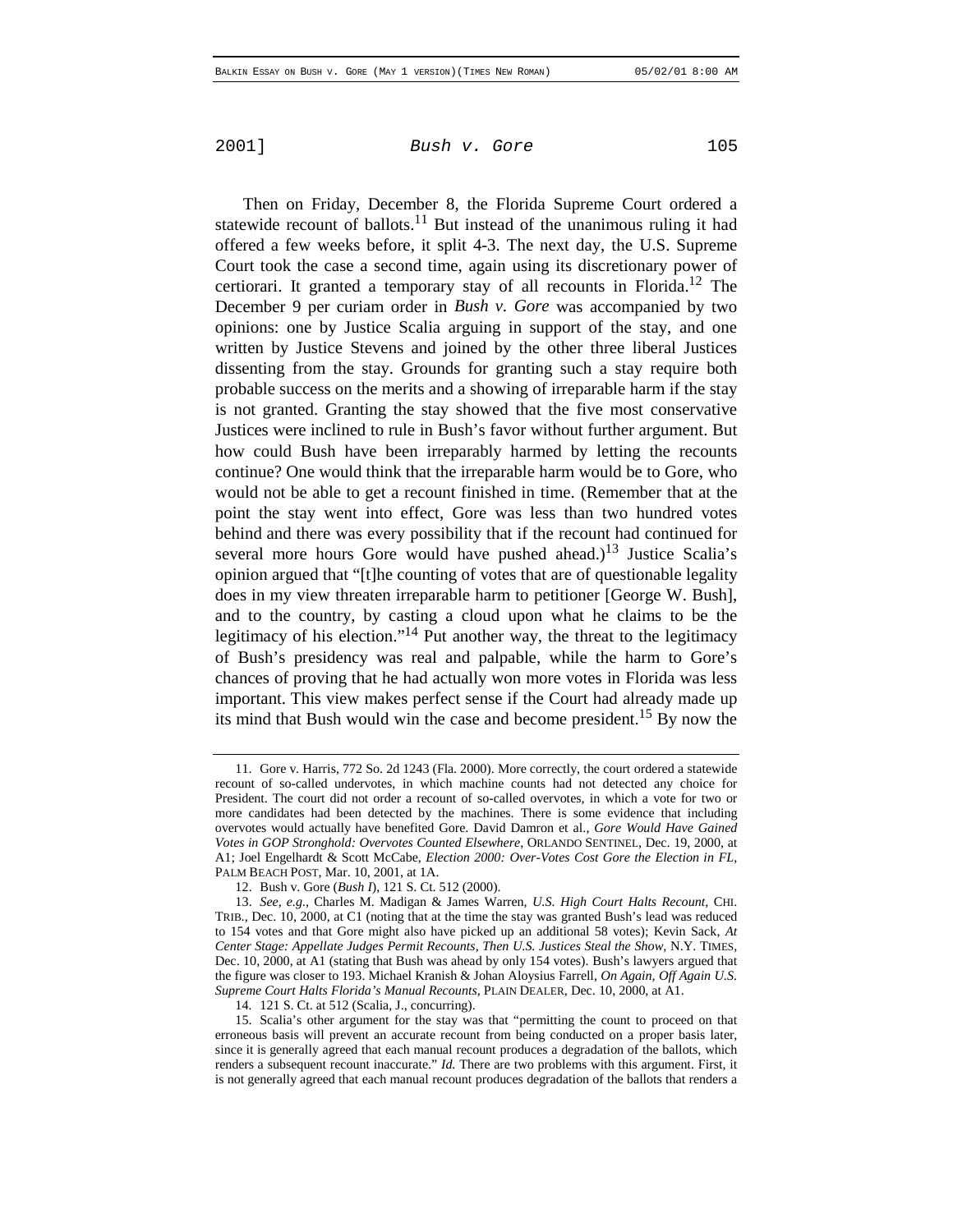Then on Friday, December 8, the Florida Supreme Court ordered a statewide recount of ballots.[11] But instead of the unanimous ruling it had offered a few weeks before, it split 4-3. The next day, the U.S. Supreme Court took the case a second time, again using its discretionary power of certiorari. It granted a temporary stay of all recounts in Florida.[12] The December 9 per curiam order in *Bush v. Gore* was accompanied by two opinions: one by Justice Scalia arguing in support of the stay, and one written by Justice Stevens and joined by the other three liberal Justices dissenting from the stay. Grounds for granting such a stay require both probable success on the merits and a showing of irreparable harm if the stay is not granted. Granting the stay showed that the five most conservative Justices were inclined to rule in Bush's favor without further argument. But how could Bush have been irreparably harmed by letting the recounts continue? One would think that the irreparable harm would be to Gore, who would not be able to get a recount finished in time. (Remember that at the point the stay went into effect, Gore was less than two hundred votes behind and there was every possibility that if the recount had continued for several more hours Gore would have pushed ahead.)[13] Justice Scalia's opinion argued that "[t]he counting of votes that are of questionable legality does in my view threaten irreparable harm to petitioner [George W. Bush], and to the country, by casting a cloud upon what he claims to be the legitimacy of his election."[14] Put another way, the threat to the legitimacy of Bush's presidency was real and palpable, while the harm to Gore's chances of proving that he had actually won more votes in Florida was less important. This view makes perfect sense if the Court had already made up its mind that Bush would win the case and become president.[15] By now the

---

11. Gore v. Harris, 772 So. 2d 1243 (Fla. 2000). More correctly, the court ordered a statewide recount of so-called undervotes, in which machine counts had not detected any choice for President. The court did not order a recount of so-called overvotes, in which a vote for two or more candidates had been detected by the machines. There is some evidence that including overvotes would actually have benefited Gore. David Damron et al., *Gore Would Have Gained Votes in GOP Stronghold: Overvotes Counted Elsewhere*, ORLANDO SENTINEL, Dec. 19, 2000, at A1; Joel Engelhardt & Scott McCabe, *Election 2000: Over-Votes Cost Gore the Election in FL*, PALM BEACH POST, Mar. 10, 2001, at 1A.

12. Bush v. Gore (*Bush I*), 121 S. Ct. 512 (2000).

13. *See, e.g.*, Charles M. Madigan & James Warren, *U.S. High Court Halts Recount*, CHI. TRIB., Dec. 10, 2000, at C1 (noting that at the time the stay was granted Bush's lead was reduced to 154 votes and that Gore might also have picked up an additional 58 votes); Kevin Sack, *At Center Stage: Appellate Judges Permit Recounts, Then U.S. Justices Steal the Show*, N.Y. TIMES, Dec. 10, 2000, at A1 (stating that Bush was ahead by only 154 votes). Bush's lawyers argued that the figure was closer to 193. Michael Kranish & Johan Aloysius Farrell, *On Again, Off Again U.S. Supreme Court Halts Florida's Manual Recounts*, PLAIN DEALER, Dec. 10, 2000, at A1.

14. 121 S. Ct. at 512 (Scalia, J., concurring).

15. Scalia's other argument for the stay was that "permitting the count to proceed on that erroneous basis will prevent an accurate recount from being conducted on a proper basis later, since it is generally agreed that each manual recount produces a degradation of the ballots, which renders a subsequent recount inaccurate." *Id.* There are two problems with this argument. First, it is not generally agreed that each manual recount produces degradation of the ballots that renders a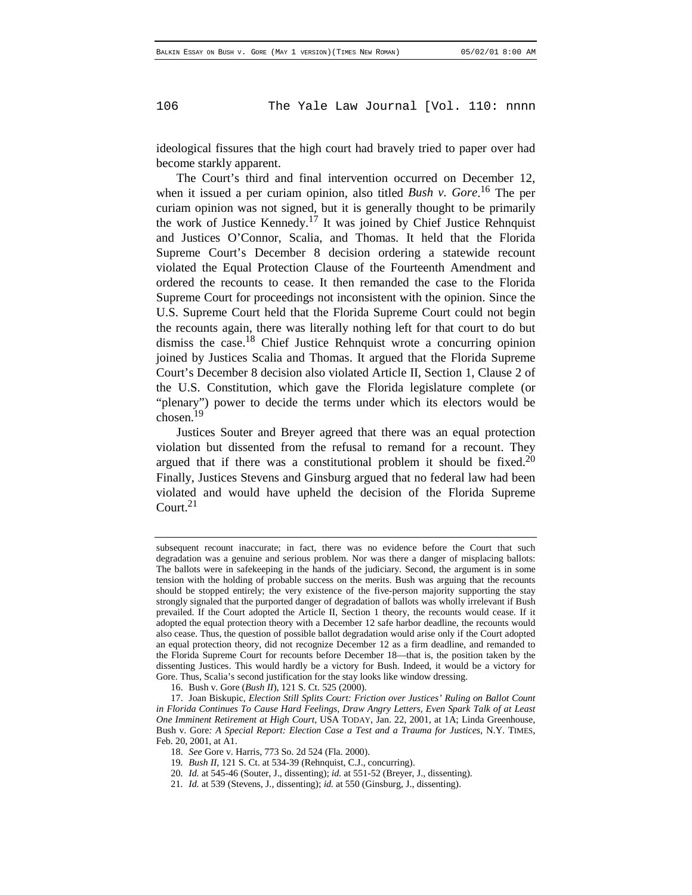ideological fissures that the high court had bravely tried to paper over had become starkly apparent.

The Court's third and final intervention occurred on December 12, when it issued a per curiam opinion, also titled *Bush v. Gore*.[16] The per curiam opinion was not signed, but it is generally thought to be primarily the work of Justice Kennedy.[17] It was joined by Chief Justice Rehnquist and Justices O'Connor, Scalia, and Thomas. It held that the Florida Supreme Court's December 8 decision ordering a statewide recount violated the Equal Protection Clause of the Fourteenth Amendment and ordered the recounts to cease. It then remanded the case to the Florida Supreme Court for proceedings not inconsistent with the opinion. Since the U.S. Supreme Court held that the Florida Supreme Court could not begin the recounts again, there was literally nothing left for that court to do but dismiss the case.[18] Chief Justice Rehnquist wrote a concurring opinion joined by Justices Scalia and Thomas. It argued that the Florida Supreme Court's December 8 decision also violated Article II, Section 1, Clause 2 of the U.S. Constitution, which gave the Florida legislature complete (or "plenary") power to decide the terms under which its electors would be chosen.[19]

Justices Souter and Breyer agreed that there was an equal protection violation but dissented from the refusal to remand for a recount. They argued that if there was a constitutional problem it should be fixed.[20] Finally, Justices Stevens and Ginsburg argued that no federal law had been violated and would have upheld the decision of the Florida Supreme Court.[21]

---

subsequent recount inaccurate; in fact, there was no evidence before the Court that such degradation was a genuine and serious problem. Nor was there a danger of misplacing ballots: The ballots were in safekeeping in the hands of the judiciary. Second, the argument is in some tension with the holding of probable success on the merits. Bush was arguing that the recounts should be stopped entirely; the very existence of the five-person majority supporting the stay strongly signaled that the purported danger of degradation of ballots was wholly irrelevant if Bush prevailed. If the Court adopted the Article II, Section 1 theory, the recounts would cease. If it adopted the equal protection theory with a December 12 safe harbor deadline, the recounts would also cease. Thus, the question of possible ballot degradation would arise only if the Court adopted an equal protection theory, did not recognize December 12 as a firm deadline, and remanded to the Florida Supreme Court for recounts before December 18—that is, the position taken by the dissenting Justices. This would hardly be a victory for Bush. Indeed, it would be a victory for Gore. Thus, Scalia's second justification for the stay looks like window dressing.

16. Bush v. Gore (*Bush II*), 121 S. Ct. 525 (2000).

17. Joan Biskupic, *Election Still Splits Court: Friction over Justices' Ruling on Ballot Count in Florida Continues To Cause Hard Feelings, Draw Angry Letters, Even Spark Talk of at Least One Imminent Retirement at High Court*, USA TODAY, Jan. 22, 2001, at 1A; Linda Greenhouse, Bush v. Gore*: A Special Report: Election Case a Test and a Trauma for Justices*, N.Y. TIMES, Feb. 20, 2001, at A1.

18. *See* Gore v. Harris, 773 So. 2d 524 (Fla. 2000).

19. *Bush II*, 121 S. Ct. at 534-39 (Rehnquist, C.J., concurring).

20. *Id.* at 545-46 (Souter, J., dissenting); *id.* at 551-52 (Breyer, J., dissenting).

21. *Id.* at 539 (Stevens, J., dissenting); *id.* at 550 (Ginsburg, J., dissenting).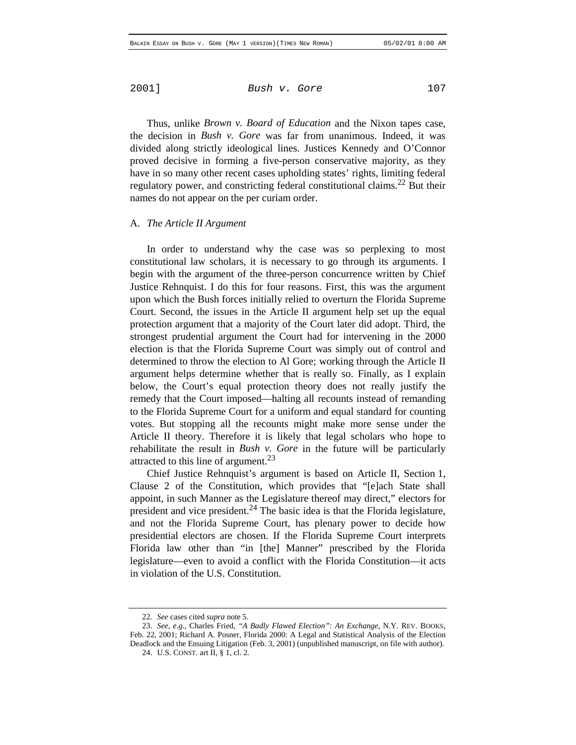Thus, unlike *Brown v. Board of Education* and the Nixon tapes case, the decision in *Bush v. Gore* was far from unanimous. Indeed, it was divided along strictly ideological lines. Justices Kennedy and O'Connor proved decisive in forming a five-person conservative majority, as they have in so many other recent cases upholding states' rights, limiting federal regulatory power, and constricting federal constitutional claims.[22] But their names do not appear on the per curiam order.

### A. *The Article II Argument*

In order to understand why the case was so perplexing to most constitutional law scholars, it is necessary to go through its arguments. I begin with the argument of the three-person concurrence written by Chief Justice Rehnquist. I do this for four reasons. First, this was the argument upon which the Bush forces initially relied to overturn the Florida Supreme Court. Second, the issues in the Article II argument help set up the equal protection argument that a majority of the Court later did adopt. Third, the strongest prudential argument the Court had for intervening in the 2000 election is that the Florida Supreme Court was simply out of control and determined to throw the election to Al Gore; working through the Article II argument helps determine whether that is really so. Finally, as I explain below, the Court's equal protection theory does not really justify the remedy that the Court imposed—halting all recounts instead of remanding to the Florida Supreme Court for a uniform and equal standard for counting votes. But stopping all the recounts might make more sense under the Article II theory. Therefore it is likely that legal scholars who hope to rehabilitate the result in *Bush v. Gore* in the future will be particularly attracted to this line of argument.[23]

Chief Justice Rehnquist's argument is based on Article II, Section 1, Clause 2 of the Constitution, which provides that "[e]ach State shall appoint, in such Manner as the Legislature thereof may direct," electors for president and vice president.[24] The basic idea is that the Florida legislature, and not the Florida Supreme Court, has plenary power to decide how presidential electors are chosen. If the Florida Supreme Court interprets Florida law other than "in [the] Manner" prescribed by the Florida legislature—even to avoid a conflict with the Florida Constitution—it acts in violation of the U.S. Constitution.

---

22. *See* cases cited *supra* note 5.

23. *See, e.g.*, Charles Fried, *"A Badly Flawed Election": An Exchange*, N.Y. REV. BOOKS, Feb. 22, 2001; Richard A. Posner, Florida 2000: A Legal and Statistical Analysis of the Election Deadlock and the Ensuing Litigation (Feb. 3, 2001) (unpublished manuscript, on file with author).

24. U.S. CONST. art II, § 1, cl. 2.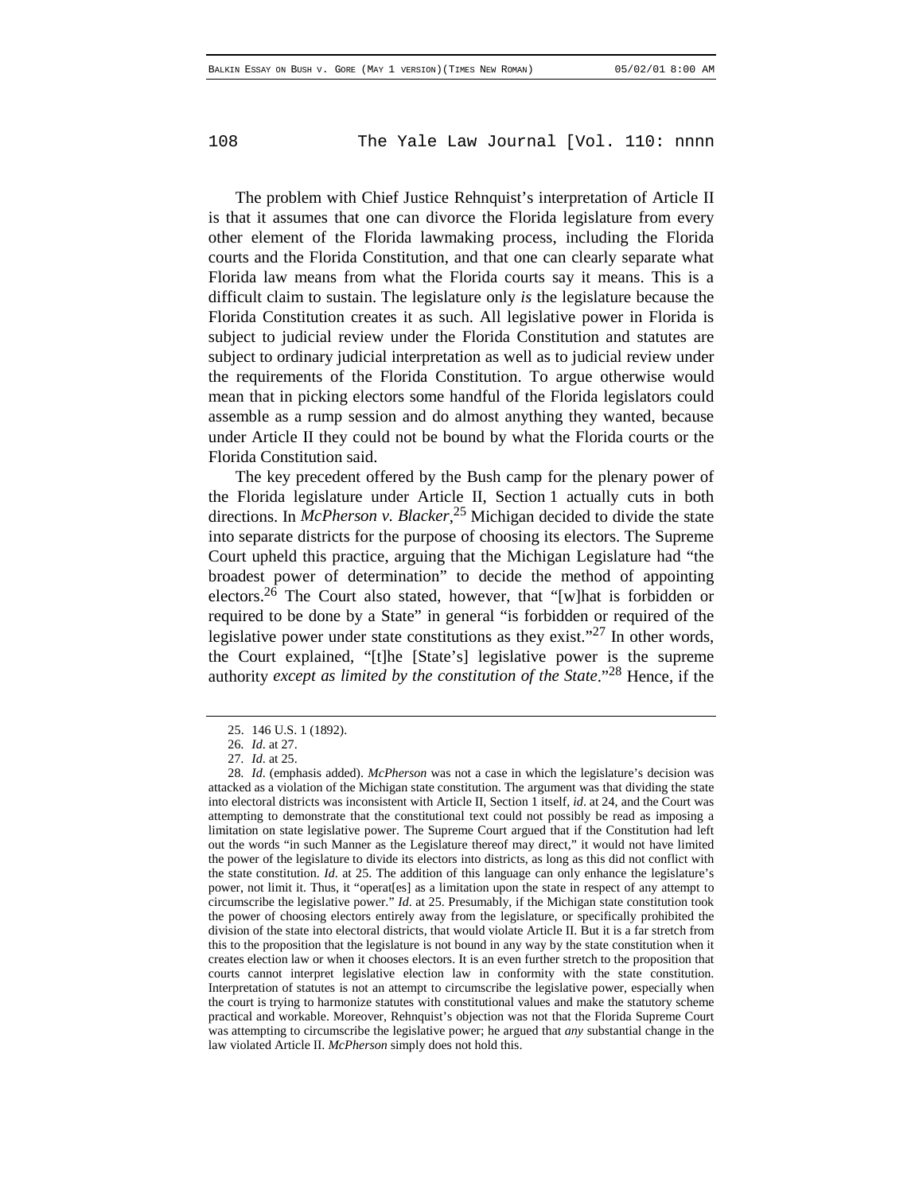The problem with Chief Justice Rehnquist's interpretation of Article II is that it assumes that one can divorce the Florida legislature from every other element of the Florida lawmaking process, including the Florida courts and the Florida Constitution, and that one can clearly separate what Florida law means from what the Florida courts say it means. This is a difficult claim to sustain. The legislature only *is* the legislature because the Florida Constitution creates it as such. All legislative power in Florida is subject to judicial review under the Florida Constitution and statutes are subject to ordinary judicial interpretation as well as to judicial review under the requirements of the Florida Constitution. To argue otherwise would mean that in picking electors some handful of the Florida legislators could assemble as a rump session and do almost anything they wanted, because under Article II they could not be bound by what the Florida courts or the Florida Constitution said.

The key precedent offered by the Bush camp for the plenary power of the Florida legislature under Article II, Section 1 actually cuts in both directions. In *McPherson v. Blacker*,[25] Michigan decided to divide the state into separate districts for the purpose of choosing its electors. The Supreme Court upheld this practice, arguing that the Michigan Legislature had "the broadest power of determination" to decide the method of appointing electors.[26] The Court also stated, however, that "[w]hat is forbidden or required to be done by a State" in general "is forbidden or required of the legislative power under state constitutions as they exist."[27] In other words, the Court explained, "[t]he [State's] legislative power is the supreme authority *except as limited by the constitution of the State*."[28] Hence, if the

---

25. 146 U.S. 1 (1892).

26. *Id*. at 27.

27. *Id*. at 25.

28. *Id*. (emphasis added). *McPherson* was not a case in which the legislature's decision was attacked as a violation of the Michigan state constitution. The argument was that dividing the state into electoral districts was inconsistent with Article II, Section 1 itself, *id*. at 24, and the Court was attempting to demonstrate that the constitutional text could not possibly be read as imposing a limitation on state legislative power. The Supreme Court argued that if the Constitution had left out the words "in such Manner as the Legislature thereof may direct," it would not have limited the power of the legislature to divide its electors into districts, as long as this did not conflict with the state constitution. *Id*. at 25. The addition of this language can only enhance the legislature's power, not limit it. Thus, it "operat[es] as a limitation upon the state in respect of any attempt to circumscribe the legislative power." *Id*. at 25. Presumably, if the Michigan state constitution took the power of choosing electors entirely away from the legislature, or specifically prohibited the division of the state into electoral districts, that would violate Article II. But it is a far stretch from this to the proposition that the legislature is not bound in any way by the state constitution when it creates election law or when it chooses electors. It is an even further stretch to the proposition that courts cannot interpret legislative election law in conformity with the state constitution. Interpretation of statutes is not an attempt to circumscribe the legislative power, especially when the court is trying to harmonize statutes with constitutional values and make the statutory scheme practical and workable. Moreover, Rehnquist's objection was not that the Florida Supreme Court was attempting to circumscribe the legislative power; he argued that *any* substantial change in the law violated Article II. *McPherson* simply does not hold this.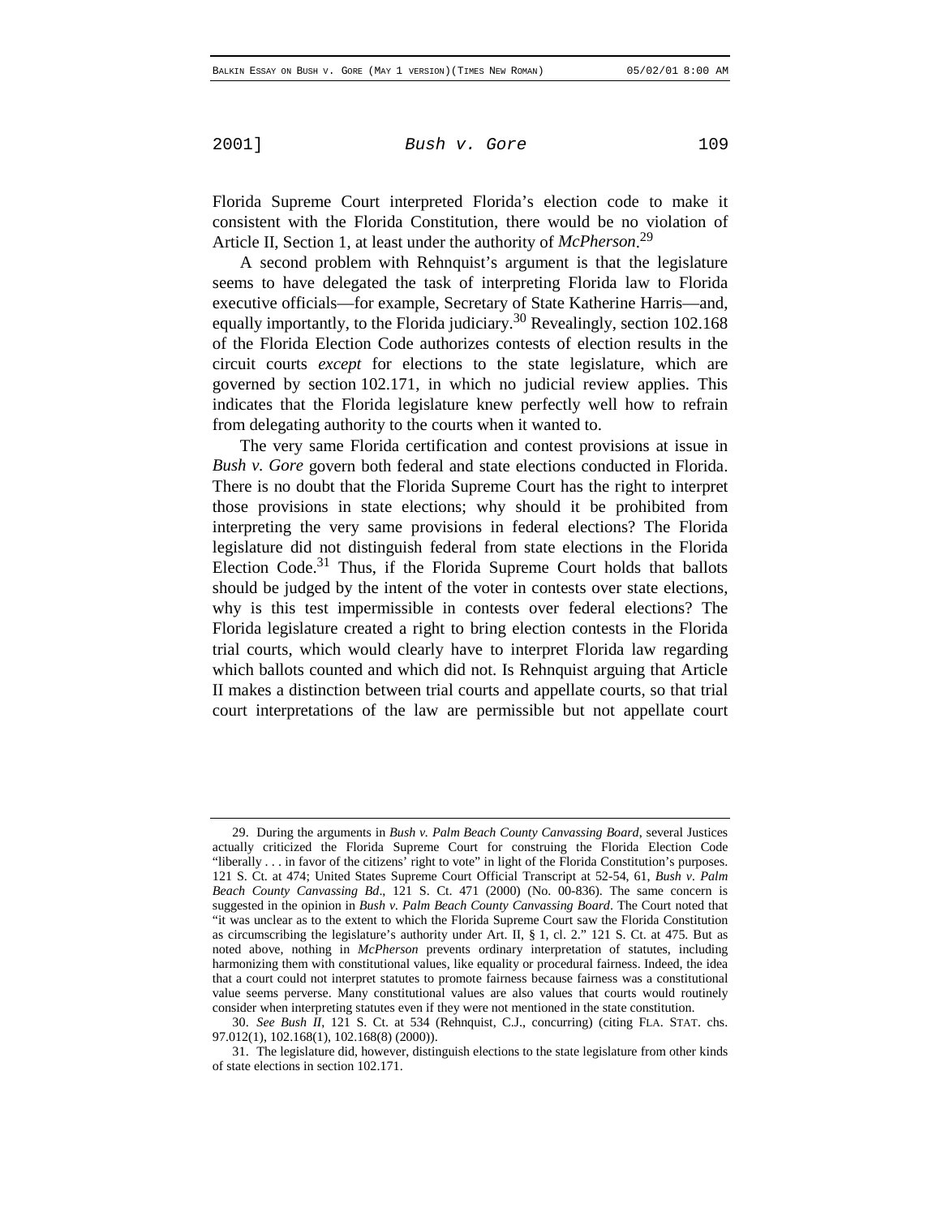Florida Supreme Court interpreted Florida's election code to make it consistent with the Florida Constitution, there would be no violation of Article II, Section 1, at least under the authority of *McPherson*.[29]

A second problem with Rehnquist's argument is that the legislature seems to have delegated the task of interpreting Florida law to Florida executive officials—for example, Secretary of State Katherine Harris—and, equally importantly, to the Florida judiciary.[30] Revealingly, section 102.168 of the Florida Election Code authorizes contests of election results in the circuit courts *except* for elections to the state legislature, which are governed by section 102.171, in which no judicial review applies. This indicates that the Florida legislature knew perfectly well how to refrain from delegating authority to the courts when it wanted to.

The very same Florida certification and contest provisions at issue in *Bush v. Gore* govern both federal and state elections conducted in Florida. There is no doubt that the Florida Supreme Court has the right to interpret those provisions in state elections; why should it be prohibited from interpreting the very same provisions in federal elections? The Florida legislature did not distinguish federal from state elections in the Florida Election Code.[31] Thus, if the Florida Supreme Court holds that ballots should be judged by the intent of the voter in contests over state elections, why is this test impermissible in contests over federal elections? The Florida legislature created a right to bring election contests in the Florida trial courts, which would clearly have to interpret Florida law regarding which ballots counted and which did not. Is Rehnquist arguing that Article II makes a distinction between trial courts and appellate courts, so that trial court interpretations of the law are permissible but not appellate court

---

29. During the arguments in *Bush v. Palm Beach County Canvassing Board*, several Justices actually criticized the Florida Supreme Court for construing the Florida Election Code "liberally . . . in favor of the citizens' right to vote" in light of the Florida Constitution's purposes. 121 S. Ct. at 474; United States Supreme Court Official Transcript at 52-54, 61, *Bush v. Palm Beach County Canvassing Bd*., 121 S. Ct. 471 (2000) (No. 00-836). The same concern is suggested in the opinion in *Bush v. Palm Beach County Canvassing Board*. The Court noted that "it was unclear as to the extent to which the Florida Supreme Court saw the Florida Constitution as circumscribing the legislature's authority under Art. II, § 1, cl. 2." 121 S. Ct. at 475. But as noted above, nothing in *McPherson* prevents ordinary interpretation of statutes, including harmonizing them with constitutional values, like equality or procedural fairness. Indeed, the idea that a court could not interpret statutes to promote fairness because fairness was a constitutional value seems perverse. Many constitutional values are also values that courts would routinely consider when interpreting statutes even if they were not mentioned in the state constitution.

30. *See Bush II*, 121 S. Ct. at 534 (Rehnquist, C.J., concurring) (citing FLA. STAT. chs. 97.012(1), 102.168(1), 102.168(8) (2000)).

31. The legislature did, however, distinguish elections to the state legislature from other kinds of state elections in section 102.171.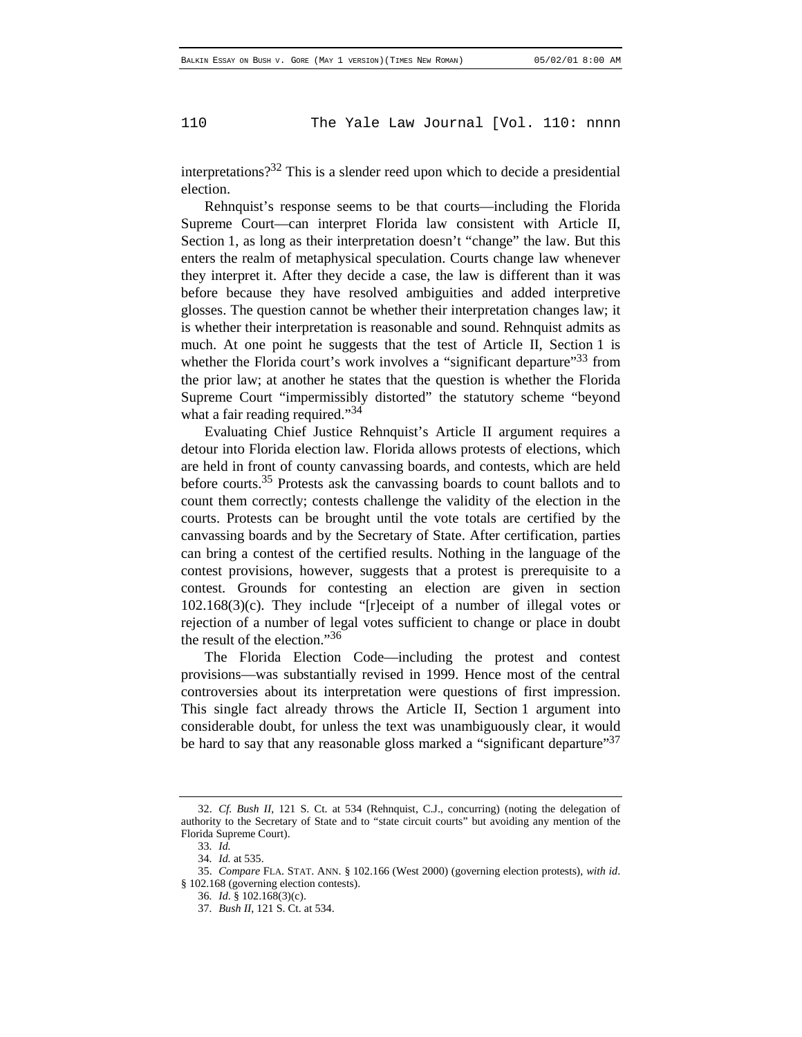interpretations?[32] This is a slender reed upon which to decide a presidential election.

Rehnquist's response seems to be that courts—including the Florida Supreme Court—can interpret Florida law consistent with Article II, Section 1, as long as their interpretation doesn't "change" the law. But this enters the realm of metaphysical speculation. Courts change law whenever they interpret it. After they decide a case, the law is different than it was before because they have resolved ambiguities and added interpretive glosses. The question cannot be whether their interpretation changes law; it is whether their interpretation is reasonable and sound. Rehnquist admits as much. At one point he suggests that the test of Article II, Section 1 is whether the Florida court's work involves a "significant departure"[33] from the prior law; at another he states that the question is whether the Florida Supreme Court "impermissibly distorted" the statutory scheme "beyond what a fair reading required."[34]

Evaluating Chief Justice Rehnquist's Article II argument requires a detour into Florida election law. Florida allows protests of elections, which are held in front of county canvassing boards, and contests, which are held before courts.[35] Protests ask the canvassing boards to count ballots and to count them correctly; contests challenge the validity of the election in the courts. Protests can be brought until the vote totals are certified by the canvassing boards and by the Secretary of State. After certification, parties can bring a contest of the certified results. Nothing in the language of the contest provisions, however, suggests that a protest is prerequisite to a contest. Grounds for contesting an election are given in section 102.168(3)(c). They include "[r]eceipt of a number of illegal votes or rejection of a number of legal votes sufficient to change or place in doubt the result of the election."[36]

The Florida Election Code—including the protest and contest provisions—was substantially revised in 1999. Hence most of the central controversies about its interpretation were questions of first impression. This single fact already throws the Article II, Section 1 argument into considerable doubt, for unless the text was unambiguously clear, it would be hard to say that any reasonable gloss marked a "significant departure"[37]

---

32. *Cf. Bush II*, 121 S. Ct. at 534 (Rehnquist, C.J., concurring) (noting the delegation of authority to the Secretary of State and to "state circuit courts" but avoiding any mention of the Florida Supreme Court).

33. *Id.*

34. *Id.* at 535.

35. *Compare* FLA. STAT. ANN. § 102.166 (West 2000) (governing election protests), *with id.* § 102.168 (governing election contests).

36. *Id*. § 102.168(3)(c).

37. *Bush II*, 121 S. Ct. at 534.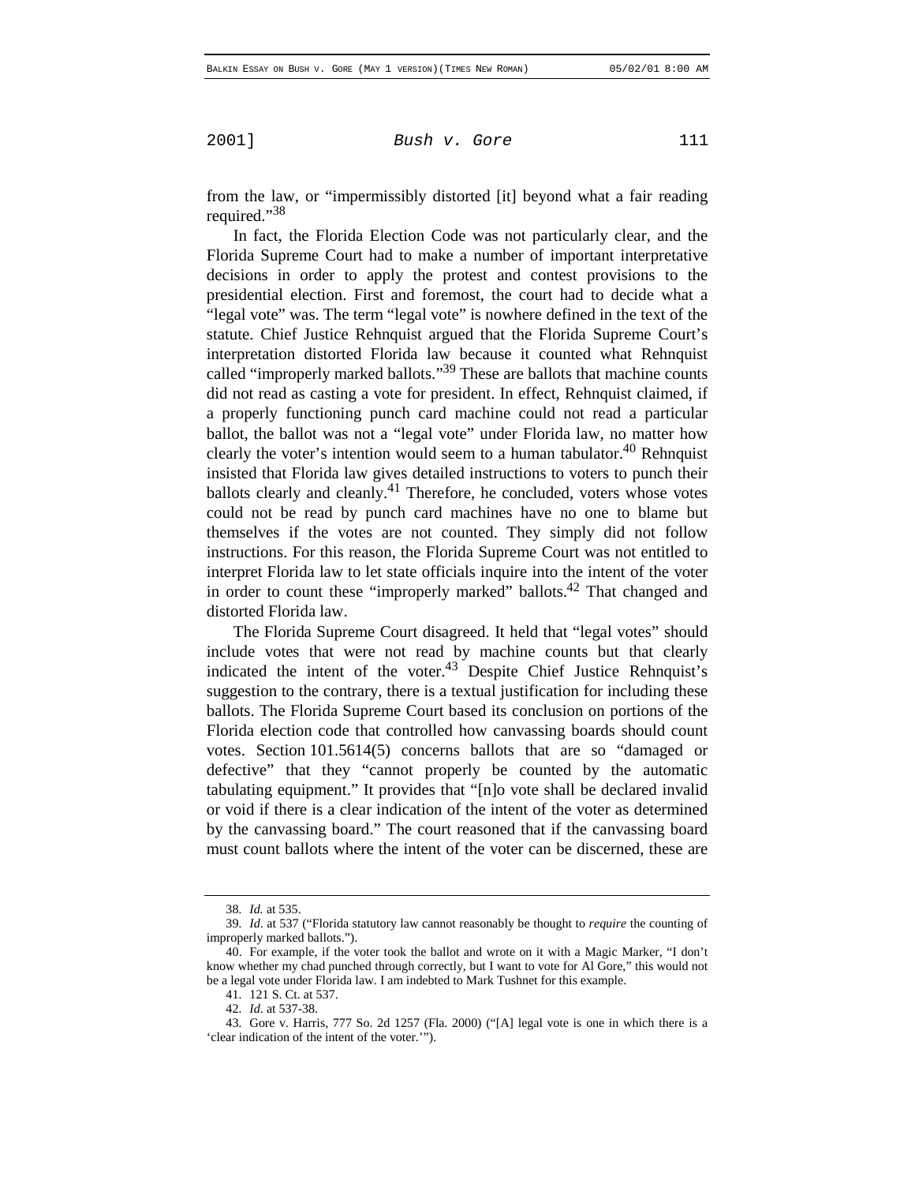from the law, or "impermissibly distorted [it] beyond what a fair reading required."[38]

In fact, the Florida Election Code was not particularly clear, and the Florida Supreme Court had to make a number of important interpretative decisions in order to apply the protest and contest provisions to the presidential election. First and foremost, the court had to decide what a "legal vote" was. The term "legal vote" is nowhere defined in the text of the statute. Chief Justice Rehnquist argued that the Florida Supreme Court's interpretation distorted Florida law because it counted what Rehnquist called "improperly marked ballots."[39] These are ballots that machine counts did not read as casting a vote for president. In effect, Rehnquist claimed, if a properly functioning punch card machine could not read a particular ballot, the ballot was not a "legal vote" under Florida law, no matter how clearly the voter's intention would seem to a human tabulator.[40] Rehnquist insisted that Florida law gives detailed instructions to voters to punch their ballots clearly and cleanly.[41] Therefore, he concluded, voters whose votes could not be read by punch card machines have no one to blame but themselves if the votes are not counted. They simply did not follow instructions. For this reason, the Florida Supreme Court was not entitled to interpret Florida law to let state officials inquire into the intent of the voter in order to count these "improperly marked" ballots.[42] That changed and distorted Florida law.

The Florida Supreme Court disagreed. It held that "legal votes" should include votes that were not read by machine counts but that clearly indicated the intent of the voter.[43] Despite Chief Justice Rehnquist's suggestion to the contrary, there is a textual justification for including these ballots. The Florida Supreme Court based its conclusion on portions of the Florida election code that controlled how canvassing boards should count votes. Section 101.5614(5) concerns ballots that are so "damaged or defective" that they "cannot properly be counted by the automatic tabulating equipment." It provides that "[n]o vote shall be declared invalid or void if there is a clear indication of the intent of the voter as determined by the canvassing board." The court reasoned that if the canvassing board must count ballots where the intent of the voter can be discerned, these are

---

38. *Id.* at 535.

39. *Id*. at 537 ("Florida statutory law cannot reasonably be thought to *require* the counting of improperly marked ballots.").

40. For example, if the voter took the ballot and wrote on it with a Magic Marker, "I don't know whether my chad punched through correctly, but I want to vote for Al Gore," this would not be a legal vote under Florida law. I am indebted to Mark Tushnet for this example.

41. 121 S. Ct. at 537.

42. *Id*. at 537-38.

43. Gore v. Harris, 777 So. 2d 1257 (Fla. 2000) ("[A] legal vote is one in which there is a 'clear indication of the intent of the voter.'").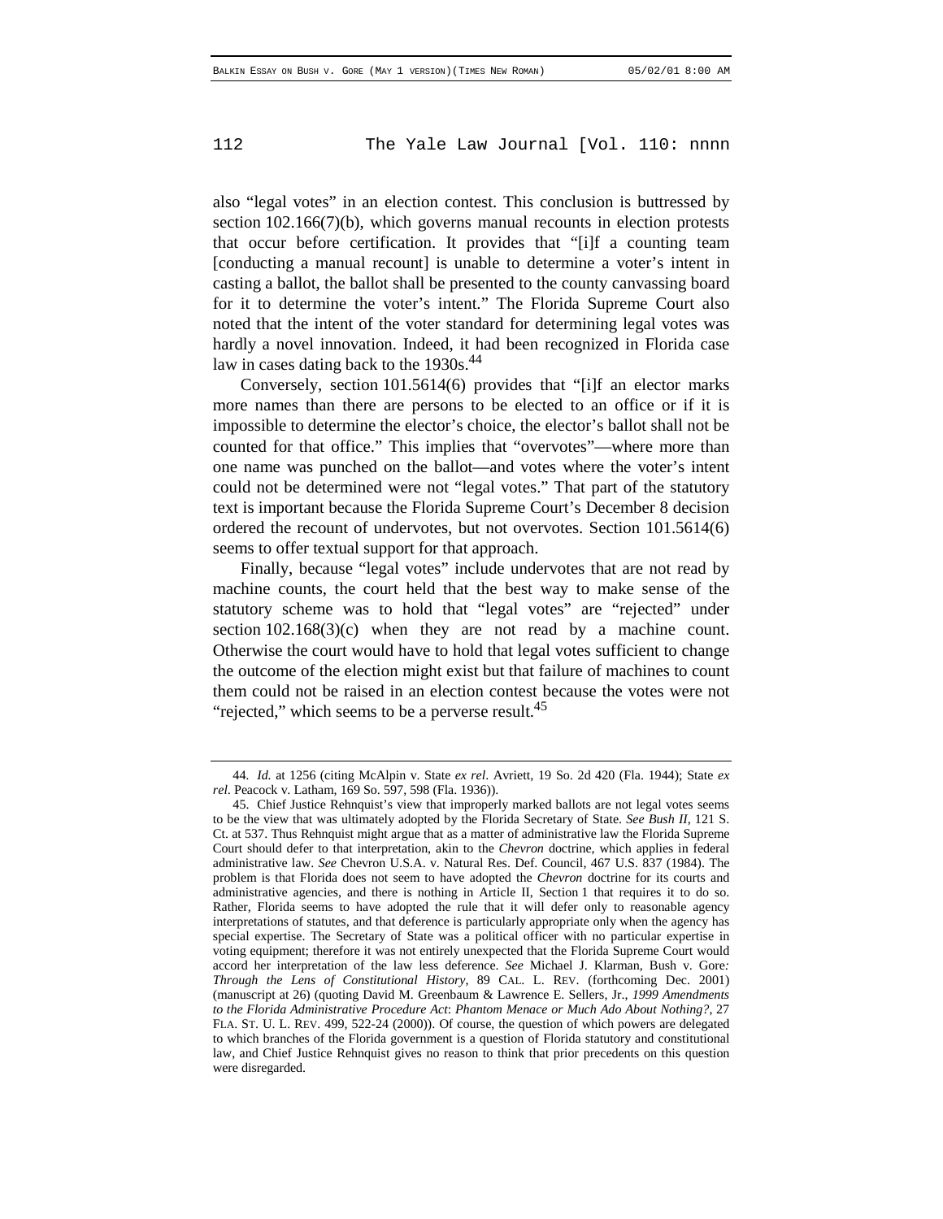also "legal votes" in an election contest. This conclusion is buttressed by section 102.166(7)(b), which governs manual recounts in election protests that occur before certification. It provides that "[i]f a counting team [conducting a manual recount] is unable to determine a voter's intent in casting a ballot, the ballot shall be presented to the county canvassing board for it to determine the voter's intent." The Florida Supreme Court also noted that the intent of the voter standard for determining legal votes was hardly a novel innovation. Indeed, it had been recognized in Florida case law in cases dating back to the 1930s.[44]

Conversely, section 101.5614(6) provides that "[i]f an elector marks more names than there are persons to be elected to an office or if it is impossible to determine the elector's choice, the elector's ballot shall not be counted for that office." This implies that "overvotes"—where more than one name was punched on the ballot—and votes where the voter's intent could not be determined were not "legal votes." That part of the statutory text is important because the Florida Supreme Court's December 8 decision ordered the recount of undervotes, but not overvotes. Section 101.5614(6) seems to offer textual support for that approach.

Finally, because "legal votes" include undervotes that are not read by machine counts, the court held that the best way to make sense of the statutory scheme was to hold that "legal votes" are "rejected" under section 102.168(3)(c) when they are not read by a machine count. Otherwise the court would have to hold that legal votes sufficient to change the outcome of the election might exist but that failure of machines to count them could not be raised in an election contest because the votes were not "rejected," which seems to be a perverse result.[45]

---

44. *Id.* at 1256 (citing McAlpin v. State *ex rel.* Avriett, 19 So. 2d 420 (Fla. 1944); State *ex rel.* Peacock v. Latham, 169 So. 597, 598 (Fla. 1936)).

45. Chief Justice Rehnquist's view that improperly marked ballots are not legal votes seems to be the view that was ultimately adopted by the Florida Secretary of State. *See Bush II*, 121 S. Ct. at 537. Thus Rehnquist might argue that as a matter of administrative law the Florida Supreme Court should defer to that interpretation, akin to the *Chevron* doctrine, which applies in federal administrative law. *See* Chevron U.S.A. v. Natural Res. Def. Council, 467 U.S. 837 (1984). The problem is that Florida does not seem to have adopted the *Chevron* doctrine for its courts and administrative agencies, and there is nothing in Article II, Section 1 that requires it to do so. Rather, Florida seems to have adopted the rule that it will defer only to reasonable agency interpretations of statutes, and that deference is particularly appropriate only when the agency has special expertise. The Secretary of State was a political officer with no particular expertise in voting equipment; therefore it was not entirely unexpected that the Florida Supreme Court would accord her interpretation of the law less deference. *See* Michael J. Klarman, Bush v. Gore*: Through the Lens of Constitutional History*, 89 CAL. L. REV. (forthcoming Dec. 2001) (manuscript at 26) (quoting David M. Greenbaum & Lawrence E. Sellers, Jr., *1999 Amendments to the Florida Administrative Procedure Act*: *Phantom Menace or Much Ado About Nothing?*, 27 FLA. ST. U. L. REV. 499, 522-24 (2000)). Of course, the question of which powers are delegated to which branches of the Florida government is a question of Florida statutory and constitutional law, and Chief Justice Rehnquist gives no reason to think that prior precedents on this question were disregarded.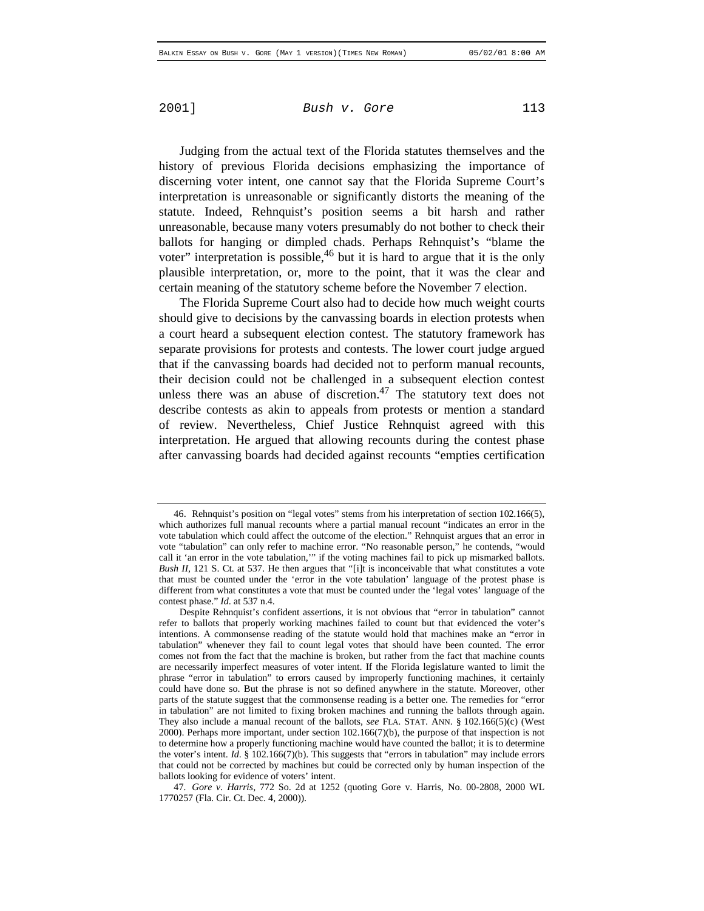Judging from the actual text of the Florida statutes themselves and the history of previous Florida decisions emphasizing the importance of discerning voter intent, one cannot say that the Florida Supreme Court's interpretation is unreasonable or significantly distorts the meaning of the statute. Indeed, Rehnquist's position seems a bit harsh and rather unreasonable, because many voters presumably do not bother to check their ballots for hanging or dimpled chads. Perhaps Rehnquist's "blame the voter" interpretation is possible,[46] but it is hard to argue that it is the only plausible interpretation, or, more to the point, that it was the clear and certain meaning of the statutory scheme before the November 7 election.

The Florida Supreme Court also had to decide how much weight courts should give to decisions by the canvassing boards in election protests when a court heard a subsequent election contest. The statutory framework has separate provisions for protests and contests. The lower court judge argued that if the canvassing boards had decided not to perform manual recounts, their decision could not be challenged in a subsequent election contest unless there was an abuse of discretion.[47] The statutory text does not describe contests as akin to appeals from protests or mention a standard of review. Nevertheless, Chief Justice Rehnquist agreed with this interpretation. He argued that allowing recounts during the contest phase after canvassing boards had decided against recounts "empties certification

---

46. Rehnquist's position on "legal votes" stems from his interpretation of section 102.166(5), which authorizes full manual recounts where a partial manual recount "indicates an error in the vote tabulation which could affect the outcome of the election." Rehnquist argues that an error in vote "tabulation" can only refer to machine error. "No reasonable person," he contends, "would call it 'an error in the vote tabulation,'" if the voting machines fail to pick up mismarked ballots. *Bush II*, 121 S. Ct. at 537. He then argues that "[i]t is inconceivable that what constitutes a vote that must be counted under the 'error in the vote tabulation' language of the protest phase is different from what constitutes a vote that must be counted under the 'legal votes' language of the contest phase." *Id*. at 537 n.4.

Despite Rehnquist's confident assertions, it is not obvious that "error in tabulation" cannot refer to ballots that properly working machines failed to count but that evidenced the voter's intentions. A commonsense reading of the statute would hold that machines make an "error in tabulation" whenever they fail to count legal votes that should have been counted. The error comes not from the fact that the machine is broken, but rather from the fact that machine counts are necessarily imperfect measures of voter intent. If the Florida legislature wanted to limit the phrase "error in tabulation" to errors caused by improperly functioning machines, it certainly could have done so. But the phrase is not so defined anywhere in the statute. Moreover, other parts of the statute suggest that the commonsense reading is a better one. The remedies for "error in tabulation" are not limited to fixing broken machines and running the ballots through again. They also include a manual recount of the ballots, *see* FLA. STAT. ANN. § 102.166(5)(c) (West 2000). Perhaps more important, under section 102.166(7)(b), the purpose of that inspection is not to determine how a properly functioning machine would have counted the ballot; it is to determine the voter's intent. *Id*. § 102.166(7)(b). This suggests that "errors in tabulation" may include errors that could not be corrected by machines but could be corrected only by human inspection of the ballots looking for evidence of voters' intent.

47. *Gore v. Harris*, 772 So. 2d at 1252 (quoting Gore v. Harris, No. 00-2808, 2000 WL 1770257 (Fla. Cir. Ct. Dec. 4, 2000)).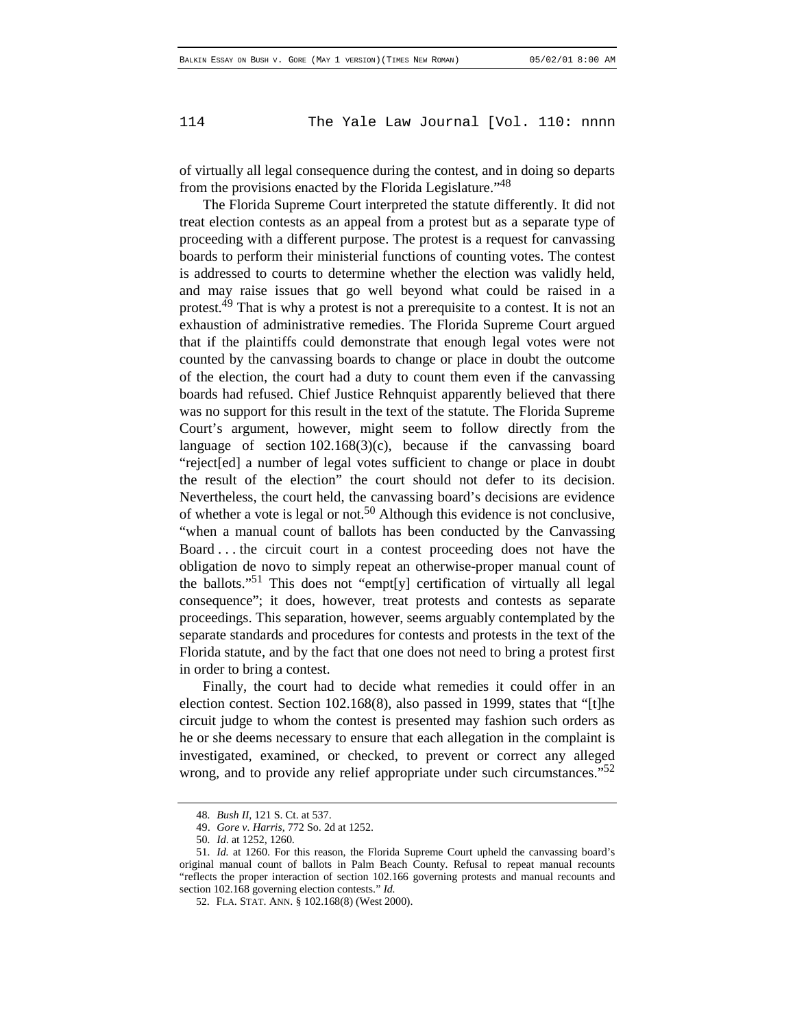of virtually all legal consequence during the contest, and in doing so departs from the provisions enacted by the Florida Legislature."[48]

The Florida Supreme Court interpreted the statute differently. It did not treat election contests as an appeal from a protest but as a separate type of proceeding with a different purpose. The protest is a request for canvassing boards to perform their ministerial functions of counting votes. The contest is addressed to courts to determine whether the election was validly held, and may raise issues that go well beyond what could be raised in a protest.[49] That is why a protest is not a prerequisite to a contest. It is not an exhaustion of administrative remedies. The Florida Supreme Court argued that if the plaintiffs could demonstrate that enough legal votes were not counted by the canvassing boards to change or place in doubt the outcome of the election, the court had a duty to count them even if the canvassing boards had refused. Chief Justice Rehnquist apparently believed that there was no support for this result in the text of the statute. The Florida Supreme Court's argument, however, might seem to follow directly from the language of section 102.168(3)(c), because if the canvassing board "reject[ed] a number of legal votes sufficient to change or place in doubt the result of the election" the court should not defer to its decision. Nevertheless, the court held, the canvassing board's decisions are evidence of whether a vote is legal or not.[50] Although this evidence is not conclusive, "when a manual count of ballots has been conducted by the Canvassing Board . . . the circuit court in a contest proceeding does not have the obligation de novo to simply repeat an otherwise-proper manual count of the ballots."[51] This does not "empt[y] certification of virtually all legal consequence"; it does, however, treat protests and contests as separate proceedings. This separation, however, seems arguably contemplated by the separate standards and procedures for contests and protests in the text of the Florida statute, and by the fact that one does not need to bring a protest first in order to bring a contest.

Finally, the court had to decide what remedies it could offer in an election contest. Section 102.168(8), also passed in 1999, states that "[t]he circuit judge to whom the contest is presented may fashion such orders as he or she deems necessary to ensure that each allegation in the complaint is investigated, examined, or checked, to prevent or correct any alleged wrong, and to provide any relief appropriate under such circumstances."[52]

---

48. *Bush II*, 121 S. Ct. at 537.

49. *Gore v. Harris*, 772 So. 2d at 1252.

50. *Id*. at 1252, 1260.

51. *Id.* at 1260. For this reason, the Florida Supreme Court upheld the canvassing board's original manual count of ballots in Palm Beach County. Refusal to repeat manual recounts "reflects the proper interaction of section 102.166 governing protests and manual recounts and section 102.168 governing election contests." *Id.*

52. FLA. STAT. ANN. § 102.168(8) (West 2000).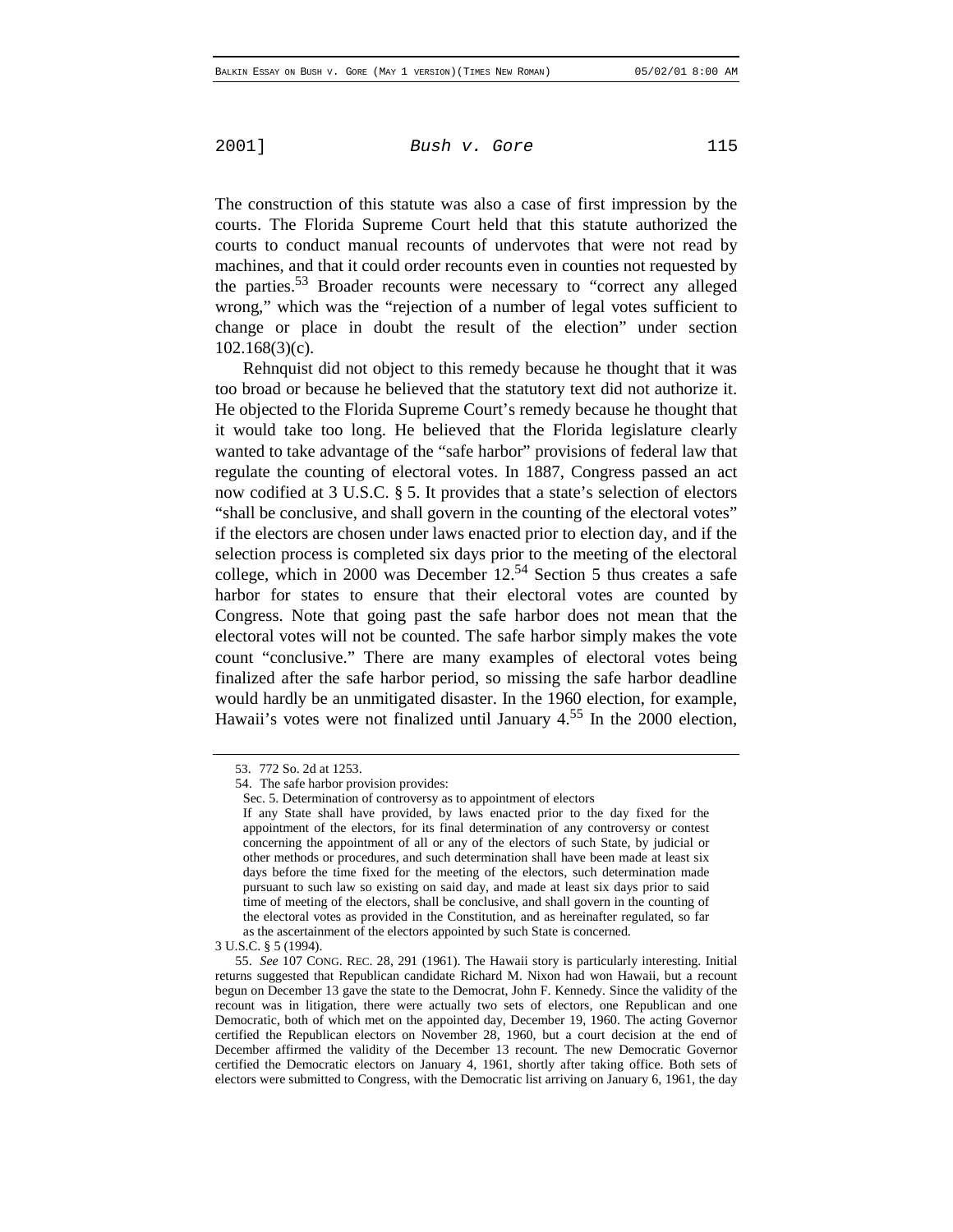The construction of this statute was also a case of first impression by the courts. The Florida Supreme Court held that this statute authorized the courts to conduct manual recounts of undervotes that were not read by machines, and that it could order recounts even in counties not requested by the parties.[53] Broader recounts were necessary to "correct any alleged wrong," which was the "rejection of a number of legal votes sufficient to change or place in doubt the result of the election" under section 102.168(3)(c).

Rehnquist did not object to this remedy because he thought that it was too broad or because he believed that the statutory text did not authorize it. He objected to the Florida Supreme Court's remedy because he thought that it would take too long. He believed that the Florida legislature clearly wanted to take advantage of the "safe harbor" provisions of federal law that regulate the counting of electoral votes. In 1887, Congress passed an act now codified at 3 U.S.C. § 5. It provides that a state's selection of electors "shall be conclusive, and shall govern in the counting of the electoral votes" if the electors are chosen under laws enacted prior to election day, and if the selection process is completed six days prior to the meeting of the electoral college, which in 2000 was December 12.[54] Section 5 thus creates a safe harbor for states to ensure that their electoral votes are counted by Congress. Note that going past the safe harbor does not mean that the electoral votes will not be counted. The safe harbor simply makes the vote count "conclusive." There are many examples of electoral votes being finalized after the safe harbor period, so missing the safe harbor deadline would hardly be an unmitigated disaster. In the 1960 election, for example, Hawaii's votes were not finalized until January 4.[55] In the 2000 election,

---

53. 772 So. 2d at 1253.

54. The safe harbor provision provides:

> Sec. 5. Determination of controversy as to appointment of electors
>
> If any State shall have provided, by laws enacted prior to the day fixed for the appointment of the electors, for its final determination of any controversy or contest concerning the appointment of all or any of the electors of such State, by judicial or other methods or procedures, and such determination shall have been made at least six days before the time fixed for the meeting of the electors, such determination made pursuant to such law so existing on said day, and made at least six days prior to said time of meeting of the electors, shall be conclusive, and shall govern in the counting of the electoral votes as provided in the Constitution, and as hereinafter regulated, so far as the ascertainment of the electors appointed by such State is concerned.

3 U.S.C. § 5 (1994).

55. *See* 107 CONG. REC. 28, 291 (1961). The Hawaii story is particularly interesting. Initial returns suggested that Republican candidate Richard M. Nixon had won Hawaii, but a recount begun on December 13 gave the state to the Democrat, John F. Kennedy. Since the validity of the recount was in litigation, there were actually two sets of electors, one Republican and one Democratic, both of which met on the appointed day, December 19, 1960. The acting Governor certified the Republican electors on November 28, 1960, but a court decision at the end of December affirmed the validity of the December 13 recount. The new Democratic Governor certified the Democratic electors on January 4, 1961, shortly after taking office. Both sets of electors were submitted to Congress, with the Democratic list arriving on January 6, 1961, the day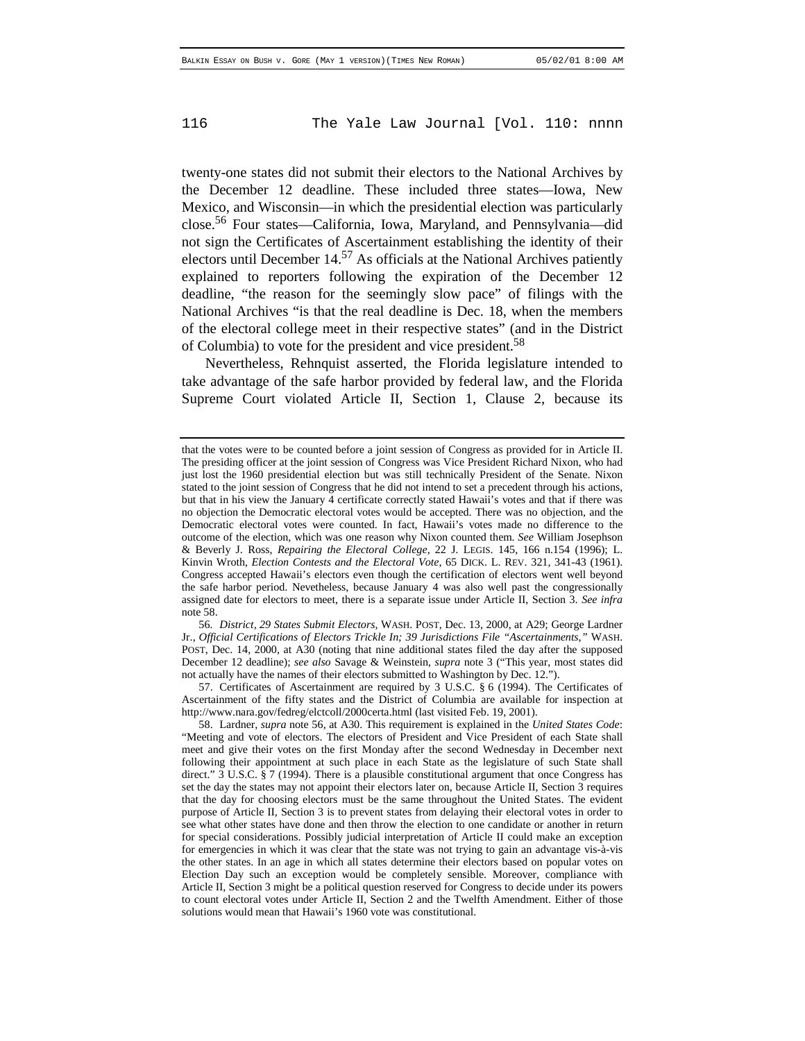twenty-one states did not submit their electors to the National Archives by the December 12 deadline. These included three states—Iowa, New Mexico, and Wisconsin—in which the presidential election was particularly close.[56] Four states—California, Iowa, Maryland, and Pennsylvania—did not sign the Certificates of Ascertainment establishing the identity of their electors until December 14.[57] As officials at the National Archives patiently explained to reporters following the expiration of the December 12 deadline, "the reason for the seemingly slow pace" of filings with the National Archives "is that the real deadline is Dec. 18, when the members of the electoral college meet in their respective states" (and in the District of Columbia) to vote for the president and vice president.[58]

Nevertheless, Rehnquist asserted, the Florida legislature intended to take advantage of the safe harbor provided by federal law, and the Florida Supreme Court violated Article II, Section 1, Clause 2, because its

---

that the votes were to be counted before a joint session of Congress as provided for in Article II. The presiding officer at the joint session of Congress was Vice President Richard Nixon, who had just lost the 1960 presidential election but was still technically President of the Senate. Nixon stated to the joint session of Congress that he did not intend to set a precedent through his actions, but that in his view the January 4 certificate correctly stated Hawaii's votes and that if there was no objection the Democratic electoral votes would be accepted. There was no objection, and the Democratic electoral votes were counted. In fact, Hawaii's votes made no difference to the outcome of the election, which was one reason why Nixon counted them. *See* William Josephson & Beverly J. Ross, *Repairing the Electoral College*, 22 J. LEGIS. 145, 166 n.154 (1996); L. Kinvin Wroth, *Election Contests and the Electoral Vote*, 65 DICK. L. REV. 321, 341-43 (1961). Congress accepted Hawaii's electors even though the certification of electors went well beyond the safe harbor period. Nevetheless, because January 4 was also well past the congressionally assigned date for electors to meet, there is a separate issue under Article II, Section 3. *See infra* note 58.

56. *District, 29 States Submit Electors*, WASH. POST, Dec. 13, 2000, at A29; George Lardner Jr., *Official Certifications of Electors Trickle In; 39 Jurisdictions File "Ascertainments,"* WASH. POST, Dec. 14, 2000, at A30 (noting that nine additional states filed the day after the supposed December 12 deadline); *see also* Savage & Weinstein, *supra* note 3 ("This year, most states did not actually have the names of their electors submitted to Washington by Dec. 12.").

57. Certificates of Ascertainment are required by 3 U.S.C. § 6 (1994). The Certificates of Ascertainment of the fifty states and the District of Columbia are available for inspection at http://www.nara.gov/fedreg/elctcoll/2000certa.html (last visited Feb. 19, 2001).

58. Lardner, *supra* note 56, at A30. This requirement is explained in the *United States Code*: "Meeting and vote of electors. The electors of President and Vice President of each State shall meet and give their votes on the first Monday after the second Wednesday in December next following their appointment at such place in each State as the legislature of such State shall direct." 3 U.S.C. § 7 (1994). There is a plausible constitutional argument that once Congress has set the day the states may not appoint their electors later on, because Article II, Section 3 requires that the day for choosing electors must be the same throughout the United States. The evident purpose of Article II, Section 3 is to prevent states from delaying their electoral votes in order to see what other states have done and then throw the election to one candidate or another in return for special considerations. Possibly judicial interpretation of Article II could make an exception for emergencies in which it was clear that the state was not trying to gain an advantage vis-à-vis the other states. In an age in which all states determine their electors based on popular votes on Election Day such an exception would be completely sensible. Moreover, compliance with Article II, Section 3 might be a political question reserved for Congress to decide under its powers to count electoral votes under Article II, Section 2 and the Twelfth Amendment. Either of those solutions would mean that Hawaii's 1960 vote was constitutional.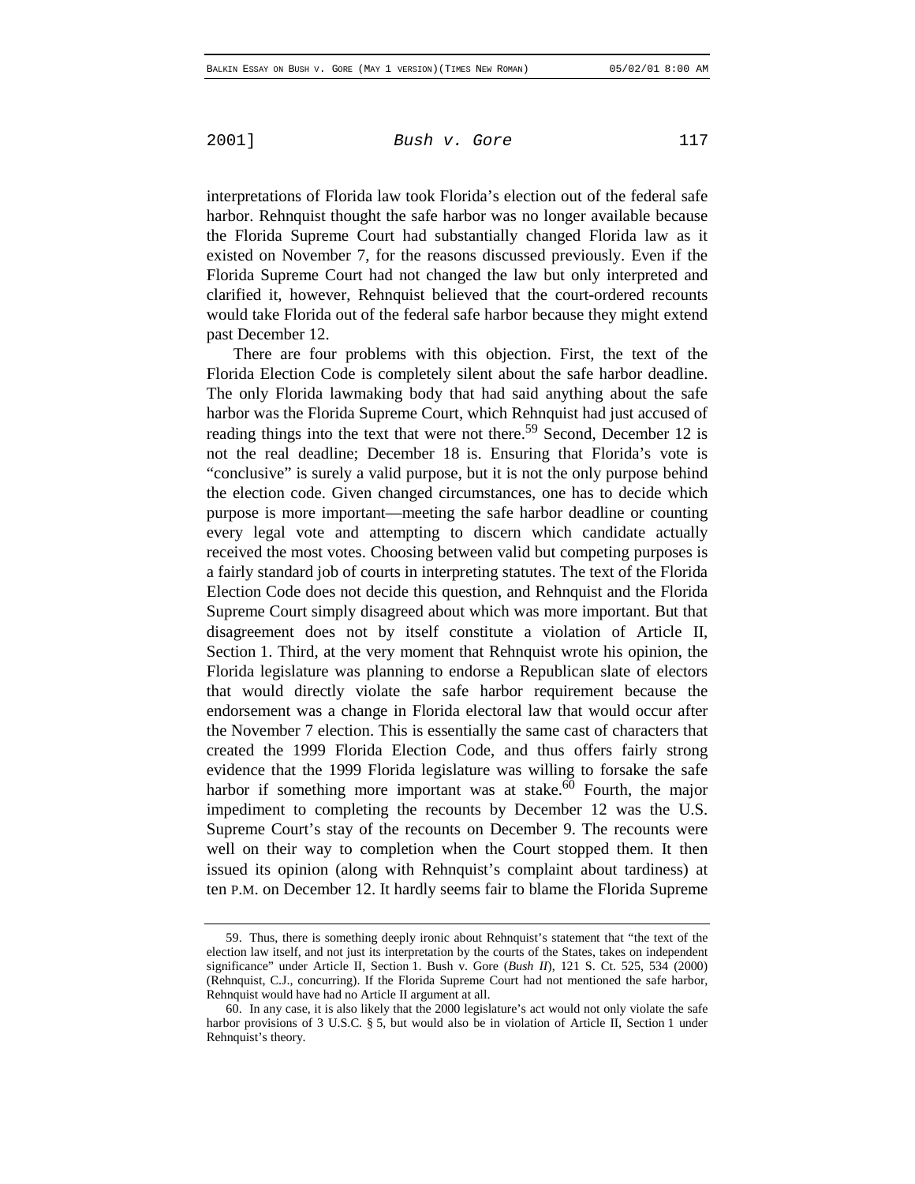interpretations of Florida law took Florida's election out of the federal safe harbor. Rehnquist thought the safe harbor was no longer available because the Florida Supreme Court had substantially changed Florida law as it existed on November 7, for the reasons discussed previously. Even if the Florida Supreme Court had not changed the law but only interpreted and clarified it, however, Rehnquist believed that the court-ordered recounts would take Florida out of the federal safe harbor because they might extend past December 12.

There are four problems with this objection. First, the text of the Florida Election Code is completely silent about the safe harbor deadline. The only Florida lawmaking body that had said anything about the safe harbor was the Florida Supreme Court, which Rehnquist had just accused of reading things into the text that were not there.[59] Second, December 12 is not the real deadline; December 18 is. Ensuring that Florida's vote is "conclusive" is surely a valid purpose, but it is not the only purpose behind the election code. Given changed circumstances, one has to decide which purpose is more important—meeting the safe harbor deadline or counting every legal vote and attempting to discern which candidate actually received the most votes. Choosing between valid but competing purposes is a fairly standard job of courts in interpreting statutes. The text of the Florida Election Code does not decide this question, and Rehnquist and the Florida Supreme Court simply disagreed about which was more important. But that disagreement does not by itself constitute a violation of Article II, Section 1. Third, at the very moment that Rehnquist wrote his opinion, the Florida legislature was planning to endorse a Republican slate of electors that would directly violate the safe harbor requirement because the endorsement was a change in Florida electoral law that would occur after the November 7 election. This is essentially the same cast of characters that created the 1999 Florida Election Code, and thus offers fairly strong evidence that the 1999 Florida legislature was willing to forsake the safe harbor if something more important was at stake.[60] Fourth, the major impediment to completing the recounts by December 12 was the U.S. Supreme Court's stay of the recounts on December 9. The recounts were well on their way to completion when the Court stopped them. It then issued its opinion (along with Rehnquist's complaint about tardiness) at ten P.M. on December 12. It hardly seems fair to blame the Florida Supreme

---

59. Thus, there is something deeply ironic about Rehnquist's statement that "the text of the election law itself, and not just its interpretation by the courts of the States, takes on independent significance" under Article II, Section 1. Bush v. Gore (*Bush II*), 121 S. Ct. 525, 534 (2000) (Rehnquist, C.J., concurring). If the Florida Supreme Court had not mentioned the safe harbor, Rehnquist would have had no Article II argument at all.

60. In any case, it is also likely that the 2000 legislature's act would not only violate the safe harbor provisions of 3 U.S.C. § 5, but would also be in violation of Article II, Section 1 under Rehnquist's theory.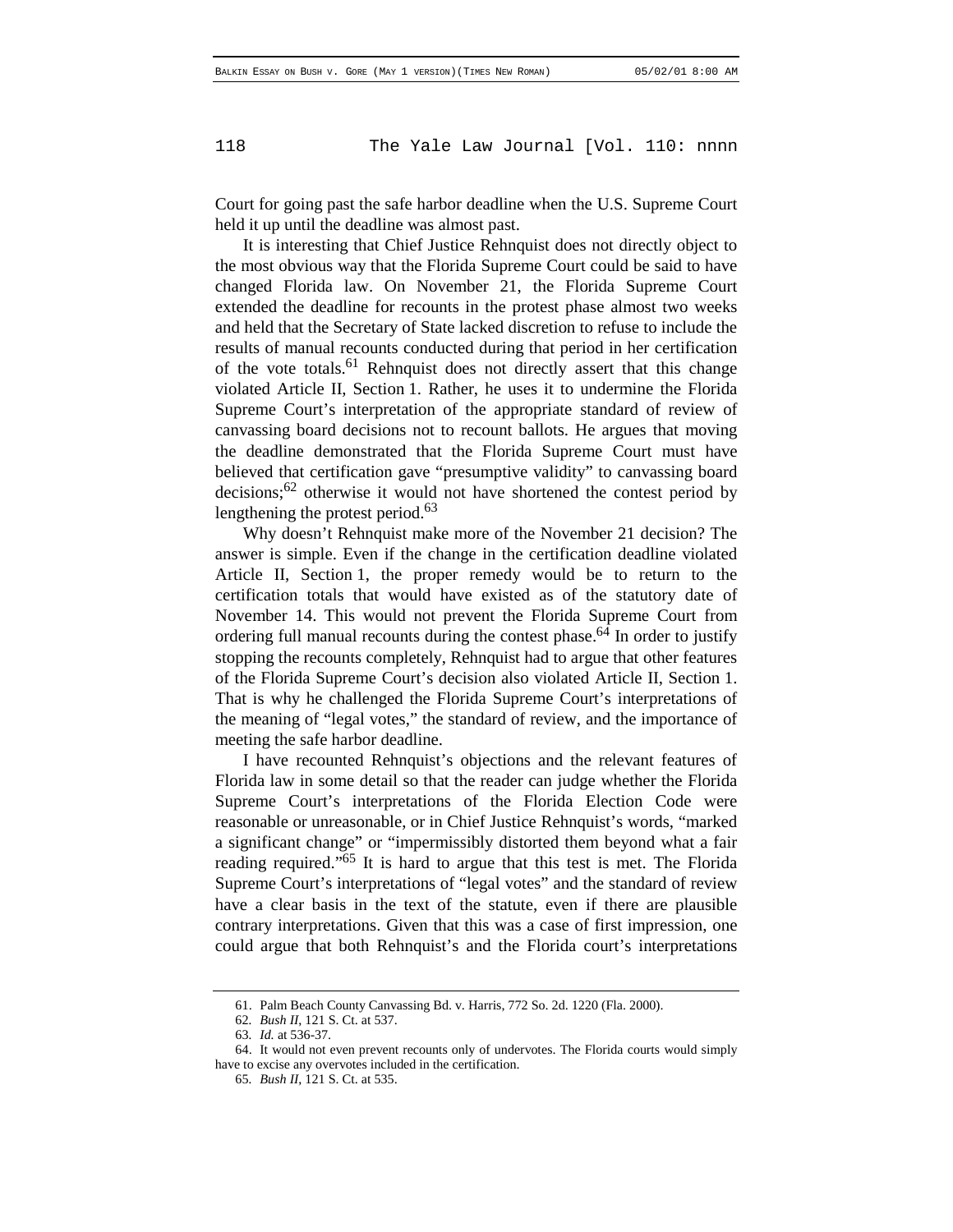Court for going past the safe harbor deadline when the U.S. Supreme Court held it up until the deadline was almost past.

It is interesting that Chief Justice Rehnquist does not directly object to the most obvious way that the Florida Supreme Court could be said to have changed Florida law. On November 21, the Florida Supreme Court extended the deadline for recounts in the protest phase almost two weeks and held that the Secretary of State lacked discretion to refuse to include the results of manual recounts conducted during that period in her certification of the vote totals.[61] Rehnquist does not directly assert that this change violated Article II, Section 1. Rather, he uses it to undermine the Florida Supreme Court's interpretation of the appropriate standard of review of canvassing board decisions not to recount ballots. He argues that moving the deadline demonstrated that the Florida Supreme Court must have believed that certification gave "presumptive validity" to canvassing board decisions;[62] otherwise it would not have shortened the contest period by lengthening the protest period.[63]

Why doesn't Rehnquist make more of the November 21 decision? The answer is simple. Even if the change in the certification deadline violated Article II, Section 1, the proper remedy would be to return to the certification totals that would have existed as of the statutory date of November 14. This would not prevent the Florida Supreme Court from ordering full manual recounts during the contest phase.[64] In order to justify stopping the recounts completely, Rehnquist had to argue that other features of the Florida Supreme Court's decision also violated Article II, Section 1. That is why he challenged the Florida Supreme Court's interpretations of the meaning of "legal votes," the standard of review, and the importance of meeting the safe harbor deadline.

I have recounted Rehnquist's objections and the relevant features of Florida law in some detail so that the reader can judge whether the Florida Supreme Court's interpretations of the Florida Election Code were reasonable or unreasonable, or in Chief Justice Rehnquist's words, "marked a significant change" or "impermissibly distorted them beyond what a fair reading required."[65] It is hard to argue that this test is met. The Florida Supreme Court's interpretations of "legal votes" and the standard of review have a clear basis in the text of the statute, even if there are plausible contrary interpretations. Given that this was a case of first impression, one could argue that both Rehnquist's and the Florida court's interpretations

---

61. Palm Beach County Canvassing Bd. v. Harris, 772 So. 2d. 1220 (Fla. 2000).

62. *Bush II*, 121 S. Ct. at 537.

63. *Id.* at 536-37.

64. It would not even prevent recounts only of undervotes. The Florida courts would simply have to excise any overvotes included in the certification.

65. *Bush II*, 121 S. Ct. at 535.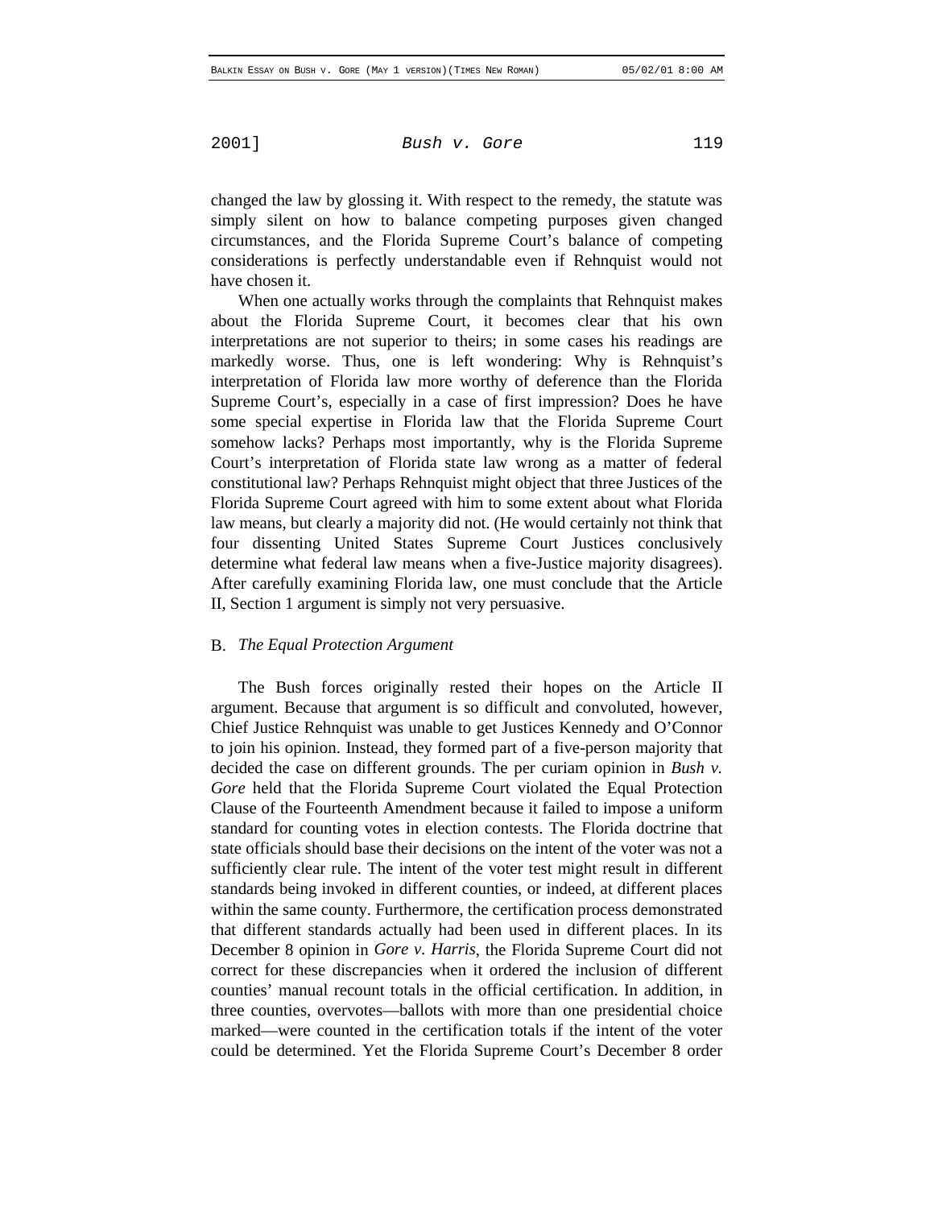changed the law by glossing it. With respect to the remedy, the statute was simply silent on how to balance competing purposes given changed circumstances, and the Florida Supreme Court's balance of competing considerations is perfectly understandable even if Rehnquist would not have chosen it.

When one actually works through the complaints that Rehnquist makes about the Florida Supreme Court, it becomes clear that his own interpretations are not superior to theirs; in some cases his readings are markedly worse. Thus, one is left wondering: Why is Rehnquist's interpretation of Florida law more worthy of deference than the Florida Supreme Court's, especially in a case of first impression? Does he have some special expertise in Florida law that the Florida Supreme Court somehow lacks? Perhaps most importantly, why is the Florida Supreme Court's interpretation of Florida state law wrong as a matter of federal constitutional law? Perhaps Rehnquist might object that three Justices of the Florida Supreme Court agreed with him to some extent about what Florida law means, but clearly a majority did not. (He would certainly not think that four dissenting United States Supreme Court Justices conclusively determine what federal law means when a five-Justice majority disagrees). After carefully examining Florida law, one must conclude that the Article II, Section 1 argument is simply not very persuasive.

### B. *The Equal Protection Argument*

The Bush forces originally rested their hopes on the Article II argument. Because that argument is so difficult and convoluted, however, Chief Justice Rehnquist was unable to get Justices Kennedy and O'Connor to join his opinion. Instead, they formed part of a five-person majority that decided the case on different grounds. The per curiam opinion in *Bush v. Gore* held that the Florida Supreme Court violated the Equal Protection Clause of the Fourteenth Amendment because it failed to impose a uniform standard for counting votes in election contests. The Florida doctrine that state officials should base their decisions on the intent of the voter was not a sufficiently clear rule. The intent of the voter test might result in different standards being invoked in different counties, or indeed, at different places within the same county. Furthermore, the certification process demonstrated that different standards actually had been used in different places. In its December 8 opinion in *Gore v. Harris*, the Florida Supreme Court did not correct for these discrepancies when it ordered the inclusion of different counties' manual recount totals in the official certification. In addition, in three counties, overvotes—ballots with more than one presidential choice marked—were counted in the certification totals if the intent of the voter could be determined. Yet the Florida Supreme Court's December 8 order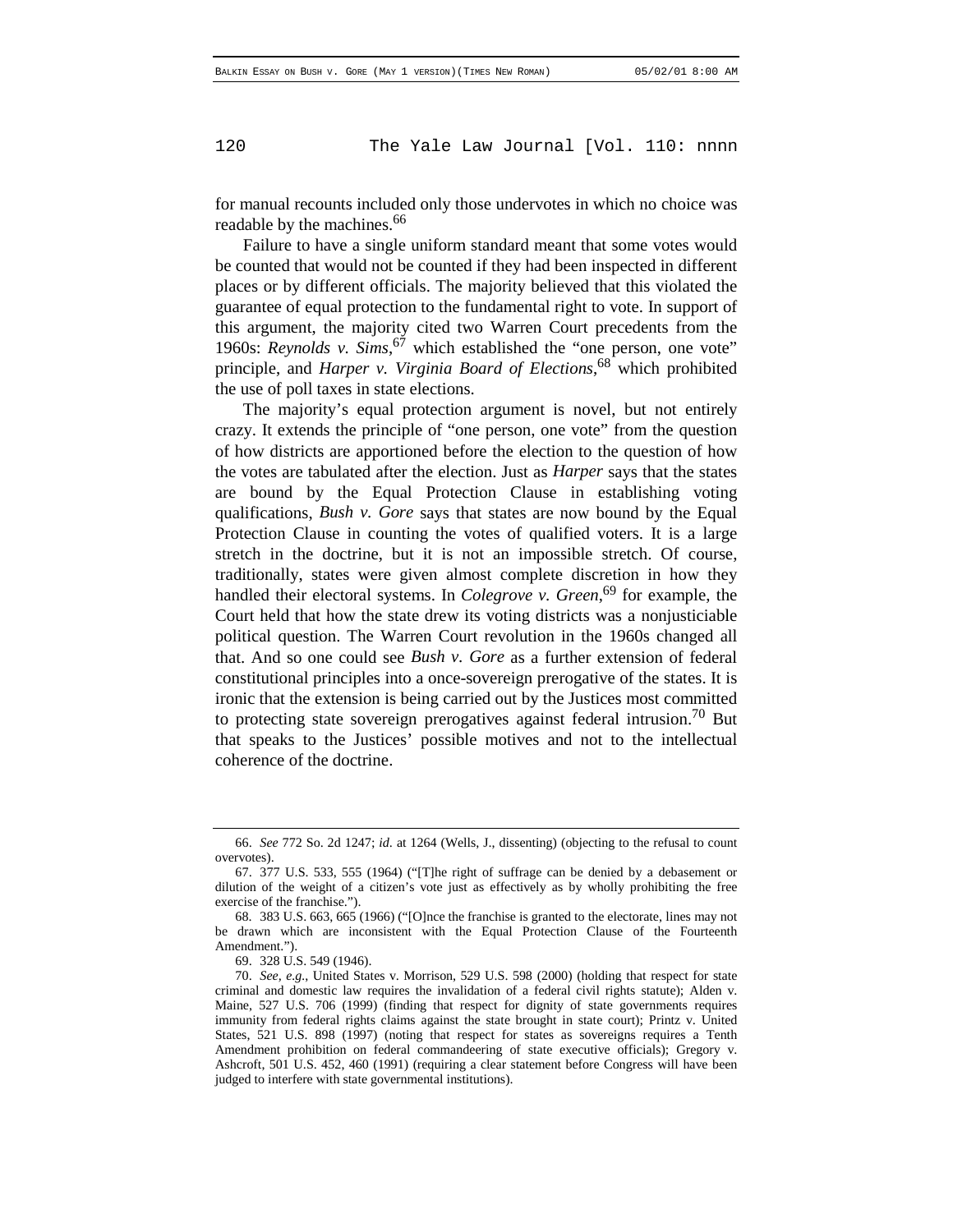for manual recounts included only those undervotes in which no choice was readable by the machines.[66]

Failure to have a single uniform standard meant that some votes would be counted that would not be counted if they had been inspected in different places or by different officials. The majority believed that this violated the guarantee of equal protection to the fundamental right to vote. In support of this argument, the majority cited two Warren Court precedents from the 1960s: *Reynolds v. Sims*,[67] which established the "one person, one vote" principle, and *Harper v. Virginia Board of Elections*,[68] which prohibited the use of poll taxes in state elections.

The majority's equal protection argument is novel, but not entirely crazy. It extends the principle of "one person, one vote" from the question of how districts are apportioned before the election to the question of how the votes are tabulated after the election. Just as *Harper* says that the states are bound by the Equal Protection Clause in establishing voting qualifications, *Bush v. Gore* says that states are now bound by the Equal Protection Clause in counting the votes of qualified voters. It is a large stretch in the doctrine, but it is not an impossible stretch. Of course, traditionally, states were given almost complete discretion in how they handled their electoral systems. In *Colegrove v. Green*,[69] for example, the Court held that how the state drew its voting districts was a nonjusticiable political question. The Warren Court revolution in the 1960s changed all that. And so one could see *Bush v. Gore* as a further extension of federal constitutional principles into a once-sovereign prerogative of the states. It is ironic that the extension is being carried out by the Justices most committed to protecting state sovereign prerogatives against federal intrusion.[70] But that speaks to the Justices' possible motives and not to the intellectual coherence of the doctrine.

---

66. *See* 772 So. 2d 1247; *id.* at 1264 (Wells, J., dissenting) (objecting to the refusal to count overvotes).

67. 377 U.S. 533, 555 (1964) ("[T]he right of suffrage can be denied by a debasement or dilution of the weight of a citizen's vote just as effectively as by wholly prohibiting the free exercise of the franchise.").

68. 383 U.S. 663, 665 (1966) ("[O]nce the franchise is granted to the electorate, lines may not be drawn which are inconsistent with the Equal Protection Clause of the Fourteenth Amendment.").

69. 328 U.S. 549 (1946).

70. *See, e.g.*, United States v. Morrison, 529 U.S. 598 (2000) (holding that respect for state criminal and domestic law requires the invalidation of a federal civil rights statute); Alden v. Maine, 527 U.S. 706 (1999) (finding that respect for dignity of state governments requires immunity from federal rights claims against the state brought in state court); Printz v. United States, 521 U.S. 898 (1997) (noting that respect for states as sovereigns requires a Tenth Amendment prohibition on federal commandeering of state executive officials); Gregory v. Ashcroft, 501 U.S. 452, 460 (1991) (requiring a clear statement before Congress will have been judged to interfere with state governmental institutions).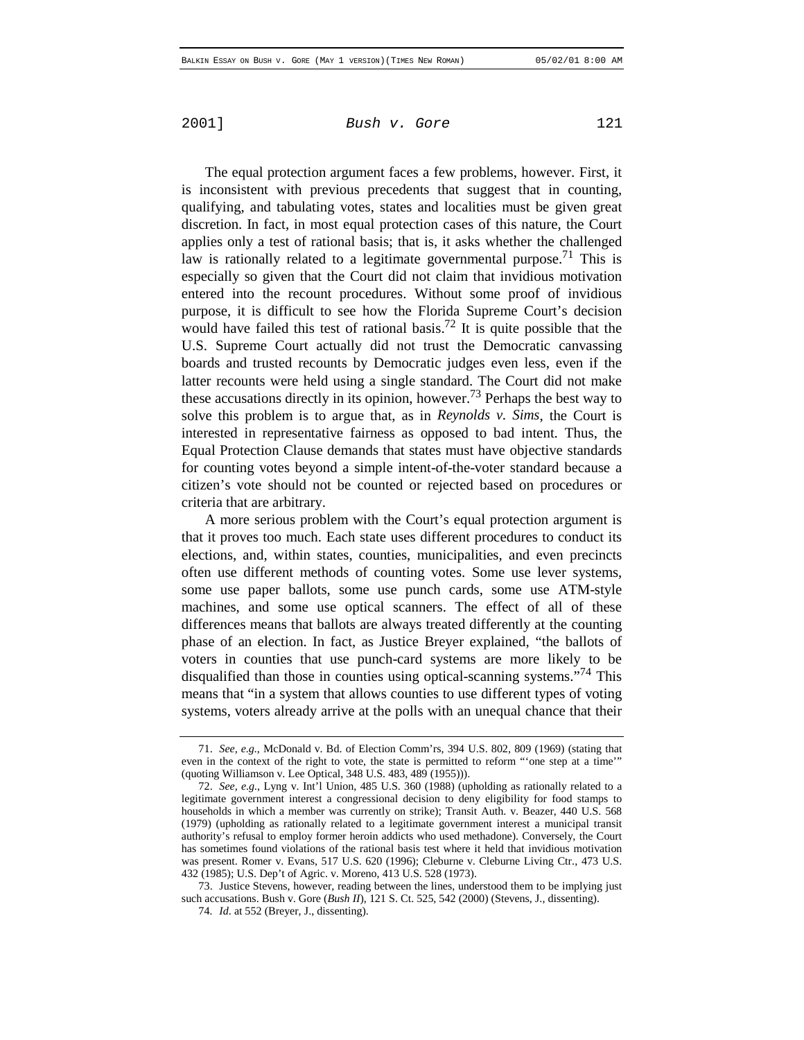The equal protection argument faces a few problems, however. First, it is inconsistent with previous precedents that suggest that in counting, qualifying, and tabulating votes, states and localities must be given great discretion. In fact, in most equal protection cases of this nature, the Court applies only a test of rational basis; that is, it asks whether the challenged law is rationally related to a legitimate governmental purpose.[71] This is especially so given that the Court did not claim that invidious motivation entered into the recount procedures. Without some proof of invidious purpose, it is difficult to see how the Florida Supreme Court's decision would have failed this test of rational basis.[72] It is quite possible that the U.S. Supreme Court actually did not trust the Democratic canvassing boards and trusted recounts by Democratic judges even less, even if the latter recounts were held using a single standard. The Court did not make these accusations directly in its opinion, however.[73] Perhaps the best way to solve this problem is to argue that, as in *Reynolds v. Sims*, the Court is interested in representative fairness as opposed to bad intent. Thus, the Equal Protection Clause demands that states must have objective standards for counting votes beyond a simple intent-of-the-voter standard because a citizen's vote should not be counted or rejected based on procedures or criteria that are arbitrary.

A more serious problem with the Court's equal protection argument is that it proves too much. Each state uses different procedures to conduct its elections, and, within states, counties, municipalities, and even precincts often use different methods of counting votes. Some use lever systems, some use paper ballots, some use punch cards, some use ATM-style machines, and some use optical scanners. The effect of all of these differences means that ballots are always treated differently at the counting phase of an election. In fact, as Justice Breyer explained, "the ballots of voters in counties that use punch-card systems are more likely to be disqualified than those in counties using optical-scanning systems."[74] This means that "in a system that allows counties to use different types of voting systems, voters already arrive at the polls with an unequal chance that their

---

71. *See, e.g.*, McDonald v. Bd. of Election Comm'rs, 394 U.S. 802, 809 (1969) (stating that even in the context of the right to vote, the state is permitted to reform "'one step at a time'" (quoting Williamson v. Lee Optical, 348 U.S. 483, 489 (1955))).

72. *See, e.g.*, Lyng v. Int'l Union, 485 U.S. 360 (1988) (upholding as rationally related to a legitimate government interest a congressional decision to deny eligibility for food stamps to households in which a member was currently on strike); Transit Auth. v. Beazer, 440 U.S. 568 (1979) (upholding as rationally related to a legitimate government interest a municipal transit authority's refusal to employ former heroin addicts who used methadone). Conversely, the Court has sometimes found violations of the rational basis test where it held that invidious motivation was present. Romer v. Evans, 517 U.S. 620 (1996); Cleburne v. Cleburne Living Ctr., 473 U.S. 432 (1985); U.S. Dep't of Agric. v. Moreno, 413 U.S. 528 (1973).

73. Justice Stevens, however, reading between the lines, understood them to be implying just such accusations. Bush v. Gore (*Bush II*), 121 S. Ct. 525, 542 (2000) (Stevens, J., dissenting).

74. *Id.* at 552 (Breyer, J., dissenting).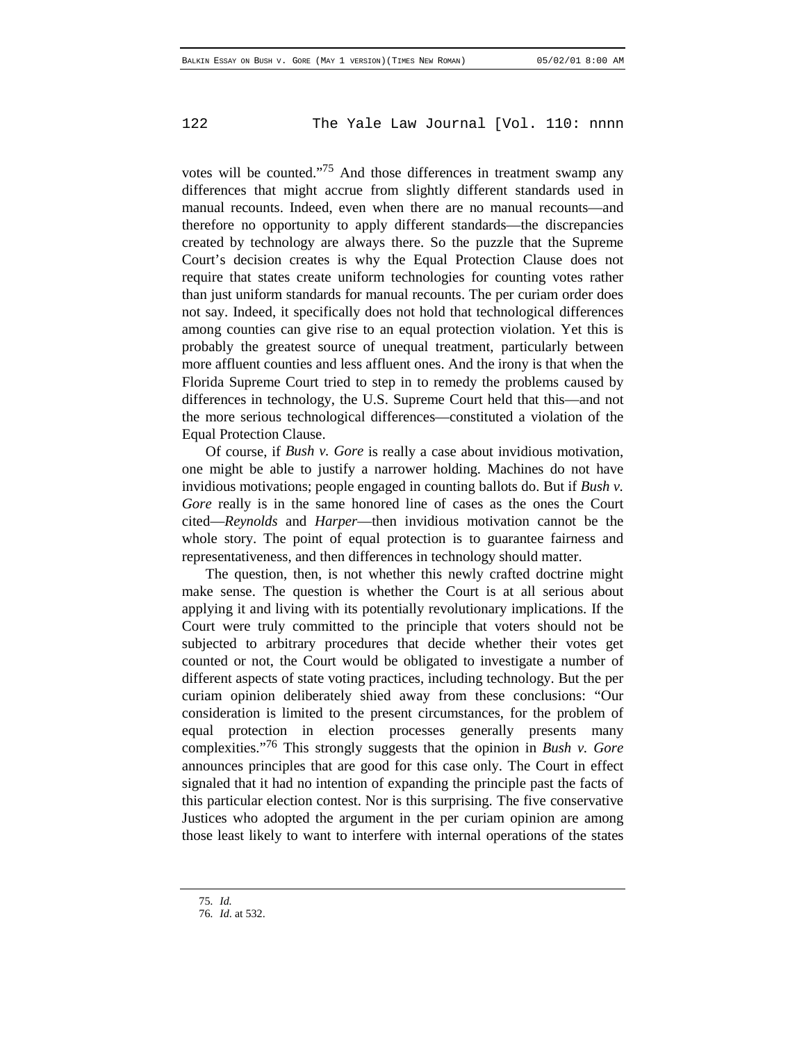votes will be counted."[75] And those differences in treatment swamp any differences that might accrue from slightly different standards used in manual recounts. Indeed, even when there are no manual recounts—and therefore no opportunity to apply different standards—the discrepancies created by technology are always there. So the puzzle that the Supreme Court's decision creates is why the Equal Protection Clause does not require that states create uniform technologies for counting votes rather than just uniform standards for manual recounts. The per curiam order does not say. Indeed, it specifically does not hold that technological differences among counties can give rise to an equal protection violation. Yet this is probably the greatest source of unequal treatment, particularly between more affluent counties and less affluent ones. And the irony is that when the Florida Supreme Court tried to step in to remedy the problems caused by differences in technology, the U.S. Supreme Court held that this—and not the more serious technological differences—constituted a violation of the Equal Protection Clause.

Of course, if *Bush v. Gore* is really a case about invidious motivation, one might be able to justify a narrower holding. Machines do not have invidious motivations; people engaged in counting ballots do. But if *Bush v. Gore* really is in the same honored line of cases as the ones the Court cited—*Reynolds* and *Harper*—then invidious motivation cannot be the whole story. The point of equal protection is to guarantee fairness and representativeness, and then differences in technology should matter.

The question, then, is not whether this newly crafted doctrine might make sense. The question is whether the Court is at all serious about applying it and living with its potentially revolutionary implications. If the Court were truly committed to the principle that voters should not be subjected to arbitrary procedures that decide whether their votes get counted or not, the Court would be obligated to investigate a number of different aspects of state voting practices, including technology. But the per curiam opinion deliberately shied away from these conclusions: "Our consideration is limited to the present circumstances, for the problem of equal protection in election processes generally presents many complexities."[76] This strongly suggests that the opinion in *Bush v. Gore* announces principles that are good for this case only. The Court in effect signaled that it had no intention of expanding the principle past the facts of this particular election contest. Nor is this surprising. The five conservative Justices who adopted the argument in the per curiam opinion are among those least likely to want to interfere with internal operations of the states

---

75. *Id.*

76. *Id.* at 532.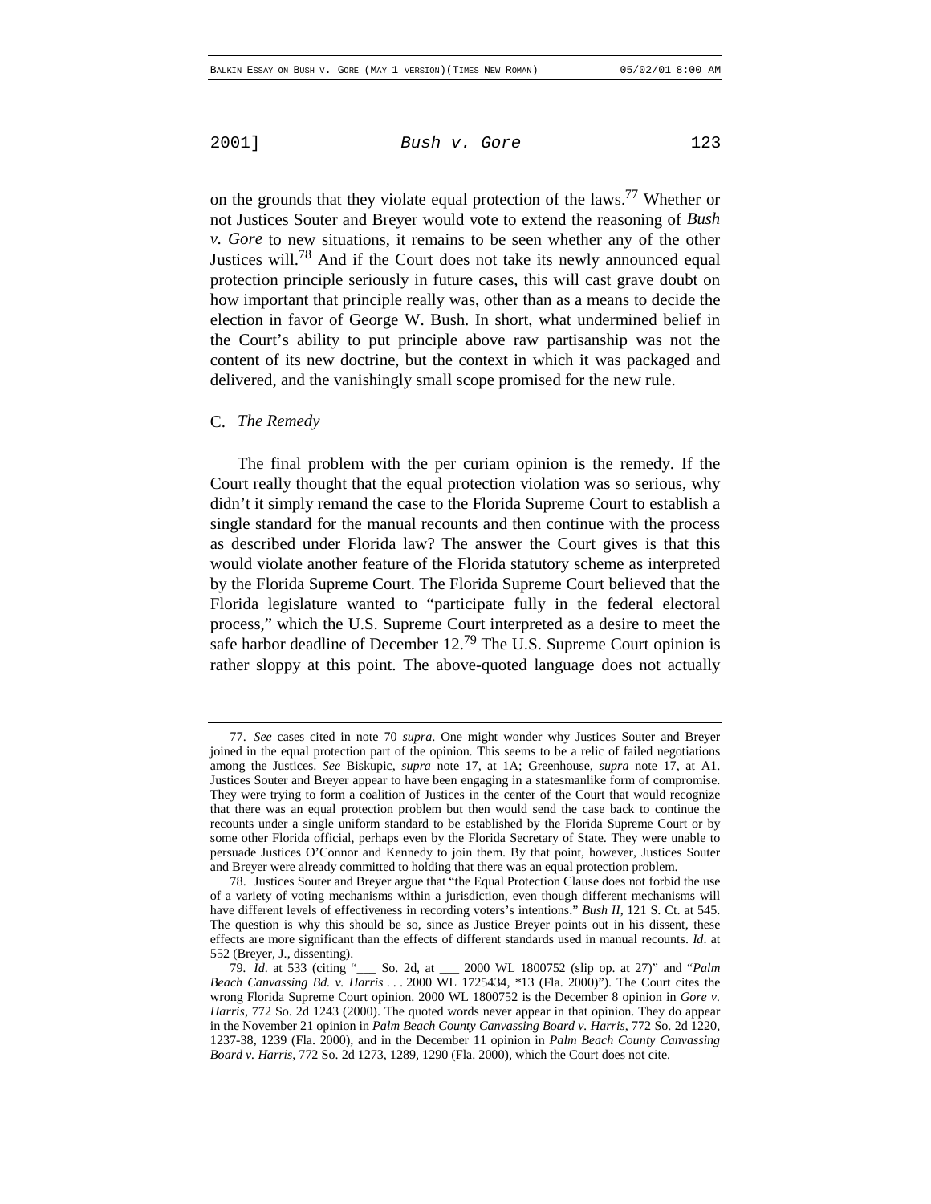on the grounds that they violate equal protection of the laws.[77] Whether or not Justices Souter and Breyer would vote to extend the reasoning of *Bush v. Gore* to new situations, it remains to be seen whether any of the other Justices will.[78] And if the Court does not take its newly announced equal protection principle seriously in future cases, this will cast grave doubt on how important that principle really was, other than as a means to decide the election in favor of George W. Bush. In short, what undermined belief in the Court's ability to put principle above raw partisanship was not the content of its new doctrine, but the context in which it was packaged and delivered, and the vanishingly small scope promised for the new rule.

### C. *The Remedy*

The final problem with the per curiam opinion is the remedy. If the Court really thought that the equal protection violation was so serious, why didn't it simply remand the case to the Florida Supreme Court to establish a single standard for the manual recounts and then continue with the process as described under Florida law? The answer the Court gives is that this would violate another feature of the Florida statutory scheme as interpreted by the Florida Supreme Court. The Florida Supreme Court believed that the Florida legislature wanted to "participate fully in the federal electoral process," which the U.S. Supreme Court interpreted as a desire to meet the safe harbor deadline of December 12.[79] The U.S. Supreme Court opinion is rather sloppy at this point. The above-quoted language does not actually

---

77. *See* cases cited in note 70 *supra*. One might wonder why Justices Souter and Breyer joined in the equal protection part of the opinion. This seems to be a relic of failed negotiations among the Justices. *See* Biskupic, *supra* note 17, at 1A; Greenhouse, *supra* note 17, at A1. Justices Souter and Breyer appear to have been engaging in a statesmanlike form of compromise. They were trying to form a coalition of Justices in the center of the Court that would recognize that there was an equal protection problem but then would send the case back to continue the recounts under a single uniform standard to be established by the Florida Supreme Court or by some other Florida official, perhaps even by the Florida Secretary of State. They were unable to persuade Justices O'Connor and Kennedy to join them. By that point, however, Justices Souter and Breyer were already committed to holding that there was an equal protection problem.

78. Justices Souter and Breyer argue that "the Equal Protection Clause does not forbid the use of a variety of voting mechanisms within a jurisdiction, even though different mechanisms will have different levels of effectiveness in recording voters's intentions." *Bush II*, 121 S. Ct. at 545. The question is why this should be so, since as Justice Breyer points out in his dissent, these effects are more significant than the effects of different standards used in manual recounts. *Id*. at 552 (Breyer, J., dissenting).

79. *Id*. at 533 (citing "___ So. 2d, at ___ 2000 WL 1800752 (slip op. at 27)" and "*Palm Beach Canvassing Bd. v. Harris* . . . 2000 WL 1725434, *13 (Fla. 2000)"). The Court cites the wrong Florida Supreme Court opinion. 2000 WL 1800752 is the December 8 opinion in *Gore v. Harris*, 772 So. 2d 1243 (2000). The quoted words never appear in that opinion. They do appear in the November 21 opinion in *Palm Beach County Canvassing Board v. Harris*, 772 So. 2d 1220, 1237-38, 1239 (Fla. 2000), and in the December 11 opinion in *Palm Beach County Canvassing Board v. Harris*, 772 So. 2d 1273, 1289, 1290 (Fla. 2000), which the Court does not cite.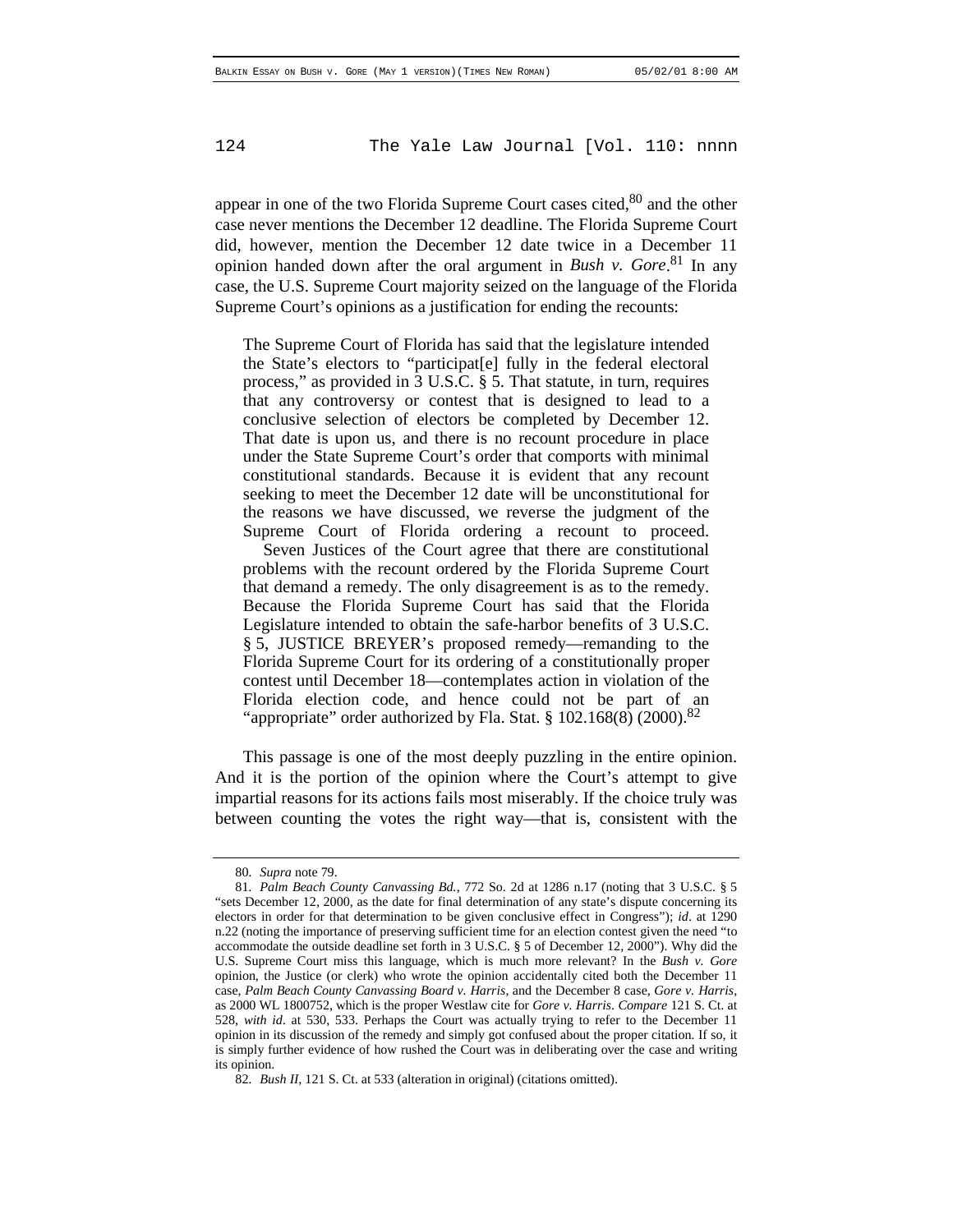appear in one of the two Florida Supreme Court cases cited,[80] and the other case never mentions the December 12 deadline. The Florida Supreme Court did, however, mention the December 12 date twice in a December 11 opinion handed down after the oral argument in *Bush v. Gore*.[81] In any case, the U.S. Supreme Court majority seized on the language of the Florida Supreme Court's opinions as a justification for ending the recounts:

> The Supreme Court of Florida has said that the legislature intended the State's electors to "participat[e] fully in the federal electoral process," as provided in 3 U.S.C. § 5. That statute, in turn, requires that any controversy or contest that is designed to lead to a conclusive selection of electors be completed by December 12. That date is upon us, and there is no recount procedure in place under the State Supreme Court's order that comports with minimal constitutional standards. Because it is evident that any recount seeking to meet the December 12 date will be unconstitutional for the reasons we have discussed, we reverse the judgment of the Supreme Court of Florida ordering a recount to proceed.
>
> Seven Justices of the Court agree that there are constitutional problems with the recount ordered by the Florida Supreme Court that demand a remedy. The only disagreement is as to the remedy. Because the Florida Supreme Court has said that the Florida Legislature intended to obtain the safe-harbor benefits of 3 U.S.C. § 5, JUSTICE BREYER's proposed remedy—remanding to the Florida Supreme Court for its ordering of a constitutionally proper contest until December 18—contemplates action in violation of the Florida election code, and hence could not be part of an "appropriate" order authorized by Fla. Stat. § 102.168(8) (2000).[82]

This passage is one of the most deeply puzzling in the entire opinion. And it is the portion of the opinion where the Court's attempt to give impartial reasons for its actions fails most miserably. If the choice truly was between counting the votes the right way—that is, consistent with the

---

80. *Supra* note 79.

81. *Palm Beach County Canvassing Bd.*, 772 So. 2d at 1286 n.17 (noting that 3 U.S.C. § 5 "sets December 12, 2000, as the date for final determination of any state's dispute concerning its electors in order for that determination to be given conclusive effect in Congress"); *id*. at 1290 n.22 (noting the importance of preserving sufficient time for an election contest given the need "to accommodate the outside deadline set forth in 3 U.S.C. § 5 of December 12, 2000"). Why did the U.S. Supreme Court miss this language, which is much more relevant? In the *Bush v. Gore* opinion, the Justice (or clerk) who wrote the opinion accidentally cited both the December 11 case, *Palm Beach County Canvassing Board v. Harris*, and the December 8 case, *Gore v. Harris*, as 2000 WL 1800752, which is the proper Westlaw cite for *Gore v. Harris*. *Compare* 121 S. Ct. at 528, *with id*. at 530, 533. Perhaps the Court was actually trying to refer to the December 11 opinion in its discussion of the remedy and simply got confused about the proper citation. If so, it is simply further evidence of how rushed the Court was in deliberating over the case and writing its opinion.

82. *Bush II*, 121 S. Ct. at 533 (alteration in original) (citations omitted).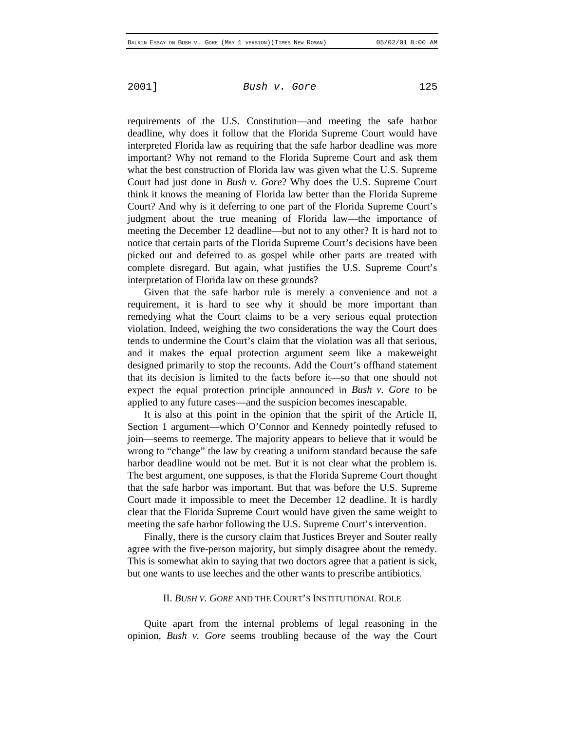requirements of the U.S. Constitution—and meeting the safe harbor deadline, why does it follow that the Florida Supreme Court would have interpreted Florida law as requiring that the safe harbor deadline was more important? Why not remand to the Florida Supreme Court and ask them what the best construction of Florida law was given what the U.S. Supreme Court had just done in *Bush v. Gore*? Why does the U.S. Supreme Court think it knows the meaning of Florida law better than the Florida Supreme Court? And why is it deferring to one part of the Florida Supreme Court's judgment about the true meaning of Florida law—the importance of meeting the December 12 deadline—but not to any other? It is hard not to notice that certain parts of the Florida Supreme Court's decisions have been picked out and deferred to as gospel while other parts are treated with complete disregard. But again, what justifies the U.S. Supreme Court's interpretation of Florida law on these grounds?

Given that the safe harbor rule is merely a convenience and not a requirement, it is hard to see why it should be more important than remedying what the Court claims to be a very serious equal protection violation. Indeed, weighing the two considerations the way the Court does tends to undermine the Court's claim that the violation was all that serious, and it makes the equal protection argument seem like a makeweight designed primarily to stop the recounts. Add the Court's offhand statement that its decision is limited to the facts before it—so that one should not expect the equal protection principle announced in *Bush v. Gore* to be applied to any future cases—and the suspicion becomes inescapable.

It is also at this point in the opinion that the spirit of the Article II, Section 1 argument—which O'Connor and Kennedy pointedly refused to join—seems to reemerge. The majority appears to believe that it would be wrong to "change" the law by creating a uniform standard because the safe harbor deadline would not be met. But it is not clear what the problem is. The best argument, one supposes, is that the Florida Supreme Court thought that the safe harbor was important. But that was before the U.S. Supreme Court made it impossible to meet the December 12 deadline. It is hardly clear that the Florida Supreme Court would have given the same weight to meeting the safe harbor following the U.S. Supreme Court's intervention.

Finally, there is the cursory claim that Justices Breyer and Souter really agree with the five-person majority, but simply disagree about the remedy. This is somewhat akin to saying that two doctors agree that a patient is sick, but one wants to use leeches and the other wants to prescribe antibiotics.

## II. *Bush v. Gore* and the Court's Institutional Role

Quite apart from the internal problems of legal reasoning in the opinion, *Bush v. Gore* seems troubling because of the way the Court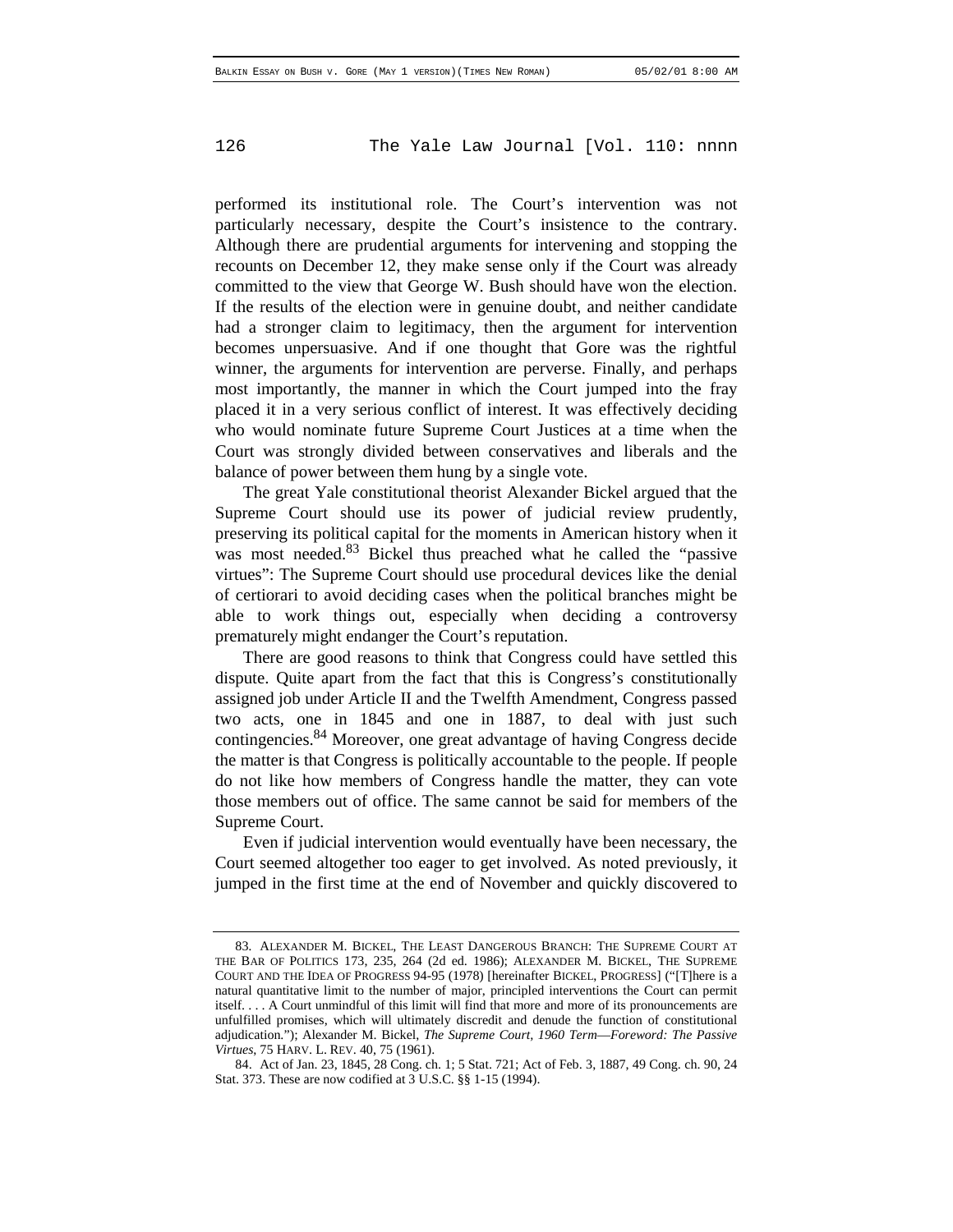performed its institutional role. The Court's intervention was not particularly necessary, despite the Court's insistence to the contrary. Although there are prudential arguments for intervening and stopping the recounts on December 12, they make sense only if the Court was already committed to the view that George W. Bush should have won the election. If the results of the election were in genuine doubt, and neither candidate had a stronger claim to legitimacy, then the argument for intervention becomes unpersuasive. And if one thought that Gore was the rightful winner, the arguments for intervention are perverse. Finally, and perhaps most importantly, the manner in which the Court jumped into the fray placed it in a very serious conflict of interest. It was effectively deciding who would nominate future Supreme Court Justices at a time when the Court was strongly divided between conservatives and liberals and the balance of power between them hung by a single vote.

The great Yale constitutional theorist Alexander Bickel argued that the Supreme Court should use its power of judicial review prudently, preserving its political capital for the moments in American history when it was most needed.[83] Bickel thus preached what he called the "passive virtues": The Supreme Court should use procedural devices like the denial of certiorari to avoid deciding cases when the political branches might be able to work things out, especially when deciding a controversy prematurely might endanger the Court's reputation.

There are good reasons to think that Congress could have settled this dispute. Quite apart from the fact that this is Congress's constitutionally assigned job under Article II and the Twelfth Amendment, Congress passed two acts, one in 1845 and one in 1887, to deal with just such contingencies.[84] Moreover, one great advantage of having Congress decide the matter is that Congress is politically accountable to the people. If people do not like how members of Congress handle the matter, they can vote those members out of office. The same cannot be said for members of the Supreme Court.

Even if judicial intervention would eventually have been necessary, the Court seemed altogether too eager to get involved. As noted previously, it jumped in the first time at the end of November and quickly discovered to

---

83. ALEXANDER M. BICKEL, THE LEAST DANGEROUS BRANCH: THE SUPREME COURT AT THE BAR OF POLITICS 173, 235, 264 (2d ed. 1986); ALEXANDER M. BICKEL, THE SUPREME COURT AND THE IDEA OF PROGRESS 94-95 (1978) [hereinafter BICKEL, PROGRESS] ("[T]here is a natural quantitative limit to the number of major, principled interventions the Court can permit itself. . . . A Court unmindful of this limit will find that more and more of its pronouncements are unfulfilled promises, which will ultimately discredit and denude the function of constitutional adjudication."); Alexander M. Bickel, *The Supreme Court, 1960 Term—Foreword: The Passive Virtues*, 75 HARV. L. REV. 40, 75 (1961).

84. Act of Jan. 23, 1845, 28 Cong. ch. 1; 5 Stat. 721; Act of Feb. 3, 1887, 49 Cong. ch. 90, 24 Stat. 373. These are now codified at 3 U.S.C. §§ 1-15 (1994).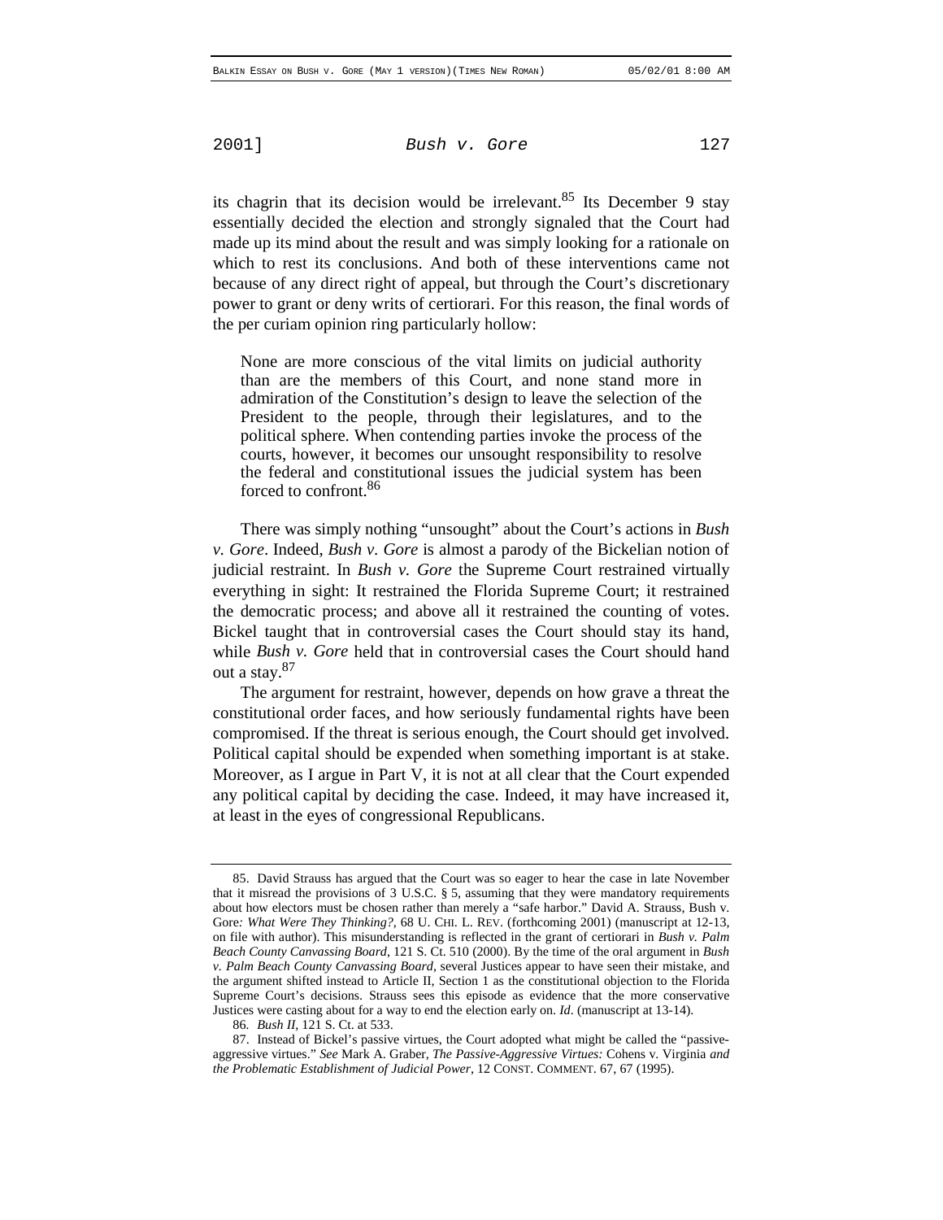its chagrin that its decision would be irrelevant.[85] Its December 9 stay essentially decided the election and strongly signaled that the Court had made up its mind about the result and was simply looking for a rationale on which to rest its conclusions. And both of these interventions came not because of any direct right of appeal, but through the Court's discretionary power to grant or deny writs of certiorari. For this reason, the final words of the per curiam opinion ring particularly hollow:

> None are more conscious of the vital limits on judicial authority than are the members of this Court, and none stand more in admiration of the Constitution's design to leave the selection of the President to the people, through their legislatures, and to the political sphere. When contending parties invoke the process of the courts, however, it becomes our unsought responsibility to resolve the federal and constitutional issues the judicial system has been forced to confront.[86]

There was simply nothing "unsought" about the Court's actions in *Bush v. Gore*. Indeed, *Bush v. Gore* is almost a parody of the Bickelian notion of judicial restraint. In *Bush v. Gore* the Supreme Court restrained virtually everything in sight: It restrained the Florida Supreme Court; it restrained the democratic process; and above all it restrained the counting of votes. Bickel taught that in controversial cases the Court should stay its hand, while *Bush v. Gore* held that in controversial cases the Court should hand out a stay.[87]

The argument for restraint, however, depends on how grave a threat the constitutional order faces, and how seriously fundamental rights have been compromised. If the threat is serious enough, the Court should get involved. Political capital should be expended when something important is at stake. Moreover, as I argue in Part V, it is not at all clear that the Court expended any political capital by deciding the case. Indeed, it may have increased it, at least in the eyes of congressional Republicans.

---

85. David Strauss has argued that the Court was so eager to hear the case in late November that it misread the provisions of 3 U.S.C. § 5, assuming that they were mandatory requirements about how electors must be chosen rather than merely a "safe harbor." David A. Strauss, Bush v. Gore*: What Were They Thinking?*, 68 U. CHI. L. REV. (forthcoming 2001) (manuscript at 12-13, on file with author). This misunderstanding is reflected in the grant of certiorari in *Bush v. Palm Beach County Canvassing Board*, 121 S. Ct. 510 (2000). By the time of the oral argument in *Bush v. Palm Beach County Canvassing Board*, several Justices appear to have seen their mistake, and the argument shifted instead to Article II, Section 1 as the constitutional objection to the Florida Supreme Court's decisions. Strauss sees this episode as evidence that the more conservative Justices were casting about for a way to end the election early on. *Id*. (manuscript at 13-14).

86. *Bush II*, 121 S. Ct. at 533.

87. Instead of Bickel's passive virtues, the Court adopted what might be called the "passive-aggressive virtues." *See* Mark A. Graber, *The Passive-Aggressive Virtues:* Cohens v. Virginia *and the Problematic Establishment of Judicial Power*, 12 CONST. COMMENT. 67, 67 (1995).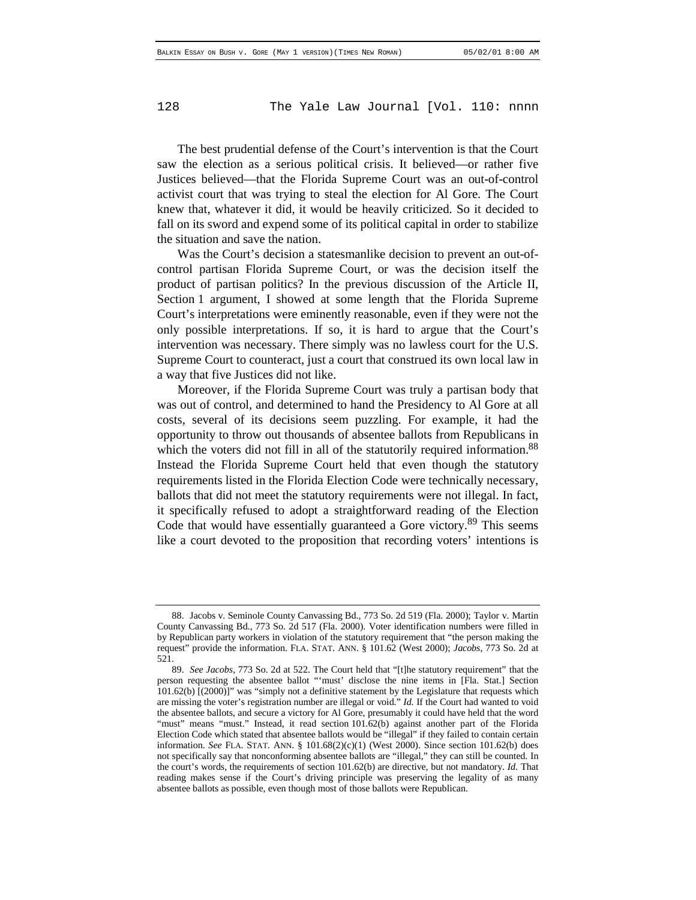The best prudential defense of the Court's intervention is that the Court saw the election as a serious political crisis. It believed—or rather five Justices believed—that the Florida Supreme Court was an out-of-control activist court that was trying to steal the election for Al Gore. The Court knew that, whatever it did, it would be heavily criticized. So it decided to fall on its sword and expend some of its political capital in order to stabilize the situation and save the nation.

Was the Court's decision a statesmanlike decision to prevent an out-of-control partisan Florida Supreme Court, or was the decision itself the product of partisan politics? In the previous discussion of the Article II, Section 1 argument, I showed at some length that the Florida Supreme Court's interpretations were eminently reasonable, even if they were not the only possible interpretations. If so, it is hard to argue that the Court's intervention was necessary. There simply was no lawless court for the U.S. Supreme Court to counteract, just a court that construed its own local law in a way that five Justices did not like.

Moreover, if the Florida Supreme Court was truly a partisan body that was out of control, and determined to hand the Presidency to Al Gore at all costs, several of its decisions seem puzzling. For example, it had the opportunity to throw out thousands of absentee ballots from Republicans in which the voters did not fill in all of the statutorily required information.[88] Instead the Florida Supreme Court held that even though the statutory requirements listed in the Florida Election Code were technically necessary, ballots that did not meet the statutory requirements were not illegal. In fact, it specifically refused to adopt a straightforward reading of the Election Code that would have essentially guaranteed a Gore victory.[89] This seems like a court devoted to the proposition that recording voters' intentions is

---

88. Jacobs v. Seminole County Canvassing Bd., 773 So. 2d 519 (Fla. 2000); Taylor v. Martin County Canvassing Bd., 773 So. 2d 517 (Fla. 2000). Voter identification numbers were filled in by Republican party workers in violation of the statutory requirement that "the person making the request" provide the information. FLA. STAT. ANN. § 101.62 (West 2000); *Jacobs*, 773 So. 2d at 521.

89. *See Jacobs*, 773 So. 2d at 522. The Court held that "[t]he statutory requirement" that the person requesting the absentee ballot "'must' disclose the nine items in [Fla. Stat.] Section 101.62(b) [(2000)]" was "simply not a definitive statement by the Legislature that requests which are missing the voter's registration number are illegal or void." *Id.* If the Court had wanted to void the absentee ballots, and secure a victory for Al Gore, presumably it could have held that the word "must" means "must." Instead, it read section 101.62(b) against another part of the Florida Election Code which stated that absentee ballots would be "illegal" if they failed to contain certain information. *See* FLA. STAT. ANN. § 101.68(2)(c)(1) (West 2000). Since section 101.62(b) does not specifically say that nonconforming absentee ballots are "illegal," they can still be counted. In the court's words, the requirements of section 101.62(b) are directive, but not mandatory. *Id.* That reading makes sense if the Court's driving principle was preserving the legality of as many absentee ballots as possible, even though most of those ballots were Republican.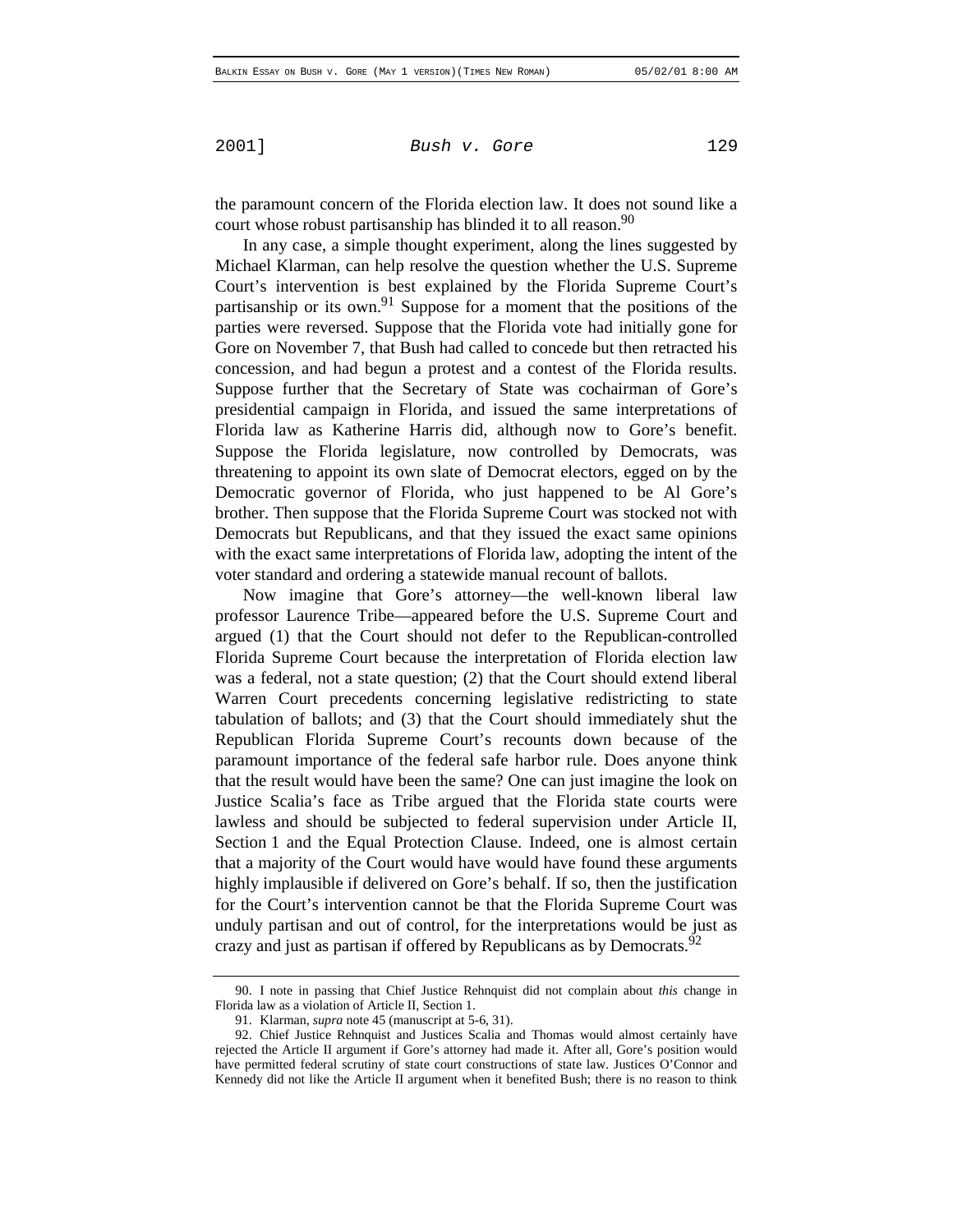the paramount concern of the Florida election law. It does not sound like a court whose robust partisanship has blinded it to all reason.[90]

In any case, a simple thought experiment, along the lines suggested by Michael Klarman, can help resolve the question whether the U.S. Supreme Court's intervention is best explained by the Florida Supreme Court's partisanship or its own.[91] Suppose for a moment that the positions of the parties were reversed. Suppose that the Florida vote had initially gone for Gore on November 7, that Bush had called to concede but then retracted his concession, and had begun a protest and a contest of the Florida results. Suppose further that the Secretary of State was cochairman of Gore's presidential campaign in Florida, and issued the same interpretations of Florida law as Katherine Harris did, although now to Gore's benefit. Suppose the Florida legislature, now controlled by Democrats, was threatening to appoint its own slate of Democrat electors, egged on by the Democratic governor of Florida, who just happened to be Al Gore's brother. Then suppose that the Florida Supreme Court was stocked not with Democrats but Republicans, and that they issued the exact same opinions with the exact same interpretations of Florida law, adopting the intent of the voter standard and ordering a statewide manual recount of ballots.

Now imagine that Gore's attorney—the well-known liberal law professor Laurence Tribe—appeared before the U.S. Supreme Court and argued (1) that the Court should not defer to the Republican-controlled Florida Supreme Court because the interpretation of Florida election law was a federal, not a state question; (2) that the Court should extend liberal Warren Court precedents concerning legislative redistricting to state tabulation of ballots; and (3) that the Court should immediately shut the Republican Florida Supreme Court's recounts down because of the paramount importance of the federal safe harbor rule. Does anyone think that the result would have been the same? One can just imagine the look on Justice Scalia's face as Tribe argued that the Florida state courts were lawless and should be subjected to federal supervision under Article II, Section 1 and the Equal Protection Clause. Indeed, one is almost certain that a majority of the Court would have would have found these arguments highly implausible if delivered on Gore's behalf. If so, then the justification for the Court's intervention cannot be that the Florida Supreme Court was unduly partisan and out of control, for the interpretations would be just as crazy and just as partisan if offered by Republicans as by Democrats.[92]

---

90. I note in passing that Chief Justice Rehnquist did not complain about *this* change in Florida law as a violation of Article II, Section 1.

91. Klarman, *supra* note 45 (manuscript at 5-6, 31).

92. Chief Justice Rehnquist and Justices Scalia and Thomas would almost certainly have rejected the Article II argument if Gore's attorney had made it. After all, Gore's position would have permitted federal scrutiny of state court constructions of state law. Justices O'Connor and Kennedy did not like the Article II argument when it benefited Bush; there is no reason to think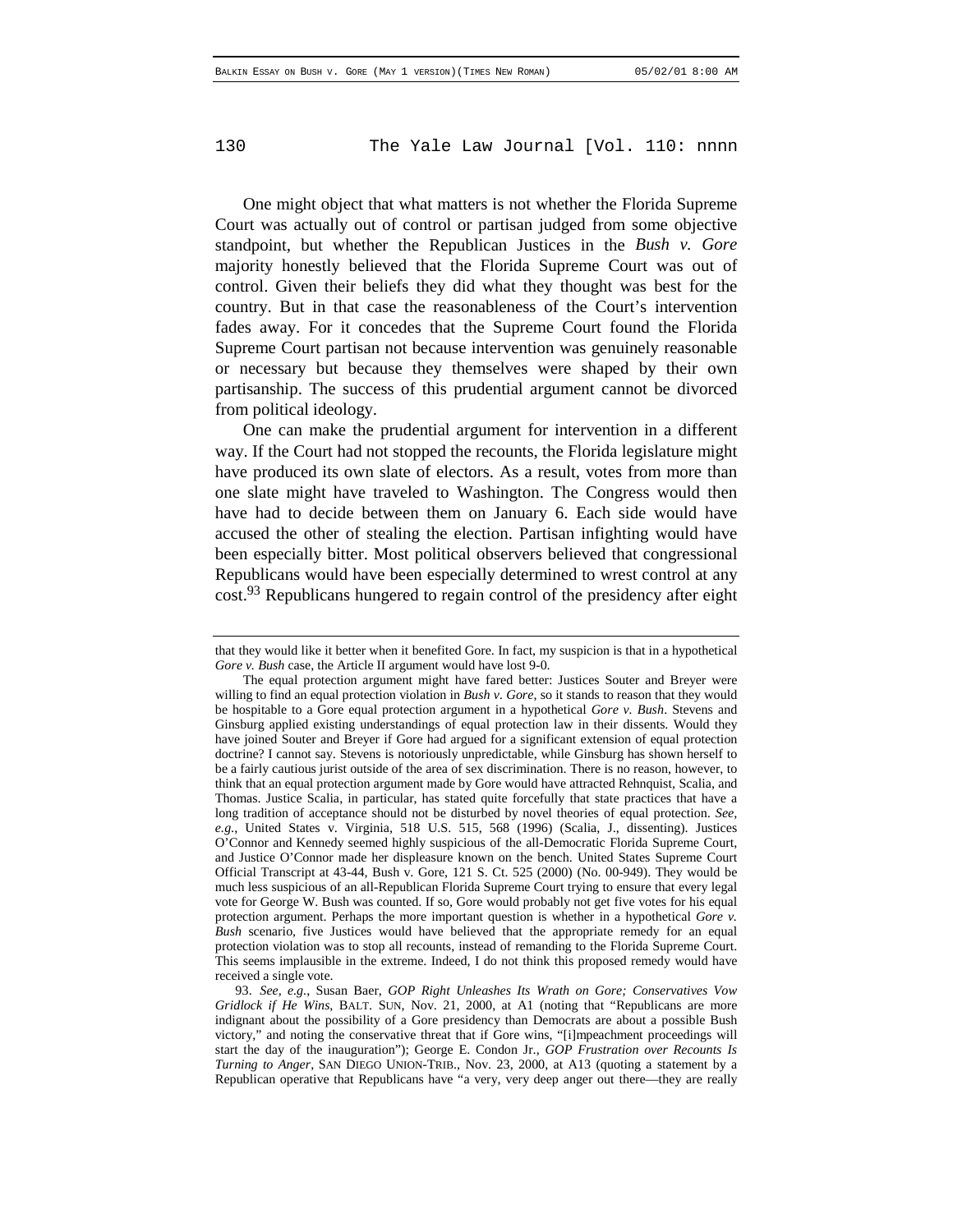One might object that what matters is not whether the Florida Supreme Court was actually out of control or partisan judged from some objective standpoint, but whether the Republican Justices in the *Bush v. Gore* majority honestly believed that the Florida Supreme Court was out of control. Given their beliefs they did what they thought was best for the country. But in that case the reasonableness of the Court's intervention fades away. For it concedes that the Supreme Court found the Florida Supreme Court partisan not because intervention was genuinely reasonable or necessary but because they themselves were shaped by their own partisanship. The success of this prudential argument cannot be divorced from political ideology.

One can make the prudential argument for intervention in a different way. If the Court had not stopped the recounts, the Florida legislature might have produced its own slate of electors. As a result, votes from more than one slate might have traveled to Washington. The Congress would then have had to decide between them on January 6. Each side would have accused the other of stealing the election. Partisan infighting would have been especially bitter. Most political observers believed that congressional Republicans would have been especially determined to wrest control at any cost.[93] Republicans hungered to regain control of the presidency after eight

---

that they would like it better when it benefited Gore. In fact, my suspicion is that in a hypothetical *Gore v. Bush* case, the Article II argument would have lost 9-0.

The equal protection argument might have fared better: Justices Souter and Breyer were willing to find an equal protection violation in *Bush v. Gore*, so it stands to reason that they would be hospitable to a Gore equal protection argument in a hypothetical *Gore v. Bush*. Stevens and Ginsburg applied existing understandings of equal protection law in their dissents. Would they have joined Souter and Breyer if Gore had argued for a significant extension of equal protection doctrine? I cannot say. Stevens is notoriously unpredictable, while Ginsburg has shown herself to be a fairly cautious jurist outside of the area of sex discrimination. There is no reason, however, to think that an equal protection argument made by Gore would have attracted Rehnquist, Scalia, and Thomas. Justice Scalia, in particular, has stated quite forcefully that state practices that have a long tradition of acceptance should not be disturbed by novel theories of equal protection. *See, e.g.*, United States v. Virginia, 518 U.S. 515, 568 (1996) (Scalia, J., dissenting). Justices O'Connor and Kennedy seemed highly suspicious of the all-Democratic Florida Supreme Court, and Justice O'Connor made her displeasure known on the bench. United States Supreme Court Official Transcript at 43-44, Bush v. Gore, 121 S. Ct. 525 (2000) (No. 00-949). They would be much less suspicious of an all-Republican Florida Supreme Court trying to ensure that every legal vote for George W. Bush was counted. If so, Gore would probably not get five votes for his equal protection argument. Perhaps the more important question is whether in a hypothetical *Gore v. Bush* scenario, five Justices would have believed that the appropriate remedy for an equal protection violation was to stop all recounts, instead of remanding to the Florida Supreme Court. This seems implausible in the extreme. Indeed, I do not think this proposed remedy would have received a single vote.

93. *See, e.g.*, Susan Baer, *GOP Right Unleashes Its Wrath on Gore; Conservatives Vow Gridlock if He Wins*, BALT. SUN, Nov. 21, 2000, at A1 (noting that "Republicans are more indignant about the possibility of a Gore presidency than Democrats are about a possible Bush victory," and noting the conservative threat that if Gore wins, "[i]mpeachment proceedings will start the day of the inauguration"); George E. Condon Jr., *GOP Frustration over Recounts Is Turning to Anger*, SAN DIEGO UNION-TRIB., Nov. 23, 2000, at A13 (quoting a statement by a Republican operative that Republicans have "a very, very deep anger out there—they are really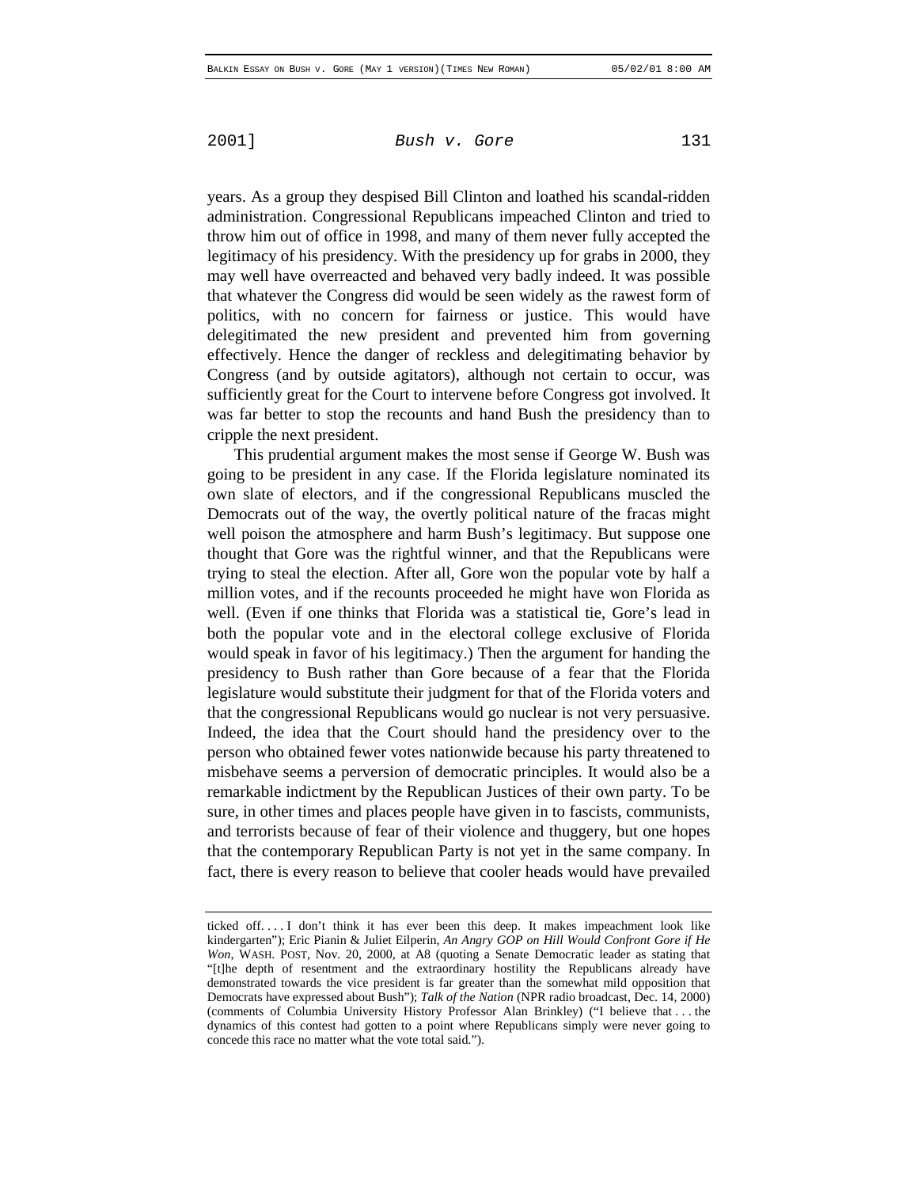years. As a group they despised Bill Clinton and loathed his scandal-ridden administration. Congressional Republicans impeached Clinton and tried to throw him out of office in 1998, and many of them never fully accepted the legitimacy of his presidency. With the presidency up for grabs in 2000, they may well have overreacted and behaved very badly indeed. It was possible that whatever the Congress did would be seen widely as the rawest form of politics, with no concern for fairness or justice. This would have delegitimated the new president and prevented him from governing effectively. Hence the danger of reckless and delegitimating behavior by Congress (and by outside agitators), although not certain to occur, was sufficiently great for the Court to intervene before Congress got involved. It was far better to stop the recounts and hand Bush the presidency than to cripple the next president.

This prudential argument makes the most sense if George W. Bush was going to be president in any case. If the Florida legislature nominated its own slate of electors, and if the congressional Republicans muscled the Democrats out of the way, the overtly political nature of the fracas might well poison the atmosphere and harm Bush's legitimacy. But suppose one thought that Gore was the rightful winner, and that the Republicans were trying to steal the election. After all, Gore won the popular vote by half a million votes, and if the recounts proceeded he might have won Florida as well. (Even if one thinks that Florida was a statistical tie, Gore's lead in both the popular vote and in the electoral college exclusive of Florida would speak in favor of his legitimacy.) Then the argument for handing the presidency to Bush rather than Gore because of a fear that the Florida legislature would substitute their judgment for that of the Florida voters and that the congressional Republicans would go nuclear is not very persuasive. Indeed, the idea that the Court should hand the presidency over to the person who obtained fewer votes nationwide because his party threatened to misbehave seems a perversion of democratic principles. It would also be a remarkable indictment by the Republican Justices of their own party. To be sure, in other times and places people have given in to fascists, communists, and terrorists because of fear of their violence and thuggery, but one hopes that the contemporary Republican Party is not yet in the same company. In fact, there is every reason to believe that cooler heads would have prevailed

---

ticked off. . . . I don't think it has ever been this deep. It makes impeachment look like kindergarten"); Eric Pianin & Juliet Eilperin, *An Angry GOP on Hill Would Confront Gore if He Won*, WASH. POST, Nov. 20, 2000, at A8 (quoting a Senate Democratic leader as stating that "[t]he depth of resentment and the extraordinary hostility the Republicans already have demonstrated towards the vice president is far greater than the somewhat mild opposition that Democrats have expressed about Bush"); *Talk of the Nation* (NPR radio broadcast, Dec. 14, 2000) (comments of Columbia University History Professor Alan Brinkley) ("I believe that . . . the dynamics of this contest had gotten to a point where Republicans simply were never going to concede this race no matter what the vote total said.").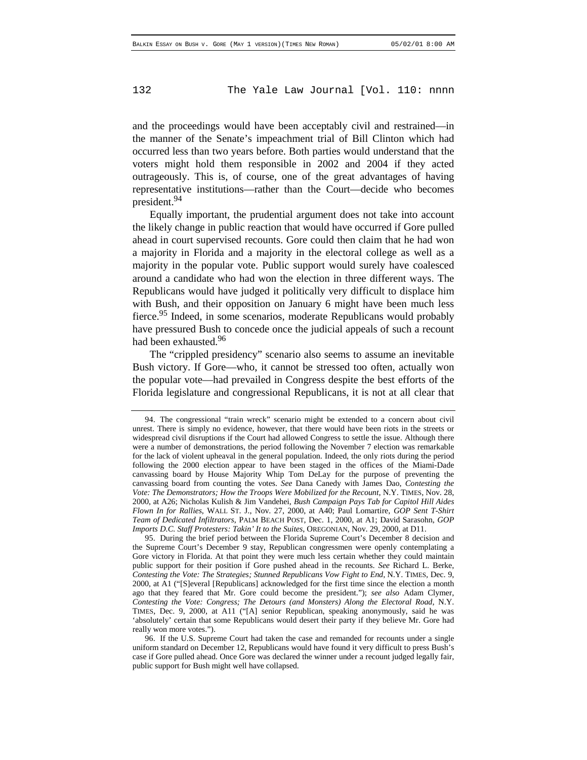and the proceedings would have been acceptably civil and restrained—in the manner of the Senate's impeachment trial of Bill Clinton which had occurred less than two years before. Both parties would understand that the voters might hold them responsible in 2002 and 2004 if they acted outrageously. This is, of course, one of the great advantages of having representative institutions—rather than the Court—decide who becomes president.[94]

Equally important, the prudential argument does not take into account the likely change in public reaction that would have occurred if Gore pulled ahead in court supervised recounts. Gore could then claim that he had won a majority in Florida and a majority in the electoral college as well as a majority in the popular vote. Public support would surely have coalesced around a candidate who had won the election in three different ways. The Republicans would have judged it politically very difficult to displace him with Bush, and their opposition on January 6 might have been much less fierce.[95] Indeed, in some scenarios, moderate Republicans would probably have pressured Bush to concede once the judicial appeals of such a recount had been exhausted.[96]

The "crippled presidency" scenario also seems to assume an inevitable Bush victory. If Gore—who, it cannot be stressed too often, actually won the popular vote—had prevailed in Congress despite the best efforts of the Florida legislature and congressional Republicans, it is not at all clear that

---

94. The congressional "train wreck" scenario might be extended to a concern about civil unrest. There is simply no evidence, however, that there would have been riots in the streets or widespread civil disruptions if the Court had allowed Congress to settle the issue. Although there were a number of demonstrations, the period following the November 7 election was remarkable for the lack of violent upheaval in the general population. Indeed, the only riots during the period following the 2000 election appear to have been staged in the offices of the Miami-Dade canvassing board by House Majority Whip Tom DeLay for the purpose of preventing the canvassing board from counting the votes. *See* Dana Canedy with James Dao, *Contesting the Vote: The Demonstrators; How the Troops Were Mobilized for the Recount*, N.Y. TIMES, Nov. 28, 2000, at A26; Nicholas Kulish & Jim Vandehei, *Bush Campaign Pays Tab for Capitol Hill Aides Flown In for Rallies*, WALL ST. J., Nov. 27, 2000, at A40; Paul Lomartire, *GOP Sent T-Shirt Team of Dedicated Infiltrators*, PALM BEACH POST, Dec. 1, 2000, at A1; David Sarasohn, *GOP Imports D.C. Staff Protesters: Takin' It to the Suites*, OREGONIAN, Nov. 29, 2000, at D11.

95. During the brief period between the Florida Supreme Court's December 8 decision and the Supreme Court's December 9 stay, Republican congressmen were openly contemplating a Gore victory in Florida. At that point they were much less certain whether they could maintain public support for their position if Gore pushed ahead in the recounts. *See* Richard L. Berke, *Contesting the Vote: The Strategies; Stunned Republicans Vow Fight to End*, N.Y. TIMES, Dec. 9, 2000, at A1 ("[S]everal [Republicans] acknowledged for the first time since the election a month ago that they feared that Mr. Gore could become the president."); *see also* Adam Clymer, *Contesting the Vote: Congress; The Detours (and Monsters) Along the Electoral Road*, N.Y. TIMES, Dec. 9, 2000, at A11 ("[A] senior Republican, speaking anonymously, said he was 'absolutely' certain that some Republicans would desert their party if they believe Mr. Gore had really won more votes.").

96. If the U.S. Supreme Court had taken the case and remanded for recounts under a single uniform standard on December 12, Republicans would have found it very difficult to press Bush's case if Gore pulled ahead. Once Gore was declared the winner under a recount judged legally fair, public support for Bush might well have collapsed.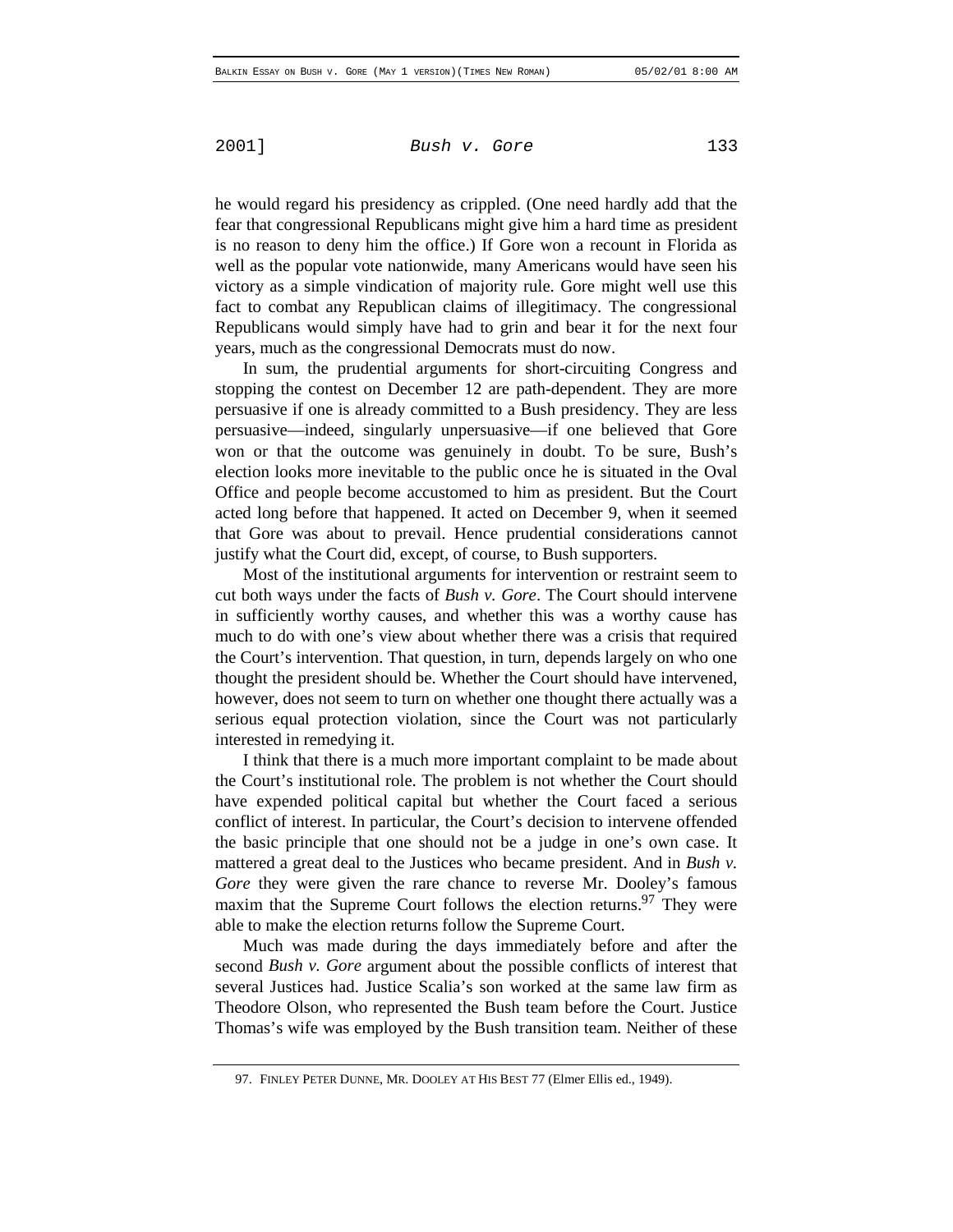he would regard his presidency as crippled. (One need hardly add that the fear that congressional Republicans might give him a hard time as president is no reason to deny him the office.) If Gore won a recount in Florida as well as the popular vote nationwide, many Americans would have seen his victory as a simple vindication of majority rule. Gore might well use this fact to combat any Republican claims of illegitimacy. The congressional Republicans would simply have had to grin and bear it for the next four years, much as the congressional Democrats must do now.

In sum, the prudential arguments for short-circuiting Congress and stopping the contest on December 12 are path-dependent. They are more persuasive if one is already committed to a Bush presidency. They are less persuasive—indeed, singularly unpersuasive—if one believed that Gore won or that the outcome was genuinely in doubt. To be sure, Bush's election looks more inevitable to the public once he is situated in the Oval Office and people become accustomed to him as president. But the Court acted long before that happened. It acted on December 9, when it seemed that Gore was about to prevail. Hence prudential considerations cannot justify what the Court did, except, of course, to Bush supporters.

Most of the institutional arguments for intervention or restraint seem to cut both ways under the facts of *Bush v. Gore*. The Court should intervene in sufficiently worthy causes, and whether this was a worthy cause has much to do with one's view about whether there was a crisis that required the Court's intervention. That question, in turn, depends largely on who one thought the president should be. Whether the Court should have intervened, however, does not seem to turn on whether one thought there actually was a serious equal protection violation, since the Court was not particularly interested in remedying it.

I think that there is a much more important complaint to be made about the Court's institutional role. The problem is not whether the Court should have expended political capital but whether the Court faced a serious conflict of interest. In particular, the Court's decision to intervene offended the basic principle that one should not be a judge in one's own case. It mattered a great deal to the Justices who became president. And in *Bush v. Gore* they were given the rare chance to reverse Mr. Dooley's famous maxim that the Supreme Court follows the election returns.[97] They were able to make the election returns follow the Supreme Court.

Much was made during the days immediately before and after the second *Bush v. Gore* argument about the possible conflicts of interest that several Justices had. Justice Scalia's son worked at the same law firm as Theodore Olson, who represented the Bush team before the Court. Justice Thomas's wife was employed by the Bush transition team. Neither of these

97. FINLEY PETER DUNNE, MR. DOOLEY AT HIS BEST 77 (Elmer Ellis ed., 1949).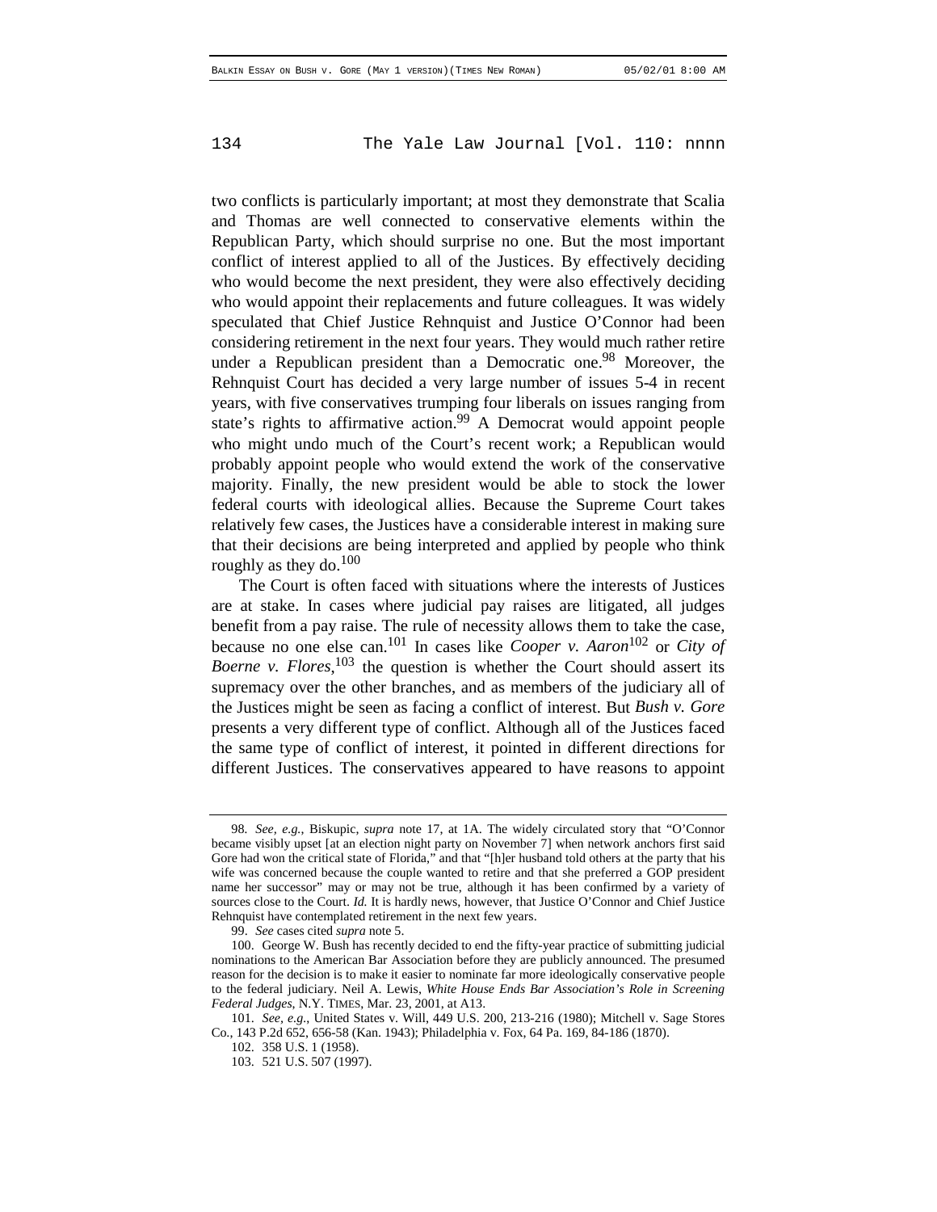two conflicts is particularly important; at most they demonstrate that Scalia and Thomas are well connected to conservative elements within the Republican Party, which should surprise no one. But the most important conflict of interest applied to all of the Justices. By effectively deciding who would become the next president, they were also effectively deciding who would appoint their replacements and future colleagues. It was widely speculated that Chief Justice Rehnquist and Justice O'Connor had been considering retirement in the next four years. They would much rather retire under a Republican president than a Democratic one.[98] Moreover, the Rehnquist Court has decided a very large number of issues 5-4 in recent years, with five conservatives trumping four liberals on issues ranging from state's rights to affirmative action.[99] A Democrat would appoint people who might undo much of the Court's recent work; a Republican would probably appoint people who would extend the work of the conservative majority. Finally, the new president would be able to stock the lower federal courts with ideological allies. Because the Supreme Court takes relatively few cases, the Justices have a considerable interest in making sure that their decisions are being interpreted and applied by people who think roughly as they do.[100]

The Court is often faced with situations where the interests of Justices are at stake. In cases where judicial pay raises are litigated, all judges benefit from a pay raise. The rule of necessity allows them to take the case, because no one else can.[101] In cases like *Cooper v. Aaron*[102] or *City of Boerne v. Flores*,[103] the question is whether the Court should assert its supremacy over the other branches, and as members of the judiciary all of the Justices might be seen as facing a conflict of interest. But *Bush v. Gore* presents a very different type of conflict. Although all of the Justices faced the same type of conflict of interest, it pointed in different directions for different Justices. The conservatives appeared to have reasons to appoint

---

98. *See, e.g.*, Biskupic, *supra* note 17, at 1A. The widely circulated story that "O'Connor became visibly upset [at an election night party on November 7] when network anchors first said Gore had won the critical state of Florida," and that "[h]er husband told others at the party that his wife was concerned because the couple wanted to retire and that she preferred a GOP president name her successor" may or may not be true, although it has been confirmed by a variety of sources close to the Court. *Id.* It is hardly news, however, that Justice O'Connor and Chief Justice Rehnquist have contemplated retirement in the next few years.

99. *See* cases cited *supra* note 5.

100. George W. Bush has recently decided to end the fifty-year practice of submitting judicial nominations to the American Bar Association before they are publicly announced. The presumed reason for the decision is to make it easier to nominate far more ideologically conservative people to the federal judiciary. Neil A. Lewis, *White House Ends Bar Association's Role in Screening Federal Judges*, N.Y. TIMES, Mar. 23, 2001, at A13.

101. *See, e.g.*, United States v. Will, 449 U.S. 200, 213-216 (1980); Mitchell v. Sage Stores Co., 143 P.2d 652, 656-58 (Kan. 1943); Philadelphia v. Fox, 64 Pa. 169, 84-186 (1870).

102. 358 U.S. 1 (1958).

103. 521 U.S. 507 (1997).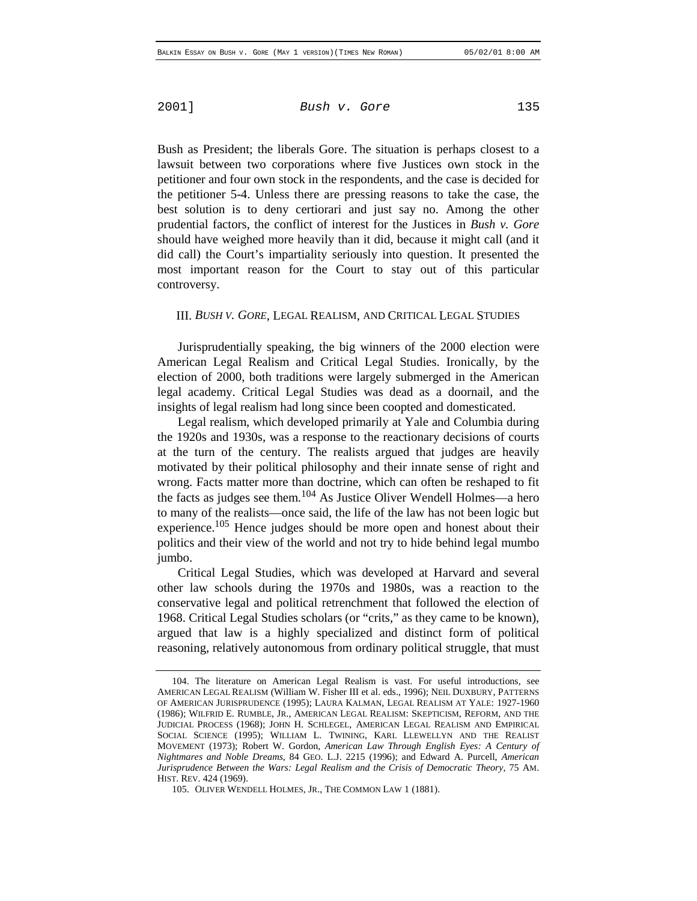Bush as President; the liberals Gore. The situation is perhaps closest to a lawsuit between two corporations where five Justices own stock in the petitioner and four own stock in the respondents, and the case is decided for the petitioner 5-4. Unless there are pressing reasons to take the case, the best solution is to deny certiorari and just say no. Among the other prudential factors, the conflict of interest for the Justices in *Bush v. Gore* should have weighed more heavily than it did, because it might call (and it did call) the Court's impartiality seriously into question. It presented the most important reason for the Court to stay out of this particular controversy.

## III. *BUSH V. GORE*, LEGAL REALISM, AND CRITICAL LEGAL STUDIES

Jurisprudentially speaking, the big winners of the 2000 election were American Legal Realism and Critical Legal Studies. Ironically, by the election of 2000, both traditions were largely submerged in the American legal academy. Critical Legal Studies was dead as a doornail, and the insights of legal realism had long since been coopted and domesticated.

Legal realism, which developed primarily at Yale and Columbia during the 1920s and 1930s, was a response to the reactionary decisions of courts at the turn of the century. The realists argued that judges are heavily motivated by their political philosophy and their innate sense of right and wrong. Facts matter more than doctrine, which can often be reshaped to fit the facts as judges see them.[104] As Justice Oliver Wendell Holmes—a hero to many of the realists—once said, the life of the law has not been logic but experience.[105] Hence judges should be more open and honest about their politics and their view of the world and not try to hide behind legal mumbo jumbo.

Critical Legal Studies, which was developed at Harvard and several other law schools during the 1970s and 1980s, was a reaction to the conservative legal and political retrenchment that followed the election of 1968. Critical Legal Studies scholars (or "crits," as they came to be known), argued that law is a highly specialized and distinct form of political reasoning, relatively autonomous from ordinary political struggle, that must

---

104. The literature on American Legal Realism is vast. For useful introductions, see AMERICAN LEGAL REALISM (William W. Fisher III et al. eds., 1996); NEIL DUXBURY, PATTERNS OF AMERICAN JURISPRUDENCE (1995); LAURA KALMAN, LEGAL REALISM AT YALE: 1927-1960 (1986); WILFRID E. RUMBLE, JR., AMERICAN LEGAL REALISM: SKEPTICISM, REFORM, AND THE JUDICIAL PROCESS (1968); JOHN H. SCHLEGEL, AMERICAN LEGAL REALISM AND EMPIRICAL SOCIAL SCIENCE (1995); WILLIAM L. TWINING, KARL LLEWELLYN AND THE REALIST MOVEMENT (1973); Robert W. Gordon, *American Law Through English Eyes: A Century of Nightmares and Noble Dreams*, 84 GEO. L.J. 2215 (1996); and Edward A. Purcell, *American Jurisprudence Between the Wars: Legal Realism and the Crisis of Democratic Theory*, 75 AM. HIST. REV. 424 (1969).

105. OLIVER WENDELL HOLMES, JR., THE COMMON LAW 1 (1881).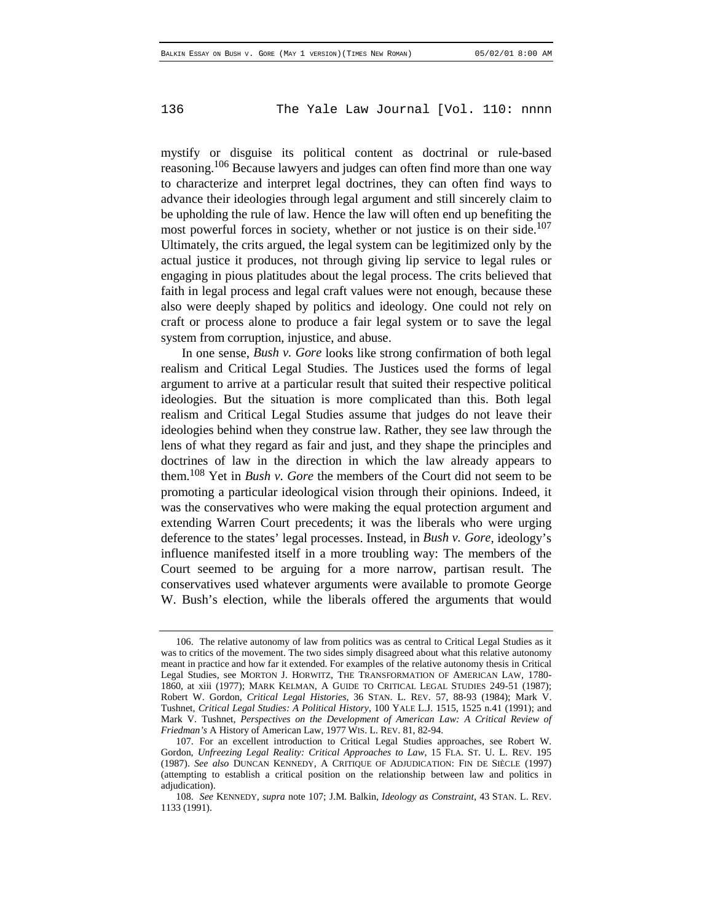mystify or disguise its political content as doctrinal or rule-based reasoning.[106] Because lawyers and judges can often find more than one way to characterize and interpret legal doctrines, they can often find ways to advance their ideologies through legal argument and still sincerely claim to be upholding the rule of law. Hence the law will often end up benefiting the most powerful forces in society, whether or not justice is on their side.[107] Ultimately, the crits argued, the legal system can be legitimized only by the actual justice it produces, not through giving lip service to legal rules or engaging in pious platitudes about the legal process. The crits believed that faith in legal process and legal craft values were not enough, because these also were deeply shaped by politics and ideology. One could not rely on craft or process alone to produce a fair legal system or to save the legal system from corruption, injustice, and abuse.

In one sense, *Bush v. Gore* looks like strong confirmation of both legal realism and Critical Legal Studies. The Justices used the forms of legal argument to arrive at a particular result that suited their respective political ideologies. But the situation is more complicated than this. Both legal realism and Critical Legal Studies assume that judges do not leave their ideologies behind when they construe law. Rather, they see law through the lens of what they regard as fair and just, and they shape the principles and doctrines of law in the direction in which the law already appears to them.[108] Yet in *Bush v. Gore* the members of the Court did not seem to be promoting a particular ideological vision through their opinions. Indeed, it was the conservatives who were making the equal protection argument and extending Warren Court precedents; it was the liberals who were urging deference to the states' legal processes. Instead, in *Bush v. Gore*, ideology's influence manifested itself in a more troubling way: The members of the Court seemed to be arguing for a more narrow, partisan result. The conservatives used whatever arguments were available to promote George W. Bush's election, while the liberals offered the arguments that would

---

106. The relative autonomy of law from politics was as central to Critical Legal Studies as it was to critics of the movement. The two sides simply disagreed about what this relative autonomy meant in practice and how far it extended. For examples of the relative autonomy thesis in Critical Legal Studies, see MORTON J. HORWITZ, THE TRANSFORMATION OF AMERICAN LAW, 1780-1860, at xiii (1977); MARK KELMAN, A GUIDE TO CRITICAL LEGAL STUDIES 249-51 (1987); Robert W. Gordon, *Critical Legal Histories*, 36 STAN. L. REV. 57, 88-93 (1984); Mark V. Tushnet, *Critical Legal Studies: A Political History*, 100 YALE L.J. 1515, 1525 n.41 (1991); and Mark V. Tushnet, *Perspectives on the Development of American Law: A Critical Review of Friedman's* A History of American Law, 1977 WIS. L. REV. 81, 82-94.

107. For an excellent introduction to Critical Legal Studies approaches, see Robert W. Gordon, *Unfreezing Legal Reality: Critical Approaches to Law*, 15 FLA. ST. U. L. REV. 195 (1987). *See also* DUNCAN KENNEDY, A CRITIQUE OF ADJUDICATION: FIN DE SIÈCLE (1997) (attempting to establish a critical position on the relationship between law and politics in adjudication).

108. *See* KENNEDY, *supra* note 107; J.M. Balkin, *Ideology as Constraint*, 43 STAN. L. REV. 1133 (1991).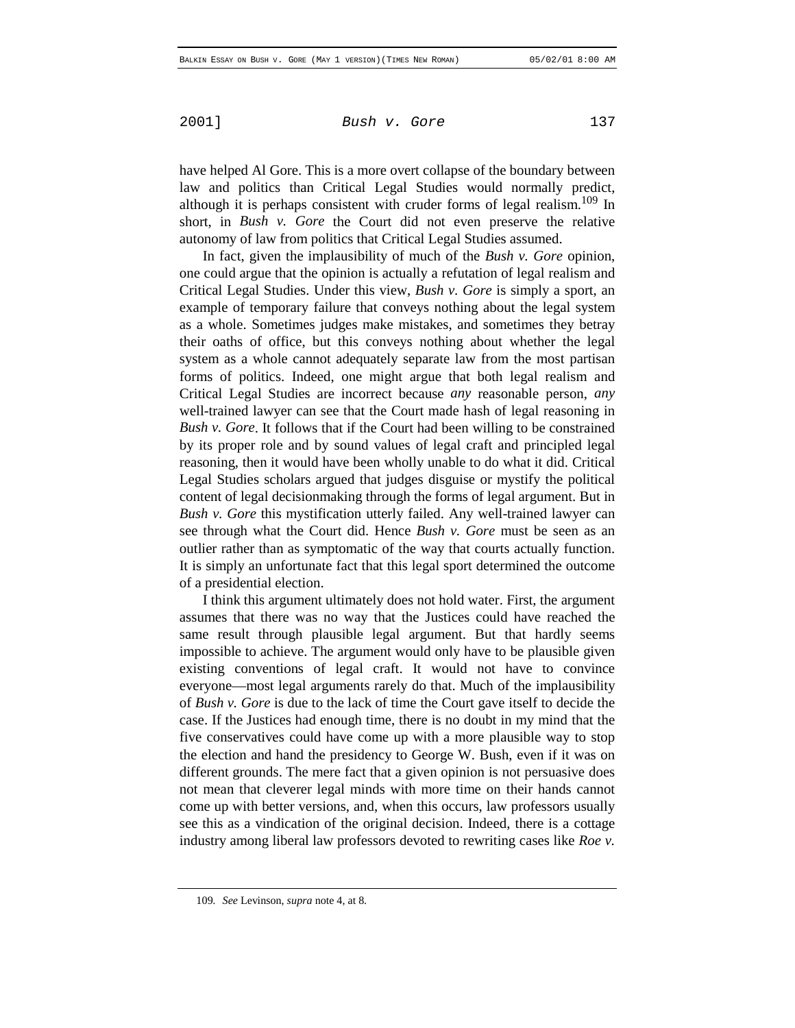have helped Al Gore. This is a more overt collapse of the boundary between law and politics than Critical Legal Studies would normally predict, although it is perhaps consistent with cruder forms of legal realism.[109] In short, in *Bush v. Gore* the Court did not even preserve the relative autonomy of law from politics that Critical Legal Studies assumed.

In fact, given the implausibility of much of the *Bush v. Gore* opinion, one could argue that the opinion is actually a refutation of legal realism and Critical Legal Studies. Under this view, *Bush v. Gore* is simply a sport, an example of temporary failure that conveys nothing about the legal system as a whole. Sometimes judges make mistakes, and sometimes they betray their oaths of office, but this conveys nothing about whether the legal system as a whole cannot adequately separate law from the most partisan forms of politics. Indeed, one might argue that both legal realism and Critical Legal Studies are incorrect because *any* reasonable person, *any* well-trained lawyer can see that the Court made hash of legal reasoning in *Bush v. Gore*. It follows that if the Court had been willing to be constrained by its proper role and by sound values of legal craft and principled legal reasoning, then it would have been wholly unable to do what it did. Critical Legal Studies scholars argued that judges disguise or mystify the political content of legal decisionmaking through the forms of legal argument. But in *Bush v. Gore* this mystification utterly failed. Any well-trained lawyer can see through what the Court did. Hence *Bush v. Gore* must be seen as an outlier rather than as symptomatic of the way that courts actually function. It is simply an unfortunate fact that this legal sport determined the outcome of a presidential election.

I think this argument ultimately does not hold water. First, the argument assumes that there was no way that the Justices could have reached the same result through plausible legal argument. But that hardly seems impossible to achieve. The argument would only have to be plausible given existing conventions of legal craft. It would not have to convince everyone—most legal arguments rarely do that. Much of the implausibility of *Bush v. Gore* is due to the lack of time the Court gave itself to decide the case. If the Justices had enough time, there is no doubt in my mind that the five conservatives could have come up with a more plausible way to stop the election and hand the presidency to George W. Bush, even if it was on different grounds. The mere fact that a given opinion is not persuasive does not mean that cleverer legal minds with more time on their hands cannot come up with better versions, and, when this occurs, law professors usually see this as a vindication of the original decision. Indeed, there is a cottage industry among liberal law professors devoted to rewriting cases like *Roe v.*

109. *See* Levinson, *supra* note 4, at 8.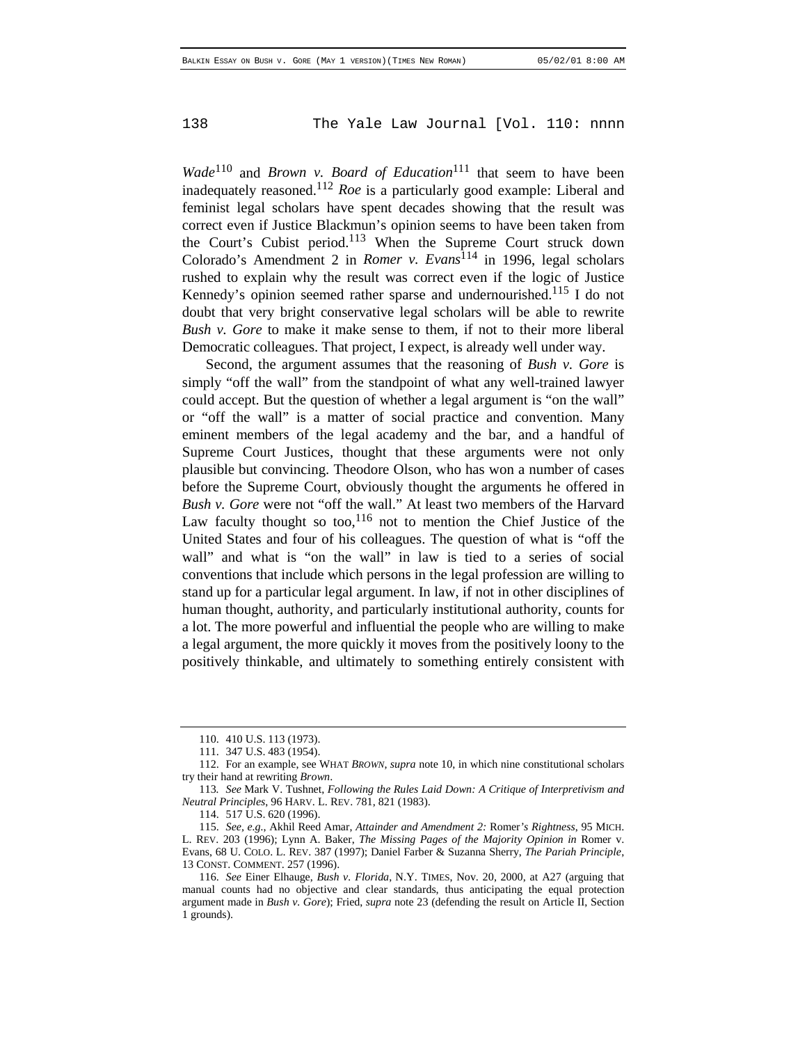*Wade*[110] and *Brown v. Board of Education*[111] that seem to have been inadequately reasoned.[112] *Roe* is a particularly good example: Liberal and feminist legal scholars have spent decades showing that the result was correct even if Justice Blackmun's opinion seems to have been taken from the Court's Cubist period.[113] When the Supreme Court struck down Colorado's Amendment 2 in *Romer v. Evans*[114] in 1996, legal scholars rushed to explain why the result was correct even if the logic of Justice Kennedy's opinion seemed rather sparse and undernourished.[115] I do not doubt that very bright conservative legal scholars will be able to rewrite *Bush v. Gore* to make it make sense to them, if not to their more liberal Democratic colleagues. That project, I expect, is already well under way.

Second, the argument assumes that the reasoning of *Bush v. Gore* is simply "off the wall" from the standpoint of what any well-trained lawyer could accept. But the question of whether a legal argument is "on the wall" or "off the wall" is a matter of social practice and convention. Many eminent members of the legal academy and the bar, and a handful of Supreme Court Justices, thought that these arguments were not only plausible but convincing. Theodore Olson, who has won a number of cases before the Supreme Court, obviously thought the arguments he offered in *Bush v. Gore* were not "off the wall." At least two members of the Harvard Law faculty thought so too,[116] not to mention the Chief Justice of the United States and four of his colleagues. The question of what is "off the wall" and what is "on the wall" in law is tied to a series of social conventions that include which persons in the legal profession are willing to stand up for a particular legal argument. In law, if not in other disciplines of human thought, authority, and particularly institutional authority, counts for a lot. The more powerful and influential the people who are willing to make a legal argument, the more quickly it moves from the positively loony to the positively thinkable, and ultimately to something entirely consistent with

---

110. 410 U.S. 113 (1973).

111. 347 U.S. 483 (1954).

112. For an example, see WHAT *BROWN*, *supra* note 10, in which nine constitutional scholars try their hand at rewriting *Brown*.

113. *See* Mark V. Tushnet, *Following the Rules Laid Down: A Critique of Interpretivism and Neutral Principles*, 96 HARV. L. REV. 781, 821 (1983).

114. 517 U.S. 620 (1996).

115. *See, e.g.*, Akhil Reed Amar, *Attainder and Amendment 2:* Romer*'s Rightness*, 95 MICH. L. REV. 203 (1996); Lynn A. Baker, *The Missing Pages of the Majority Opinion in* Romer v. Evans, 68 U. COLO. L. REV. 387 (1997); Daniel Farber & Suzanna Sherry, *The Pariah Principle*, 13 CONST. COMMENT. 257 (1996).

116. *See* Einer Elhauge, *Bush v. Florida*, N.Y. TIMES, Nov. 20, 2000, at A27 (arguing that manual counts had no objective and clear standards, thus anticipating the equal protection argument made in *Bush v. Gore*); Fried, *supra* note 23 (defending the result on Article II, Section 1 grounds).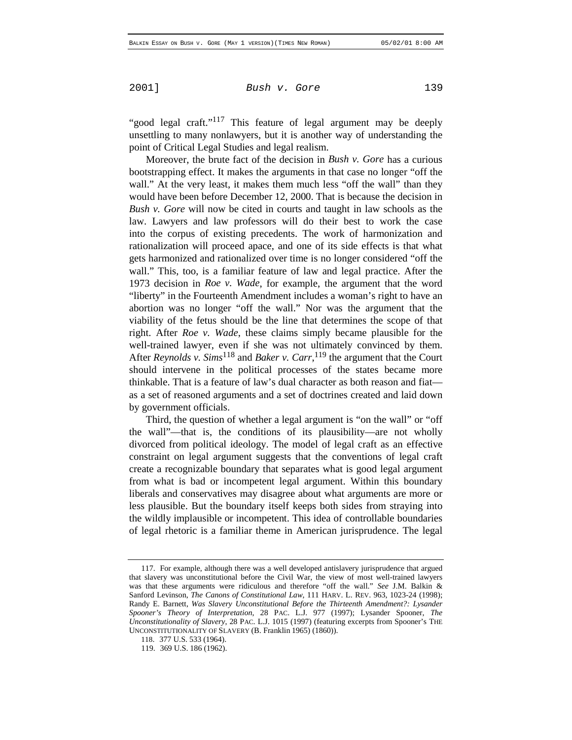"good legal craft."[117] This feature of legal argument may be deeply unsettling to many nonlawyers, but it is another way of understanding the point of Critical Legal Studies and legal realism.

Moreover, the brute fact of the decision in *Bush v. Gore* has a curious bootstrapping effect. It makes the arguments in that case no longer "off the wall." At the very least, it makes them much less "off the wall" than they would have been before December 12, 2000. That is because the decision in *Bush v. Gore* will now be cited in courts and taught in law schools as the law. Lawyers and law professors will do their best to work the case into the corpus of existing precedents. The work of harmonization and rationalization will proceed apace, and one of its side effects is that what gets harmonized and rationalized over time is no longer considered "off the wall." This, too, is a familiar feature of law and legal practice. After the 1973 decision in *Roe v. Wade*, for example, the argument that the word "liberty" in the Fourteenth Amendment includes a woman's right to have an abortion was no longer "off the wall." Nor was the argument that the viability of the fetus should be the line that determines the scope of that right. After *Roe v. Wade*, these claims simply became plausible for the well-trained lawyer, even if she was not ultimately convinced by them. After *Reynolds v. Sims*[118] and *Baker v. Carr*,[119] the argument that the Court should intervene in the political processes of the states became more thinkable. That is a feature of law's dual character as both reason and fiat—as a set of reasoned arguments and a set of doctrines created and laid down by government officials.

Third, the question of whether a legal argument is "on the wall" or "off the wall"—that is, the conditions of its plausibility—are not wholly divorced from political ideology. The model of legal craft as an effective constraint on legal argument suggests that the conventions of legal craft create a recognizable boundary that separates what is good legal argument from what is bad or incompetent legal argument. Within this boundary liberals and conservatives may disagree about what arguments are more or less plausible. But the boundary itself keeps both sides from straying into the wildly implausible or incompetent. This idea of controllable boundaries of legal rhetoric is a familiar theme in American jurisprudence. The legal

---

117. For example, although there was a well developed antislavery jurisprudence that argued that slavery was unconstitutional before the Civil War, the view of most well-trained lawyers was that these arguments were ridiculous and therefore "off the wall." *See* J.M. Balkin & Sanford Levinson, *The Canons of Constitutional Law*, 111 HARV. L. REV. 963, 1023-24 (1998); Randy E. Barnett, *Was Slavery Unconstitutional Before the Thirteenth Amendment?: Lysander Spooner's Theory of Interpretation*, 28 PAC. L.J. 977 (1997); Lysander Spooner, *The Unconstitutionality of Slavery*, 28 PAC. L.J. 1015 (1997) (featuring excerpts from Spooner's THE UNCONSTITUTIONALITY OF SLAVERY (B. Franklin 1965) (1860)).

118. 377 U.S. 533 (1964).

119. 369 U.S. 186 (1962).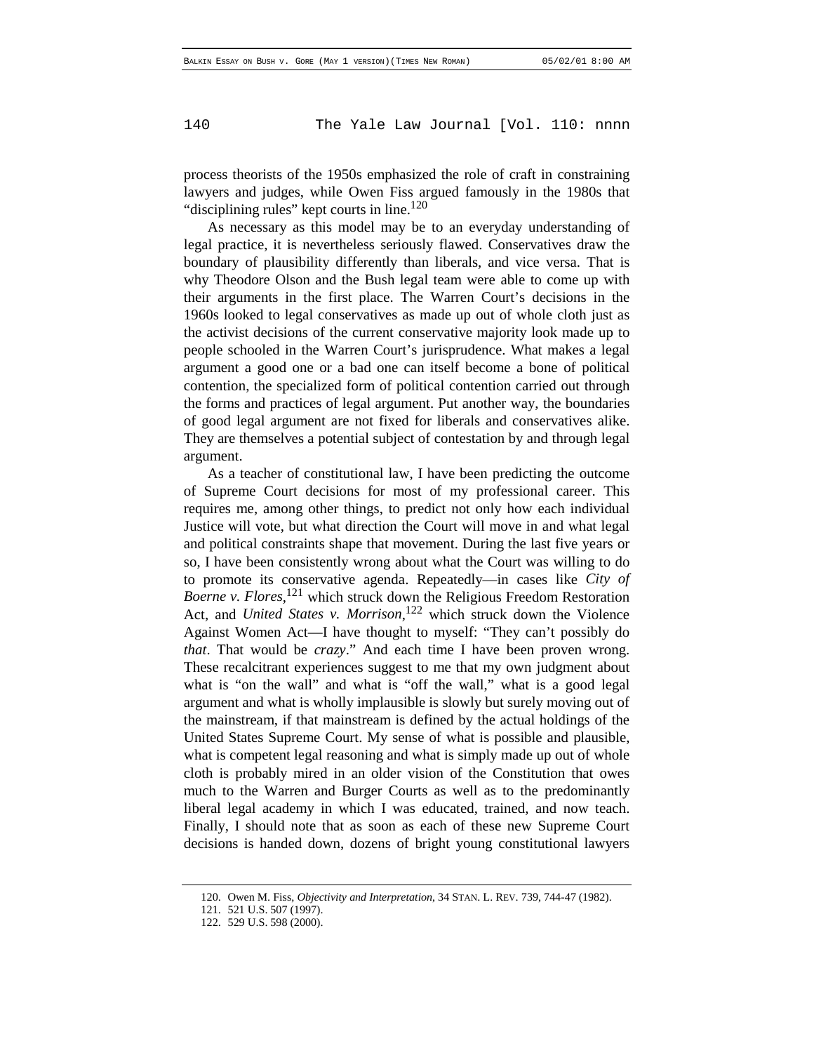process theorists of the 1950s emphasized the role of craft in constraining lawyers and judges, while Owen Fiss argued famously in the 1980s that "disciplining rules" kept courts in line.[120]

As necessary as this model may be to an everyday understanding of legal practice, it is nevertheless seriously flawed. Conservatives draw the boundary of plausibility differently than liberals, and vice versa. That is why Theodore Olson and the Bush legal team were able to come up with their arguments in the first place. The Warren Court's decisions in the 1960s looked to legal conservatives as made up out of whole cloth just as the activist decisions of the current conservative majority look made up to people schooled in the Warren Court's jurisprudence. What makes a legal argument a good one or a bad one can itself become a bone of political contention, the specialized form of political contention carried out through the forms and practices of legal argument. Put another way, the boundaries of good legal argument are not fixed for liberals and conservatives alike. They are themselves a potential subject of contestation by and through legal argument.

As a teacher of constitutional law, I have been predicting the outcome of Supreme Court decisions for most of my professional career. This requires me, among other things, to predict not only how each individual Justice will vote, but what direction the Court will move in and what legal and political constraints shape that movement. During the last five years or so, I have been consistently wrong about what the Court was willing to do to promote its conservative agenda. Repeatedly—in cases like *City of Boerne v. Flores*,[121] which struck down the Religious Freedom Restoration Act, and *United States v. Morrison*,[122] which struck down the Violence Against Women Act—I have thought to myself: "They can't possibly do *that*. That would be *crazy*." And each time I have been proven wrong. These recalcitrant experiences suggest to me that my own judgment about what is "on the wall" and what is "off the wall," what is a good legal argument and what is wholly implausible is slowly but surely moving out of the mainstream, if that mainstream is defined by the actual holdings of the United States Supreme Court. My sense of what is possible and plausible, what is competent legal reasoning and what is simply made up out of whole cloth is probably mired in an older vision of the Constitution that owes much to the Warren and Burger Courts as well as to the predominantly liberal legal academy in which I was educated, trained, and now teach. Finally, I should note that as soon as each of these new Supreme Court decisions is handed down, dozens of bright young constitutional lawyers

---

120. Owen M. Fiss, *Objectivity and Interpretation*, 34 STAN. L. REV. 739, 744-47 (1982).

121. 521 U.S. 507 (1997).

122. 529 U.S. 598 (2000).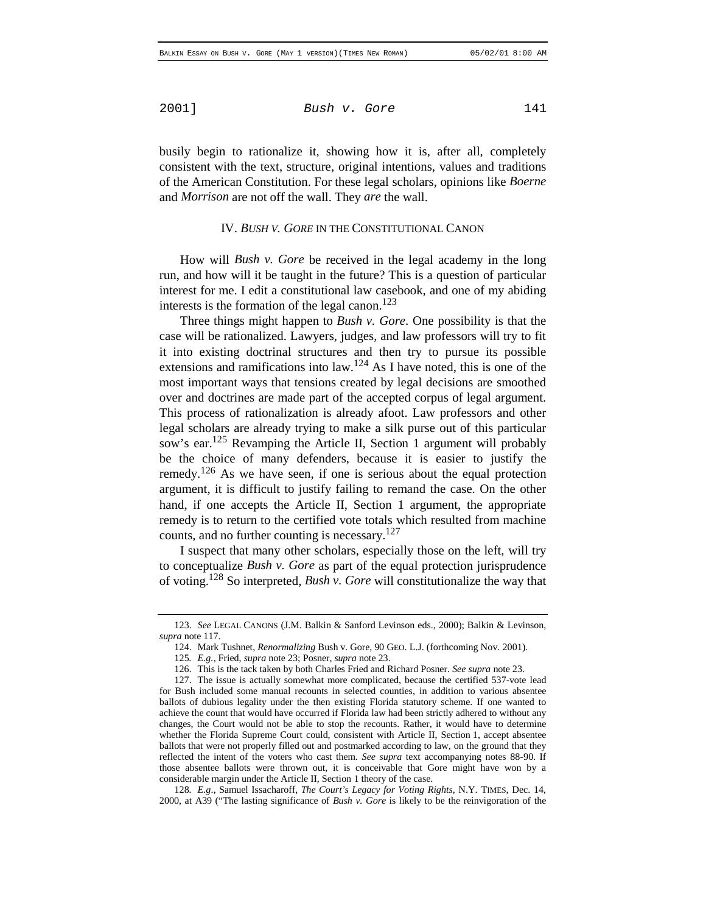busily begin to rationalize it, showing how it is, after all, completely consistent with the text, structure, original intentions, values and traditions of the American Constitution. For these legal scholars, opinions like *Boerne* and *Morrison* are not off the wall. They *are* the wall.

## IV. *BUSH V. GORE* IN THE CONSTITUTIONAL CANON

How will *Bush v. Gore* be received in the legal academy in the long run, and how will it be taught in the future? This is a question of particular interest for me. I edit a constitutional law casebook, and one of my abiding interests is the formation of the legal canon.[123]

Three things might happen to *Bush v. Gore*. One possibility is that the case will be rationalized. Lawyers, judges, and law professors will try to fit it into existing doctrinal structures and then try to pursue its possible extensions and ramifications into law.[124] As I have noted, this is one of the most important ways that tensions created by legal decisions are smoothed over and doctrines are made part of the accepted corpus of legal argument. This process of rationalization is already afoot. Law professors and other legal scholars are already trying to make a silk purse out of this particular sow's ear.[125] Revamping the Article II, Section 1 argument will probably be the choice of many defenders, because it is easier to justify the remedy.[126] As we have seen, if one is serious about the equal protection argument, it is difficult to justify failing to remand the case. On the other hand, if one accepts the Article II, Section 1 argument, the appropriate remedy is to return to the certified vote totals which resulted from machine counts, and no further counting is necessary.[127]

I suspect that many other scholars, especially those on the left, will try to conceptualize *Bush v. Gore* as part of the equal protection jurisprudence of voting.[128] So interpreted, *Bush v. Gore* will constitutionalize the way that

---

123. *See* LEGAL CANONS (J.M. Balkin & Sanford Levinson eds., 2000); Balkin & Levinson, *supra* note 117.

124. Mark Tushnet, *Renormalizing* Bush v. Gore, 90 GEO. L.J. (forthcoming Nov. 2001).

125. *E.g.*, Fried, *supra* note 23; Posner, *supra* note 23.

126. This is the tack taken by both Charles Fried and Richard Posner. *See supra* note 23.

127. The issue is actually somewhat more complicated, because the certified 537-vote lead for Bush included some manual recounts in selected counties, in addition to various absentee ballots of dubious legality under the then existing Florida statutory scheme. If one wanted to achieve the count that would have occurred if Florida law had been strictly adhered to without any changes, the Court would not be able to stop the recounts. Rather, it would have to determine whether the Florida Supreme Court could, consistent with Article II, Section 1, accept absentee ballots that were not properly filled out and postmarked according to law, on the ground that they reflected the intent of the voters who cast them. *See supra* text accompanying notes 88-90. If those absentee ballots were thrown out, it is conceivable that Gore might have won by a considerable margin under the Article II, Section 1 theory of the case.

128. *E.g.*, Samuel Issacharoff, *The Court's Legacy for Voting Rights*, N.Y. TIMES, Dec. 14, 2000, at A39 ("The lasting significance of *Bush v. Gore* is likely to be the reinvigoration of the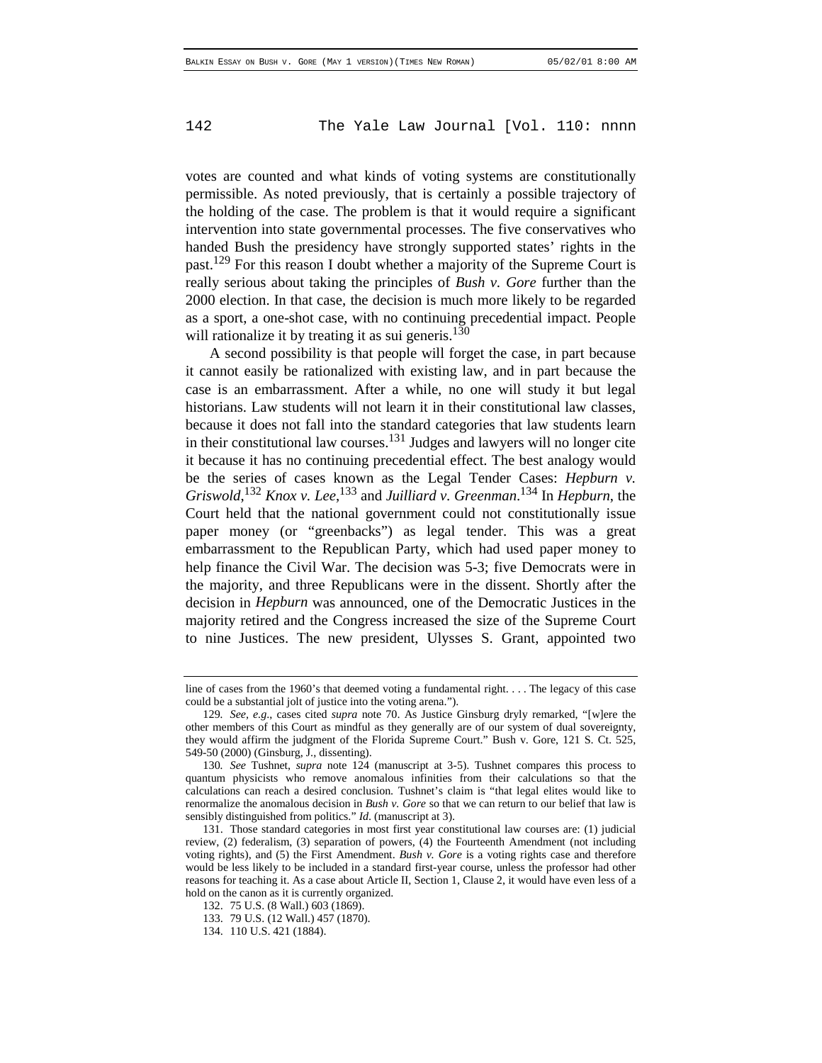votes are counted and what kinds of voting systems are constitutionally permissible. As noted previously, that is certainly a possible trajectory of the holding of the case. The problem is that it would require a significant intervention into state governmental processes. The five conservatives who handed Bush the presidency have strongly supported states' rights in the past.[129] For this reason I doubt whether a majority of the Supreme Court is really serious about taking the principles of *Bush v. Gore* further than the 2000 election. In that case, the decision is much more likely to be regarded as a sport, a one-shot case, with no continuing precedential impact. People will rationalize it by treating it as sui generis.[130]

A second possibility is that people will forget the case, in part because it cannot easily be rationalized with existing law, and in part because the case is an embarrassment. After a while, no one will study it but legal historians. Law students will not learn it in their constitutional law classes, because it does not fall into the standard categories that law students learn in their constitutional law courses.[131] Judges and lawyers will no longer cite it because it has no continuing precedential effect. The best analogy would be the series of cases known as the Legal Tender Cases: *Hepburn v. Griswold*,[132] *Knox v. Lee*,[133] and *Juilliard v. Greenman*.[134] In *Hepburn*, the Court held that the national government could not constitutionally issue paper money (or "greenbacks") as legal tender. This was a great embarrassment to the Republican Party, which had used paper money to help finance the Civil War. The decision was 5-3; five Democrats were in the majority, and three Republicans were in the dissent. Shortly after the decision in *Hepburn* was announced, one of the Democratic Justices in the majority retired and the Congress increased the size of the Supreme Court to nine Justices. The new president, Ulysses S. Grant, appointed two

---

line of cases from the 1960's that deemed voting a fundamental right. . . . The legacy of this case could be a substantial jolt of justice into the voting arena.").

129. *See, e.g.*, cases cited *supra* note 70. As Justice Ginsburg dryly remarked, "[w]ere the other members of this Court as mindful as they generally are of our system of dual sovereignty, they would affirm the judgment of the Florida Supreme Court." Bush v. Gore, 121 S. Ct. 525, 549-50 (2000) (Ginsburg, J., dissenting).

130. *See* Tushnet, *supra* note 124 (manuscript at 3-5). Tushnet compares this process to quantum physicists who remove anomalous infinities from their calculations so that the calculations can reach a desired conclusion. Tushnet's claim is "that legal elites would like to renormalize the anomalous decision in *Bush v. Gore* so that we can return to our belief that law is sensibly distinguished from politics." *Id.* (manuscript at 3).

131. Those standard categories in most first year constitutional law courses are: (1) judicial review, (2) federalism, (3) separation of powers, (4) the Fourteenth Amendment (not including voting rights), and (5) the First Amendment. *Bush v. Gore* is a voting rights case and therefore would be less likely to be included in a standard first-year course, unless the professor had other reasons for teaching it. As a case about Article II, Section 1, Clause 2, it would have even less of a hold on the canon as it is currently organized.

132. 75 U.S. (8 Wall.) 603 (1869).

133. 79 U.S. (12 Wall.) 457 (1870).

134. 110 U.S. 421 (1884).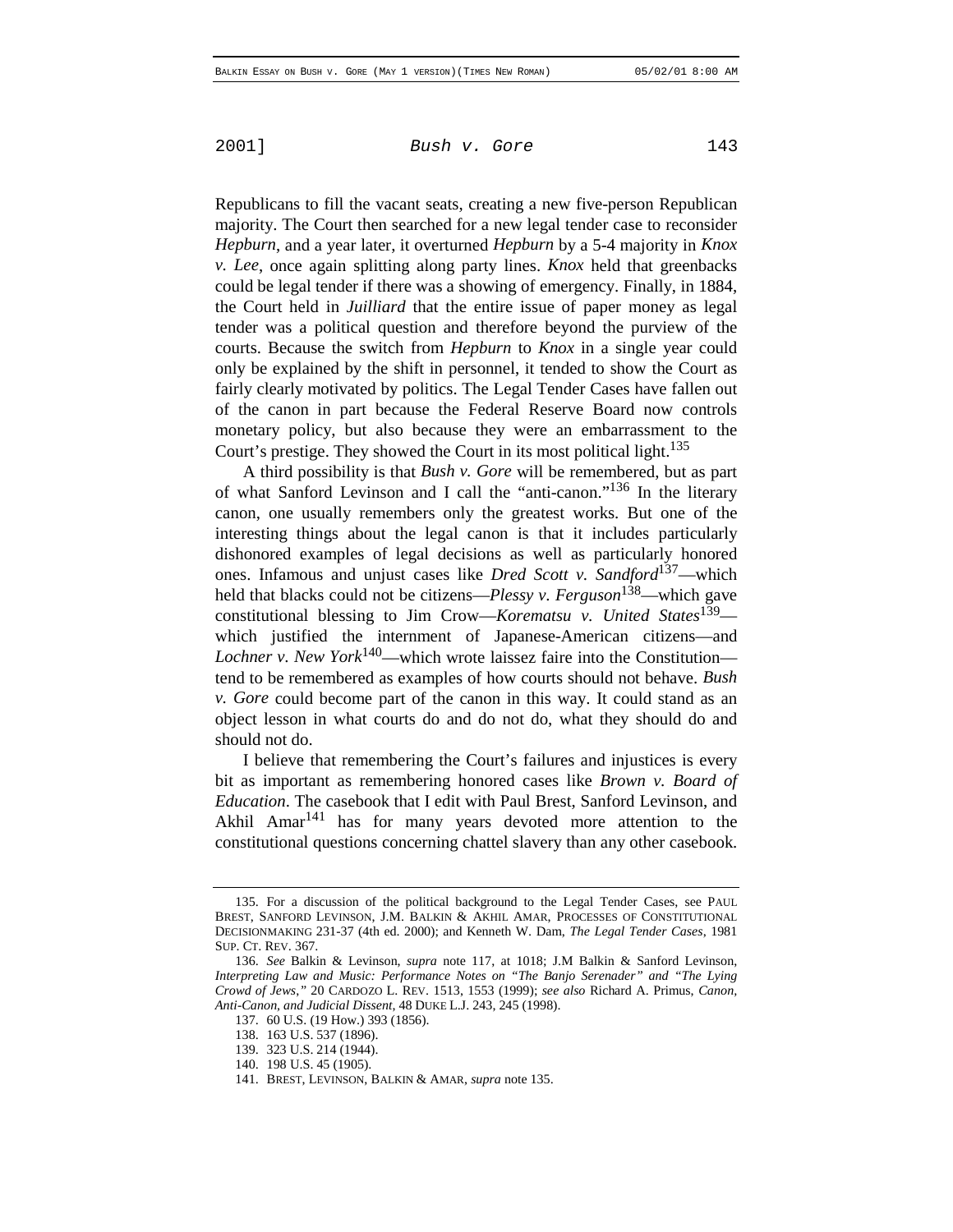Republicans to fill the vacant seats, creating a new five-person Republican majority. The Court then searched for a new legal tender case to reconsider *Hepburn*, and a year later, it overturned *Hepburn* by a 5-4 majority in *Knox v. Lee*, once again splitting along party lines. *Knox* held that greenbacks could be legal tender if there was a showing of emergency. Finally, in 1884, the Court held in *Juilliard* that the entire issue of paper money as legal tender was a political question and therefore beyond the purview of the courts. Because the switch from *Hepburn* to *Knox* in a single year could only be explained by the shift in personnel, it tended to show the Court as fairly clearly motivated by politics. The Legal Tender Cases have fallen out of the canon in part because the Federal Reserve Board now controls monetary policy, but also because they were an embarrassment to the Court's prestige. They showed the Court in its most political light.[135]

A third possibility is that *Bush v. Gore* will be remembered, but as part of what Sanford Levinson and I call the "anti-canon."[136] In the literary canon, one usually remembers only the greatest works. But one of the interesting things about the legal canon is that it includes particularly dishonored examples of legal decisions as well as particularly honored ones. Infamous and unjust cases like *Dred Scott v. Sandford*[137]—which held that blacks could not be citizens—*Plessy v. Ferguson*[138]—which gave constitutional blessing to Jim Crow—*Korematsu v. United States*[139]—which justified the internment of Japanese-American citizens—and *Lochner v. New York*[140]—which wrote laissez faire into the Constitution—tend to be remembered as examples of how courts should not behave. *Bush v. Gore* could become part of the canon in this way. It could stand as an object lesson in what courts do and do not do, what they should do and should not do.

I believe that remembering the Court's failures and injustices is every bit as important as remembering honored cases like *Brown v. Board of Education*. The casebook that I edit with Paul Brest, Sanford Levinson, and Akhil Amar[141] has for many years devoted more attention to the constitutional questions concerning chattel slavery than any other casebook.

---

135. For a discussion of the political background to the Legal Tender Cases, see PAUL BREST, SANFORD LEVINSON, J.M. BALKIN & AKHIL AMAR, PROCESSES OF CONSTITUTIONAL DECISIONMAKING 231-37 (4th ed. 2000); and Kenneth W. Dam, *The Legal Tender Cases*, 1981 SUP. CT. REV. 367.

136. *See* Balkin & Levinson, *supra* note 117, at 1018; J.M Balkin & Sanford Levinson, *Interpreting Law and Music: Performance Notes on "The Banjo Serenader" and "The Lying Crowd of Jews*,*"* 20 CARDOZO L. REV. 1513, 1553 (1999); *see also* Richard A. Primus, *Canon, Anti-Canon, and Judicial Dissent*, 48 DUKE L.J. 243, 245 (1998).

137. 60 U.S. (19 How.) 393 (1856).

138. 163 U.S. 537 (1896).

139. 323 U.S. 214 (1944).

140. 198 U.S. 45 (1905).

141. BREST, LEVINSON, BALKIN & AMAR, *supra* note 135.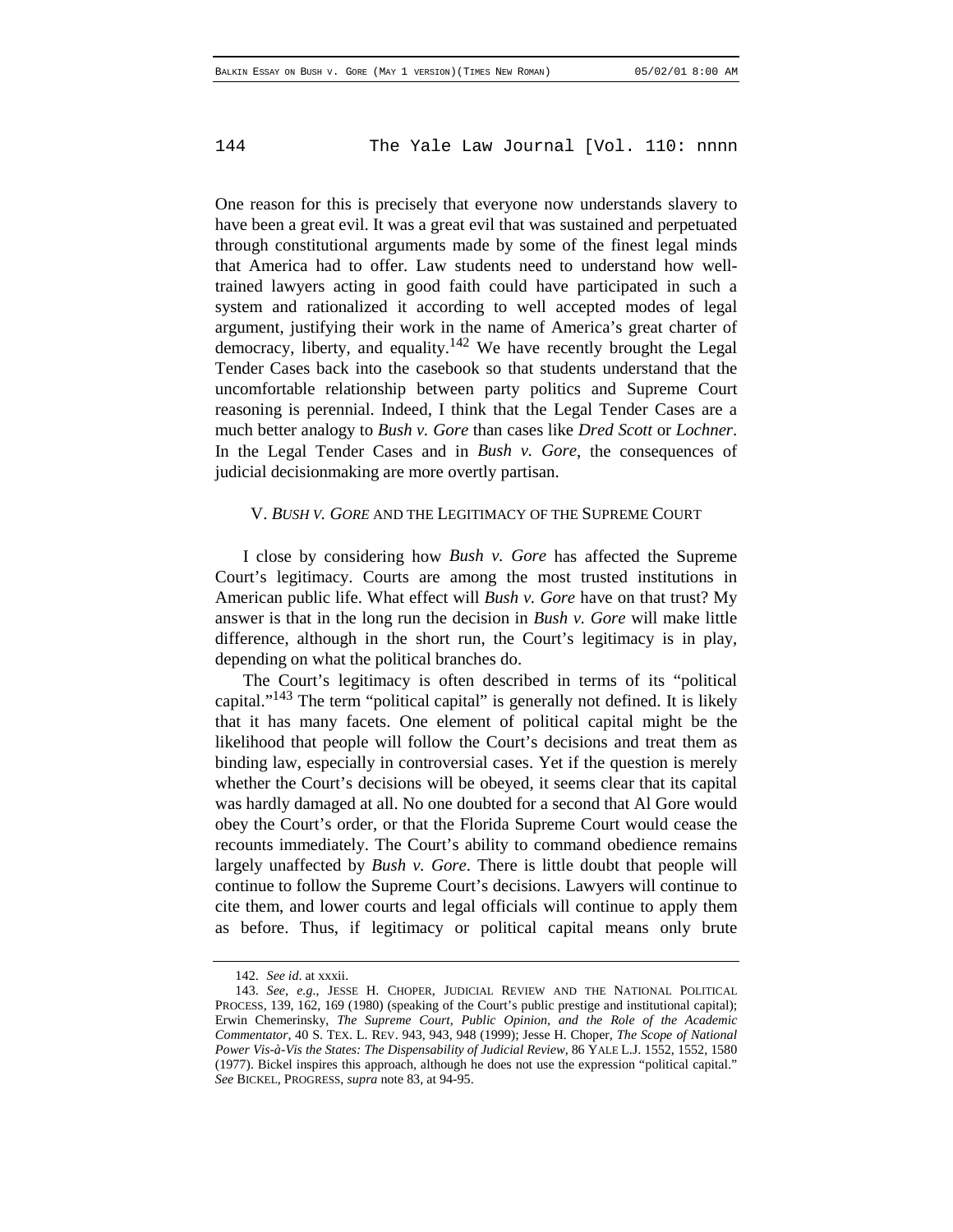One reason for this is precisely that everyone now understands slavery to have been a great evil. It was a great evil that was sustained and perpetuated through constitutional arguments made by some of the finest legal minds that America had to offer. Law students need to understand how well-trained lawyers acting in good faith could have participated in such a system and rationalized it according to well accepted modes of legal argument, justifying their work in the name of America's great charter of democracy, liberty, and equality.[142] We have recently brought the Legal Tender Cases back into the casebook so that students understand that the uncomfortable relationship between party politics and Supreme Court reasoning is perennial. Indeed, I think that the Legal Tender Cases are a much better analogy to *Bush v. Gore* than cases like *Dred Scott* or *Lochner*. In the Legal Tender Cases and in *Bush v. Gore*, the consequences of judicial decisionmaking are more overtly partisan.

## V. *BUSH V. GORE* AND THE LEGITIMACY OF THE SUPREME COURT

I close by considering how *Bush v. Gore* has affected the Supreme Court's legitimacy. Courts are among the most trusted institutions in American public life. What effect will *Bush v. Gore* have on that trust? My answer is that in the long run the decision in *Bush v. Gore* will make little difference, although in the short run, the Court's legitimacy is in play, depending on what the political branches do.

The Court's legitimacy is often described in terms of its "political capital."[143] The term "political capital" is generally not defined. It is likely that it has many facets. One element of political capital might be the likelihood that people will follow the Court's decisions and treat them as binding law, especially in controversial cases. Yet if the question is merely whether the Court's decisions will be obeyed, it seems clear that its capital was hardly damaged at all. No one doubted for a second that Al Gore would obey the Court's order, or that the Florida Supreme Court would cease the recounts immediately. The Court's ability to command obedience remains largely unaffected by *Bush v. Gore*. There is little doubt that people will continue to follow the Supreme Court's decisions. Lawyers will continue to cite them, and lower courts and legal officials will continue to apply them as before. Thus, if legitimacy or political capital means only brute

---

142. *See id.* at xxxii.

143. *See, e.g.*, JESSE H. CHOPER, JUDICIAL REVIEW AND THE NATIONAL POLITICAL PROCESS, 139, 162, 169 (1980) (speaking of the Court's public prestige and institutional capital); Erwin Chemerinsky, *The Supreme Court, Public Opinion, and the Role of the Academic Commentator*, 40 S. TEX. L. REV. 943, 943, 948 (1999); Jesse H. Choper, *The Scope of National Power Vis-à-Vis the States: The Dispensability of Judicial Review*, 86 YALE L.J. 1552, 1552, 1580 (1977). Bickel inspires this approach, although he does not use the expression "political capital." *See* BICKEL, PROGRESS, *supra* note 83, at 94-95.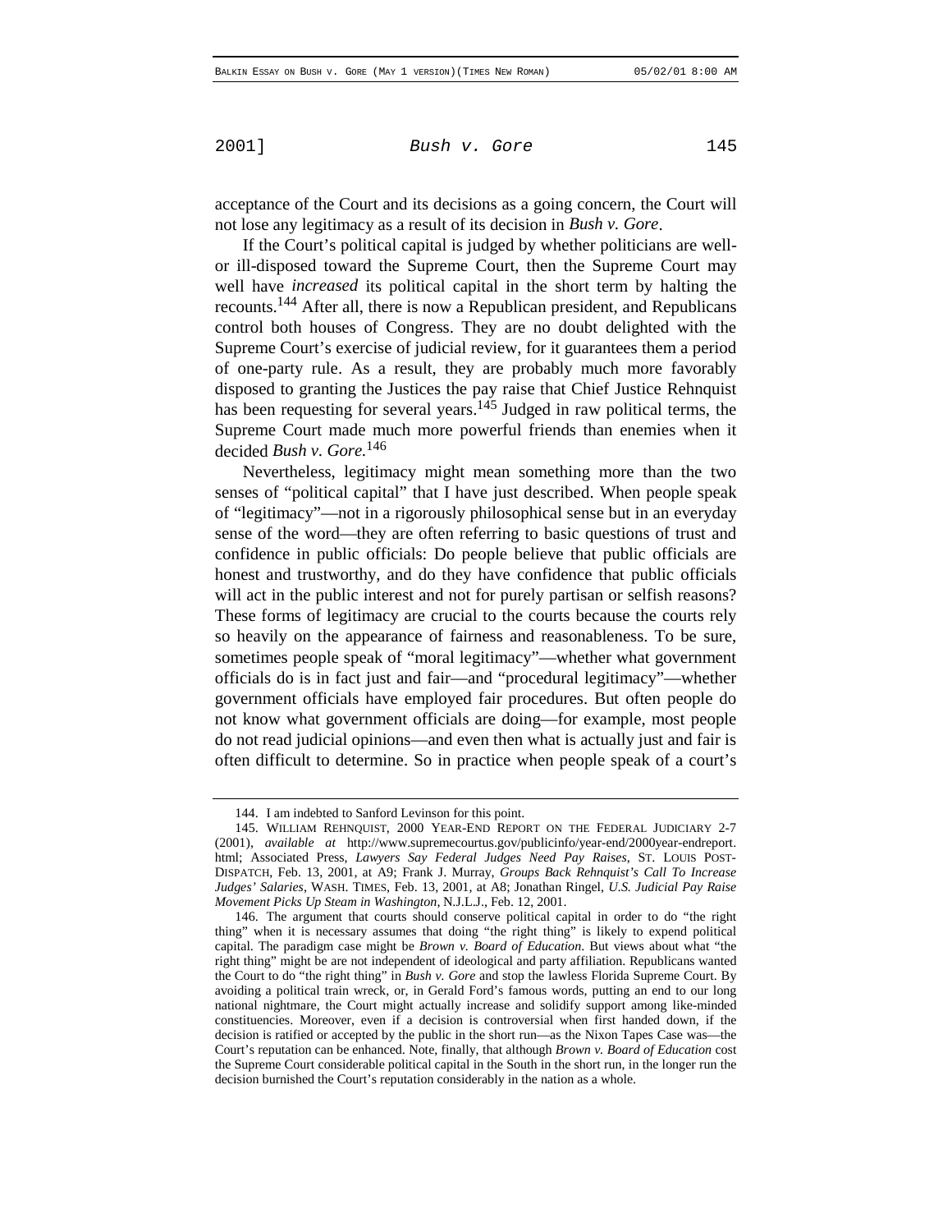acceptance of the Court and its decisions as a going concern, the Court will not lose any legitimacy as a result of its decision in *Bush v. Gore*.

If the Court's political capital is judged by whether politicians are well- or ill-disposed toward the Supreme Court, then the Supreme Court may well have *increased* its political capital in the short term by halting the recounts.[144] After all, there is now a Republican president, and Republicans control both houses of Congress. They are no doubt delighted with the Supreme Court's exercise of judicial review, for it guarantees them a period of one-party rule. As a result, they are probably much more favorably disposed to granting the Justices the pay raise that Chief Justice Rehnquist has been requesting for several years.[145] Judged in raw political terms, the Supreme Court made much more powerful friends than enemies when it decided *Bush v. Gore.*[146]

Nevertheless, legitimacy might mean something more than the two senses of "political capital" that I have just described. When people speak of "legitimacy"—not in a rigorously philosophical sense but in an everyday sense of the word—they are often referring to basic questions of trust and confidence in public officials: Do people believe that public officials are honest and trustworthy, and do they have confidence that public officials will act in the public interest and not for purely partisan or selfish reasons? These forms of legitimacy are crucial to the courts because the courts rely so heavily on the appearance of fairness and reasonableness. To be sure, sometimes people speak of "moral legitimacy"—whether what government officials do is in fact just and fair—and "procedural legitimacy"—whether government officials have employed fair procedures. But often people do not know what government officials are doing—for example, most people do not read judicial opinions—and even then what is actually just and fair is often difficult to determine. So in practice when people speak of a court's

---

144. I am indebted to Sanford Levinson for this point.

145. WILLIAM REHNQUIST, 2000 YEAR-END REPORT ON THE FEDERAL JUDICIARY 2-7 (2001), *available at* http://www.supremecourtus.gov/publicinfo/year-end/2000year-endreport.html; Associated Press, *Lawyers Say Federal Judges Need Pay Raises*, ST. LOUIS POST-DISPATCH, Feb. 13, 2001, at A9; Frank J. Murray, *Groups Back Rehnquist's Call To Increase Judges' Salaries*, WASH. TIMES, Feb. 13, 2001, at A8; Jonathan Ringel, *U.S. Judicial Pay Raise Movement Picks Up Steam in Washington*, N.J.L.J., Feb. 12, 2001.

146. The argument that courts should conserve political capital in order to do "the right thing" when it is necessary assumes that doing "the right thing" is likely to expend political capital. The paradigm case might be *Brown v. Board of Education*. But views about what "the right thing" might be are not independent of ideological and party affiliation. Republicans wanted the Court to do "the right thing" in *Bush v. Gore* and stop the lawless Florida Supreme Court. By avoiding a political train wreck, or, in Gerald Ford's famous words, putting an end to our long national nightmare, the Court might actually increase and solidify support among like-minded constituencies. Moreover, even if a decision is controversial when first handed down, if the decision is ratified or accepted by the public in the short run—as the Nixon Tapes Case was—the Court's reputation can be enhanced. Note, finally, that although *Brown v. Board of Education* cost the Supreme Court considerable political capital in the South in the short run, in the longer run the decision burnished the Court's reputation considerably in the nation as a whole.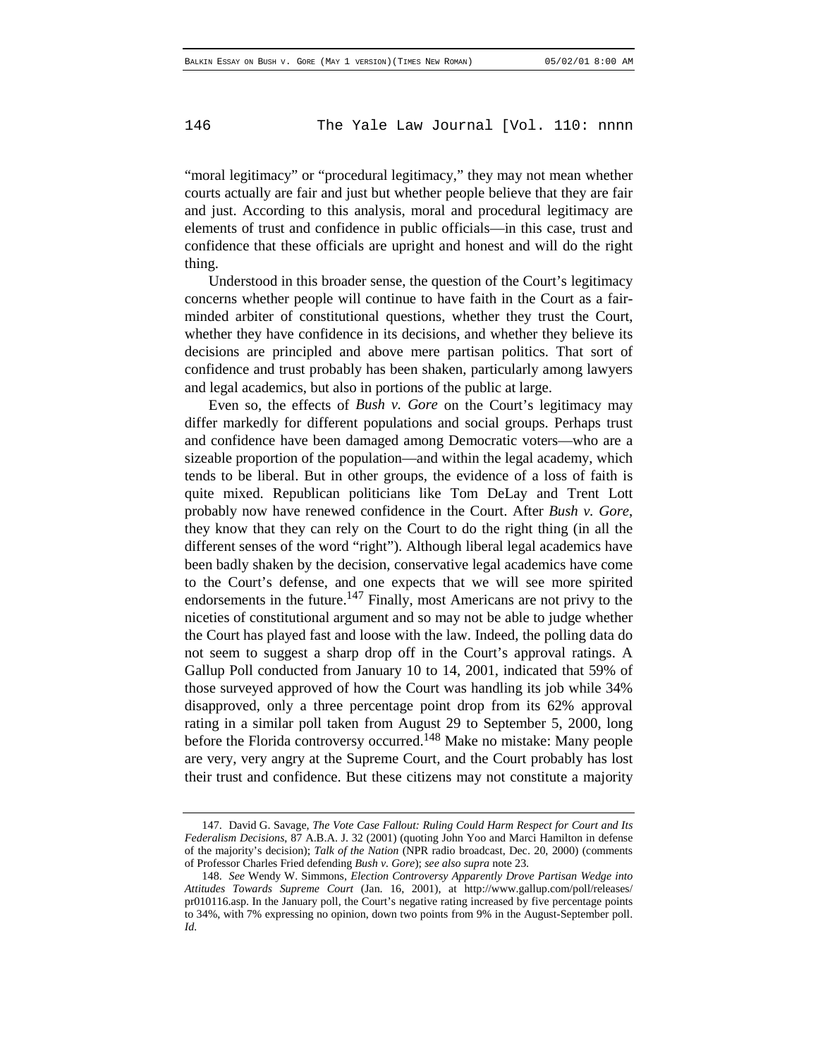"moral legitimacy" or "procedural legitimacy," they may not mean whether courts actually are fair and just but whether people believe that they are fair and just. According to this analysis, moral and procedural legitimacy are elements of trust and confidence in public officials—in this case, trust and confidence that these officials are upright and honest and will do the right thing.

Understood in this broader sense, the question of the Court's legitimacy concerns whether people will continue to have faith in the Court as a fair-minded arbiter of constitutional questions, whether they trust the Court, whether they have confidence in its decisions, and whether they believe its decisions are principled and above mere partisan politics. That sort of confidence and trust probably has been shaken, particularly among lawyers and legal academics, but also in portions of the public at large.

Even so, the effects of *Bush v. Gore* on the Court's legitimacy may differ markedly for different populations and social groups. Perhaps trust and confidence have been damaged among Democratic voters—who are a sizeable proportion of the population—and within the legal academy, which tends to be liberal. But in other groups, the evidence of a loss of faith is quite mixed. Republican politicians like Tom DeLay and Trent Lott probably now have renewed confidence in the Court. After *Bush v. Gore*, they know that they can rely on the Court to do the right thing (in all the different senses of the word "right"). Although liberal legal academics have been badly shaken by the decision, conservative legal academics have come to the Court's defense, and one expects that we will see more spirited endorsements in the future.[147] Finally, most Americans are not privy to the niceties of constitutional argument and so may not be able to judge whether the Court has played fast and loose with the law. Indeed, the polling data do not seem to suggest a sharp drop off in the Court's approval ratings. A Gallup Poll conducted from January 10 to 14, 2001, indicated that 59% of those surveyed approved of how the Court was handling its job while 34% disapproved, only a three percentage point drop from its 62% approval rating in a similar poll taken from August 29 to September 5, 2000, long before the Florida controversy occurred.[148] Make no mistake: Many people are very, very angry at the Supreme Court, and the Court probably has lost their trust and confidence. But these citizens may not constitute a majority

---

147. David G. Savage, *The Vote Case Fallout: Ruling Could Harm Respect for Court and Its Federalism Decisions*, 87 A.B.A. J. 32 (2001) (quoting John Yoo and Marci Hamilton in defense of the majority's decision); *Talk of the Nation* (NPR radio broadcast, Dec. 20, 2000) (comments of Professor Charles Fried defending *Bush v. Gore*); *see also supra* note 23.

148. *See* Wendy W. Simmons, *Election Controversy Apparently Drove Partisan Wedge into Attitudes Towards Supreme Court* (Jan. 16, 2001), at http://www.gallup.com/poll/releases/pr010116.asp. In the January poll, the Court's negative rating increased by five percentage points to 34%, with 7% expressing no opinion, down two points from 9% in the August-September poll. *Id.*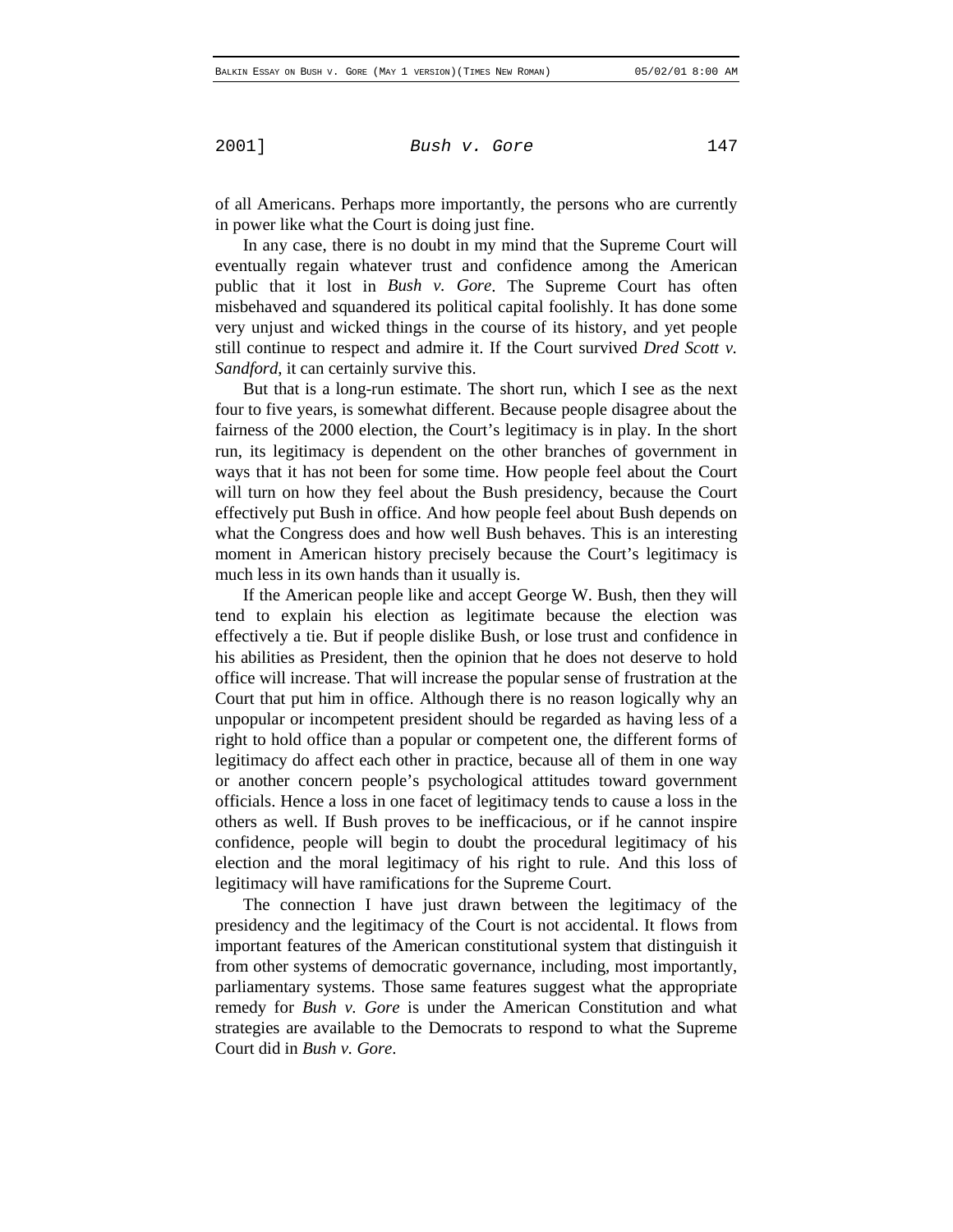of all Americans. Perhaps more importantly, the persons who are currently in power like what the Court is doing just fine.

In any case, there is no doubt in my mind that the Supreme Court will eventually regain whatever trust and confidence among the American public that it lost in *Bush v. Gore*. The Supreme Court has often misbehaved and squandered its political capital foolishly. It has done some very unjust and wicked things in the course of its history, and yet people still continue to respect and admire it. If the Court survived *Dred Scott v. Sandford*, it can certainly survive this.

But that is a long-run estimate. The short run, which I see as the next four to five years, is somewhat different. Because people disagree about the fairness of the 2000 election, the Court's legitimacy is in play. In the short run, its legitimacy is dependent on the other branches of government in ways that it has not been for some time. How people feel about the Court will turn on how they feel about the Bush presidency, because the Court effectively put Bush in office. And how people feel about Bush depends on what the Congress does and how well Bush behaves. This is an interesting moment in American history precisely because the Court's legitimacy is much less in its own hands than it usually is.

If the American people like and accept George W. Bush, then they will tend to explain his election as legitimate because the election was effectively a tie. But if people dislike Bush, or lose trust and confidence in his abilities as President, then the opinion that he does not deserve to hold office will increase. That will increase the popular sense of frustration at the Court that put him in office. Although there is no reason logically why an unpopular or incompetent president should be regarded as having less of a right to hold office than a popular or competent one, the different forms of legitimacy do affect each other in practice, because all of them in one way or another concern people's psychological attitudes toward government officials. Hence a loss in one facet of legitimacy tends to cause a loss in the others as well. If Bush proves to be inefficacious, or if he cannot inspire confidence, people will begin to doubt the procedural legitimacy of his election and the moral legitimacy of his right to rule. And this loss of legitimacy will have ramifications for the Supreme Court.

The connection I have just drawn between the legitimacy of the presidency and the legitimacy of the Court is not accidental. It flows from important features of the American constitutional system that distinguish it from other systems of democratic governance, including, most importantly, parliamentary systems. Those same features suggest what the appropriate remedy for *Bush v. Gore* is under the American Constitution and what strategies are available to the Democrats to respond to what the Supreme Court did in *Bush v. Gore*.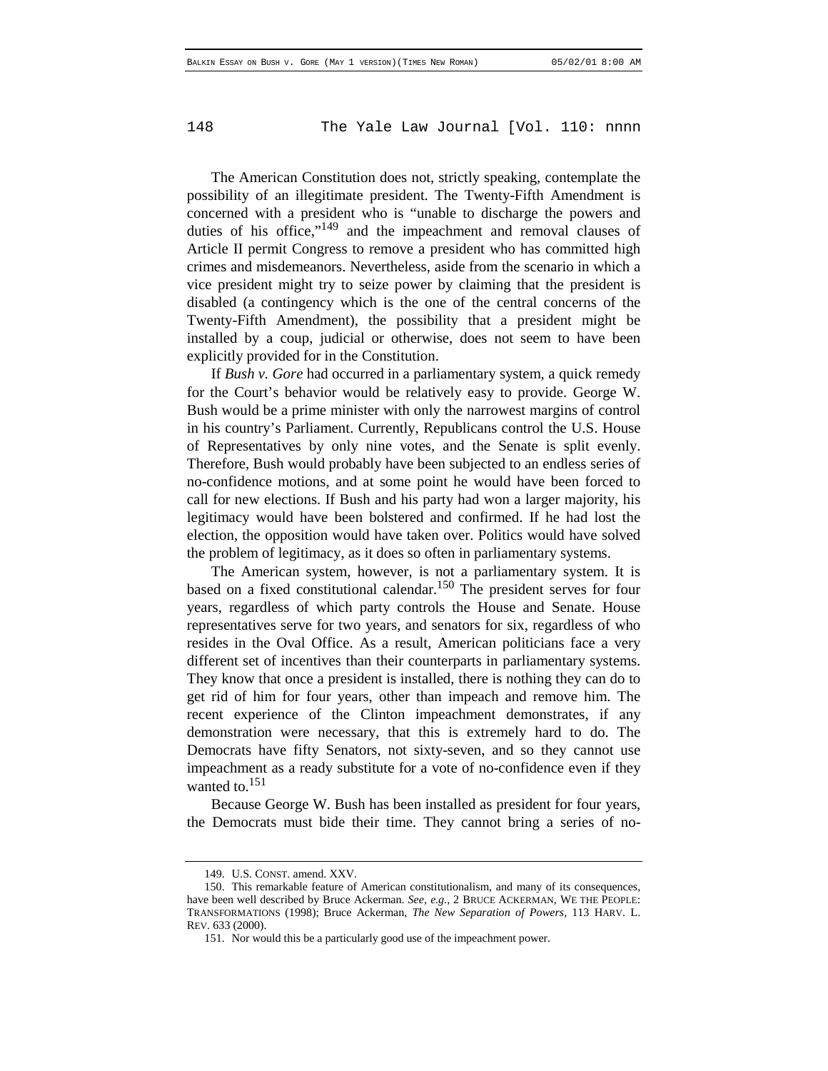The American Constitution does not, strictly speaking, contemplate the possibility of an illegitimate president. The Twenty-Fifth Amendment is concerned with a president who is "unable to discharge the powers and duties of his office,"[149] and the impeachment and removal clauses of Article II permit Congress to remove a president who has committed high crimes and misdemeanors. Nevertheless, aside from the scenario in which a vice president might try to seize power by claiming that the president is disabled (a contingency which is the one of the central concerns of the Twenty-Fifth Amendment), the possibility that a president might be installed by a coup, judicial or otherwise, does not seem to have been explicitly provided for in the Constitution.

If *Bush v. Gore* had occurred in a parliamentary system, a quick remedy for the Court's behavior would be relatively easy to provide. George W. Bush would be a prime minister with only the narrowest margins of control in his country's Parliament. Currently, Republicans control the U.S. House of Representatives by only nine votes, and the Senate is split evenly. Therefore, Bush would probably have been subjected to an endless series of no-confidence motions, and at some point he would have been forced to call for new elections. If Bush and his party had won a larger majority, his legitimacy would have been bolstered and confirmed. If he had lost the election, the opposition would have taken over. Politics would have solved the problem of legitimacy, as it does so often in parliamentary systems.

The American system, however, is not a parliamentary system. It is based on a fixed constitutional calendar.[150] The president serves for four years, regardless of which party controls the House and Senate. House representatives serve for two years, and senators for six, regardless of who resides in the Oval Office. As a result, American politicians face a very different set of incentives than their counterparts in parliamentary systems. They know that once a president is installed, there is nothing they can do to get rid of him for four years, other than impeach and remove him. The recent experience of the Clinton impeachment demonstrates, if any demonstration were necessary, that this is extremely hard to do. The Democrats have fifty Senators, not sixty-seven, and so they cannot use impeachment as a ready substitute for a vote of no-confidence even if they wanted to.[151]

Because George W. Bush has been installed as president for four years, the Democrats must bide their time. They cannot bring a series of no-

---

149. U.S. CONST. amend. XXV.

150. This remarkable feature of American constitutionalism, and many of its consequences, have been well described by Bruce Ackerman. *See, e.g.*, 2 BRUCE ACKERMAN, WE THE PEOPLE: TRANSFORMATIONS (1998); Bruce Ackerman, *The New Separation of Powers*, 113 HARV. L. REV. 633 (2000).

151. Nor would this be a particularly good use of the impeachment power.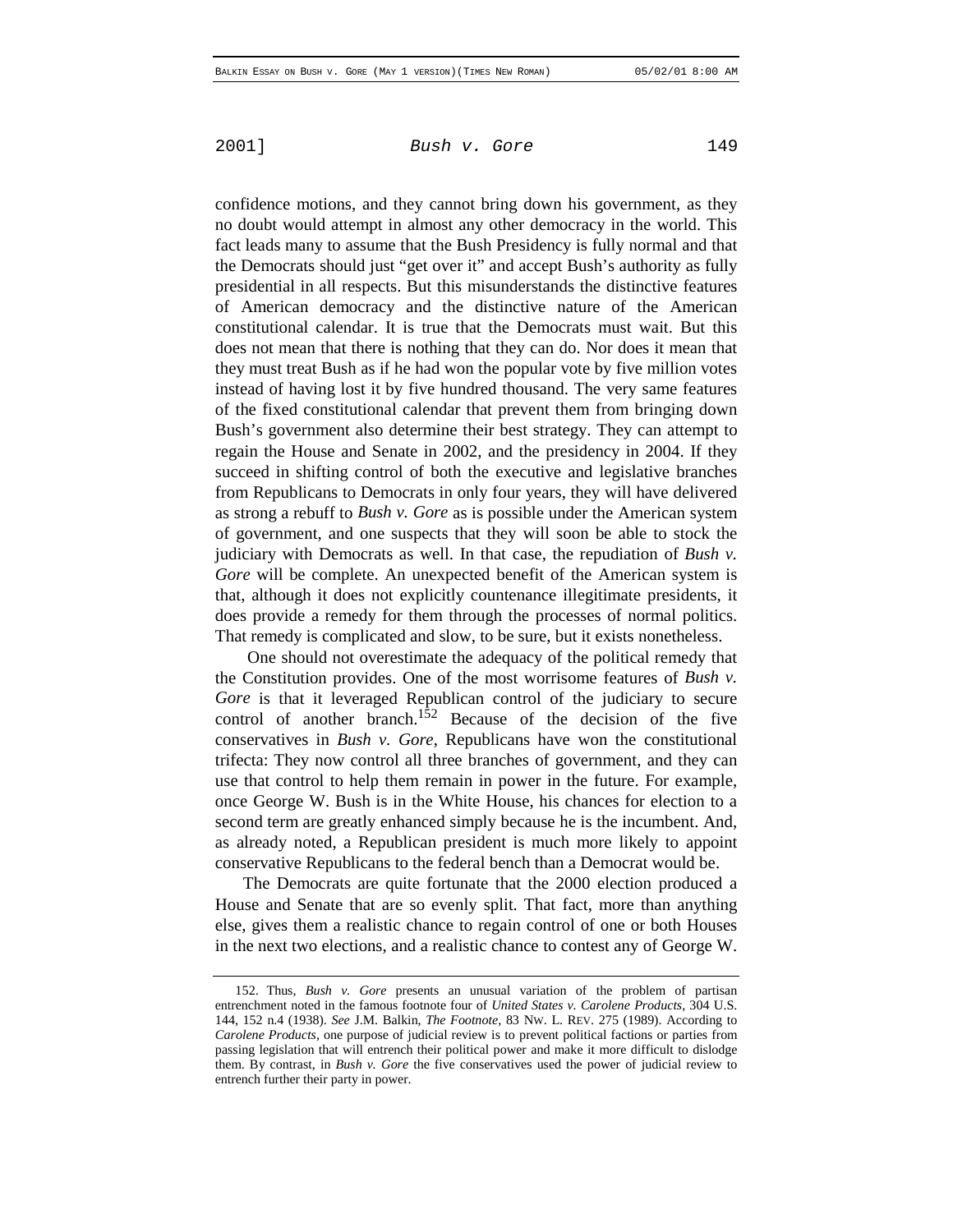confidence motions, and they cannot bring down his government, as they no doubt would attempt in almost any other democracy in the world. This fact leads many to assume that the Bush Presidency is fully normal and that the Democrats should just "get over it" and accept Bush's authority as fully presidential in all respects. But this misunderstands the distinctive features of American democracy and the distinctive nature of the American constitutional calendar. It is true that the Democrats must wait. But this does not mean that there is nothing that they can do. Nor does it mean that they must treat Bush as if he had won the popular vote by five million votes instead of having lost it by five hundred thousand. The very same features of the fixed constitutional calendar that prevent them from bringing down Bush's government also determine their best strategy. They can attempt to regain the House and Senate in 2002, and the presidency in 2004. If they succeed in shifting control of both the executive and legislative branches from Republicans to Democrats in only four years, they will have delivered as strong a rebuff to *Bush v. Gore* as is possible under the American system of government, and one suspects that they will soon be able to stock the judiciary with Democrats as well. In that case, the repudiation of *Bush v. Gore* will be complete. An unexpected benefit of the American system is that, although it does not explicitly countenance illegitimate presidents, it does provide a remedy for them through the processes of normal politics. That remedy is complicated and slow, to be sure, but it exists nonetheless.

One should not overestimate the adequacy of the political remedy that the Constitution provides. One of the most worrisome features of *Bush v. Gore* is that it leveraged Republican control of the judiciary to secure control of another branch.[152] Because of the decision of the five conservatives in *Bush v. Gore*, Republicans have won the constitutional trifecta: They now control all three branches of government, and they can use that control to help them remain in power in the future. For example, once George W. Bush is in the White House, his chances for election to a second term are greatly enhanced simply because he is the incumbent. And, as already noted, a Republican president is much more likely to appoint conservative Republicans to the federal bench than a Democrat would be.

The Democrats are quite fortunate that the 2000 election produced a House and Senate that are so evenly split. That fact, more than anything else, gives them a realistic chance to regain control of one or both Houses in the next two elections, and a realistic chance to contest any of George W.

---

152. Thus, *Bush v. Gore* presents an unusual variation of the problem of partisan entrenchment noted in the famous footnote four of *United States v. Carolene Products*, 304 U.S. 144, 152 n.4 (1938). *See* J.M. Balkin, *The Footnote*, 83 NW. L. REV. 275 (1989). According to *Carolene Products*, one purpose of judicial review is to prevent political factions or parties from passing legislation that will entrench their political power and make it more difficult to dislodge them. By contrast, in *Bush v. Gore* the five conservatives used the power of judicial review to entrench further their party in power.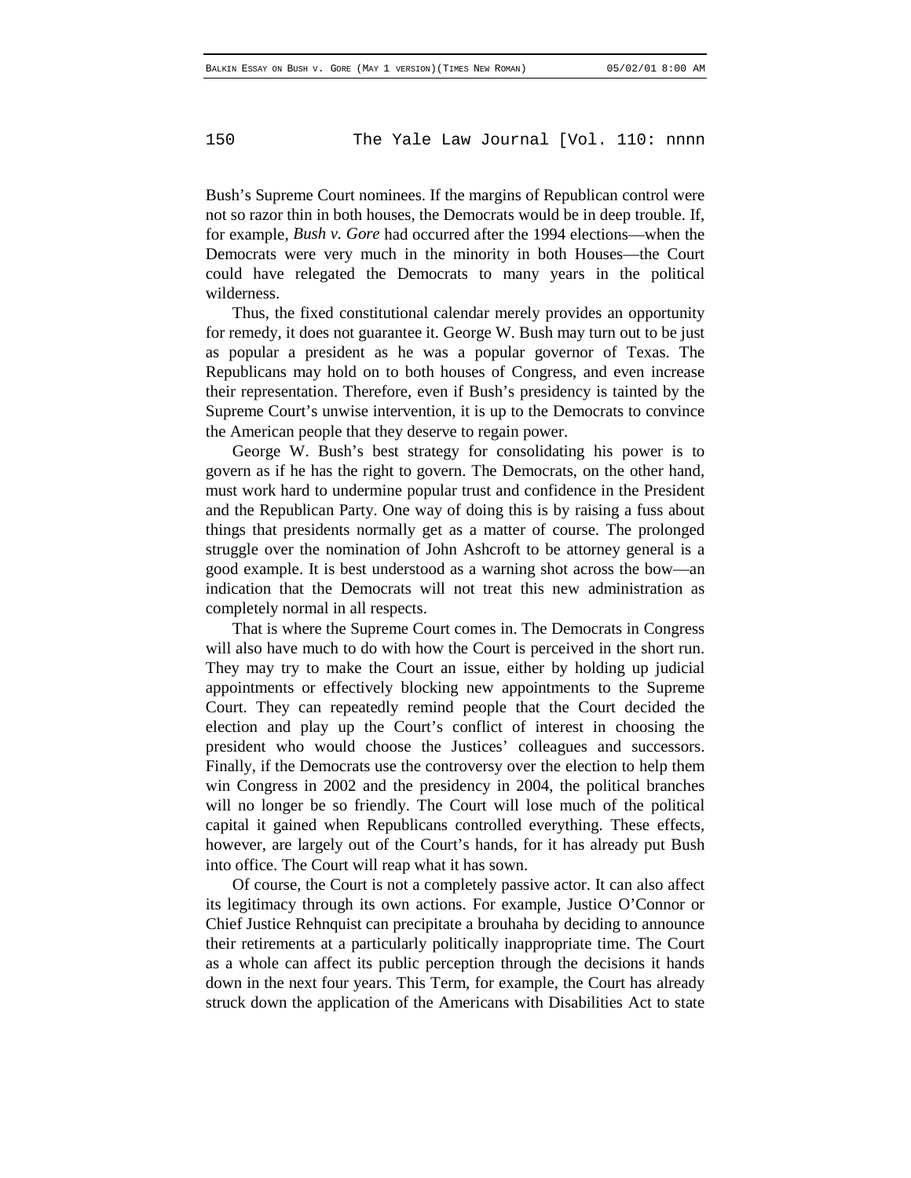Bush's Supreme Court nominees. If the margins of Republican control were not so razor thin in both houses, the Democrats would be in deep trouble. If, for example, *Bush v. Gore* had occurred after the 1994 elections—when the Democrats were very much in the minority in both Houses—the Court could have relegated the Democrats to many years in the political wilderness.

Thus, the fixed constitutional calendar merely provides an opportunity for remedy, it does not guarantee it. George W. Bush may turn out to be just as popular a president as he was a popular governor of Texas. The Republicans may hold on to both houses of Congress, and even increase their representation. Therefore, even if Bush's presidency is tainted by the Supreme Court's unwise intervention, it is up to the Democrats to convince the American people that they deserve to regain power.

George W. Bush's best strategy for consolidating his power is to govern as if he has the right to govern. The Democrats, on the other hand, must work hard to undermine popular trust and confidence in the President and the Republican Party. One way of doing this is by raising a fuss about things that presidents normally get as a matter of course. The prolonged struggle over the nomination of John Ashcroft to be attorney general is a good example. It is best understood as a warning shot across the bow—an indication that the Democrats will not treat this new administration as completely normal in all respects.

That is where the Supreme Court comes in. The Democrats in Congress will also have much to do with how the Court is perceived in the short run. They may try to make the Court an issue, either by holding up judicial appointments or effectively blocking new appointments to the Supreme Court. They can repeatedly remind people that the Court decided the election and play up the Court's conflict of interest in choosing the president who would choose the Justices' colleagues and successors. Finally, if the Democrats use the controversy over the election to help them win Congress in 2002 and the presidency in 2004, the political branches will no longer be so friendly. The Court will lose much of the political capital it gained when Republicans controlled everything. These effects, however, are largely out of the Court's hands, for it has already put Bush into office. The Court will reap what it has sown.

Of course, the Court is not a completely passive actor. It can also affect its legitimacy through its own actions. For example, Justice O'Connor or Chief Justice Rehnquist can precipitate a brouhaha by deciding to announce their retirements at a particularly politically inappropriate time. The Court as a whole can affect its public perception through the decisions it hands down in the next four years. This Term, for example, the Court has already struck down the application of the Americans with Disabilities Act to state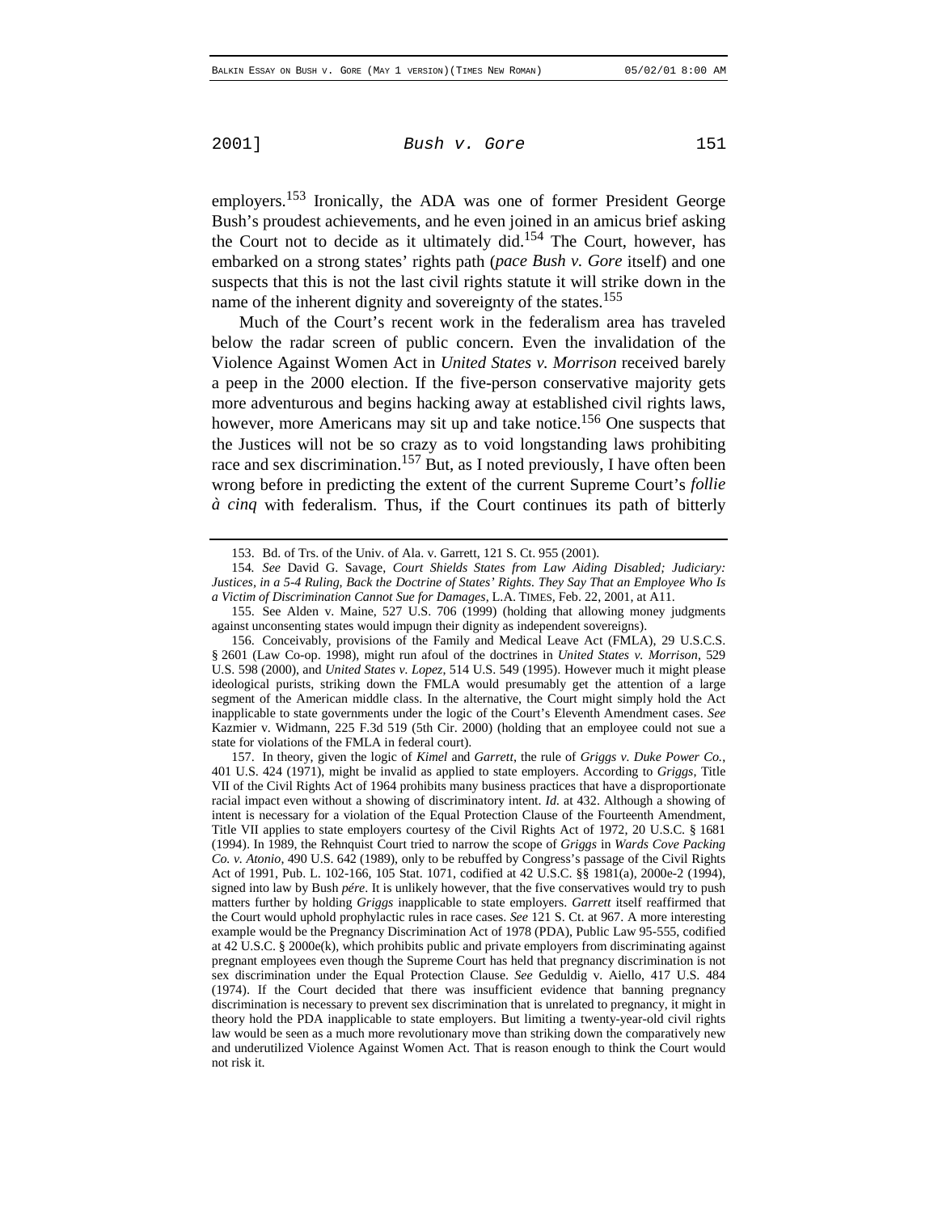employers.[153] Ironically, the ADA was one of former President George Bush's proudest achievements, and he even joined in an amicus brief asking the Court not to decide as it ultimately did.[154] The Court, however, has embarked on a strong states' rights path (*pace Bush v. Gore* itself) and one suspects that this is not the last civil rights statute it will strike down in the name of the inherent dignity and sovereignty of the states.[155]

Much of the Court's recent work in the federalism area has traveled below the radar screen of public concern. Even the invalidation of the Violence Against Women Act in *United States v. Morrison* received barely a peep in the 2000 election. If the five-person conservative majority gets more adventurous and begins hacking away at established civil rights laws, however, more Americans may sit up and take notice.[156] One suspects that the Justices will not be so crazy as to void longstanding laws prohibiting race and sex discrimination.[157] But, as I noted previously, I have often been wrong before in predicting the extent of the current Supreme Court's *follie à cinq* with federalism. Thus, if the Court continues its path of bitterly

---

153. Bd. of Trs. of the Univ. of Ala. v. Garrett, 121 S. Ct. 955 (2001).

154. *See* David G. Savage, *Court Shields States from Law Aiding Disabled; Judiciary: Justices, in a 5-4 Ruling, Back the Doctrine of States' Rights. They Say That an Employee Who Is a Victim of Discrimination Cannot Sue for Damages*, L.A. TIMES, Feb. 22, 2001, at A11.

155. See Alden v. Maine, 527 U.S. 706 (1999) (holding that allowing money judgments against unconsenting states would impugn their dignity as independent sovereigns).

156. Conceivably, provisions of the Family and Medical Leave Act (FMLA), 29 U.S.C.S. § 2601 (Law Co-op. 1998), might run afoul of the doctrines in *United States v. Morrison*, 529 U.S. 598 (2000), and *United States v. Lopez*, 514 U.S. 549 (1995). However much it might please ideological purists, striking down the FMLA would presumably get the attention of a large segment of the American middle class. In the alternative, the Court might simply hold the Act inapplicable to state governments under the logic of the Court's Eleventh Amendment cases. *See* Kazmier v. Widmann, 225 F.3d 519 (5th Cir. 2000) (holding that an employee could not sue a state for violations of the FMLA in federal court).

157. In theory, given the logic of *Kimel* and *Garrett*, the rule of *Griggs v. Duke Power Co.*, 401 U.S. 424 (1971), might be invalid as applied to state employers. According to *Griggs*, Title VII of the Civil Rights Act of 1964 prohibits many business practices that have a disproportionate racial impact even without a showing of discriminatory intent. *Id.* at 432. Although a showing of intent is necessary for a violation of the Equal Protection Clause of the Fourteenth Amendment, Title VII applies to state employers courtesy of the Civil Rights Act of 1972, 20 U.S.C. § 1681 (1994). In 1989, the Rehnquist Court tried to narrow the scope of *Griggs* in *Wards Cove Packing Co. v. Atonio*, 490 U.S. 642 (1989), only to be rebuffed by Congress's passage of the Civil Rights Act of 1991, Pub. L. 102-166, 105 Stat. 1071, codified at 42 U.S.C. §§ 1981(a), 2000e-2 (1994), signed into law by Bush *pére*. It is unlikely however, that the five conservatives would try to push matters further by holding *Griggs* inapplicable to state employers. *Garrett* itself reaffirmed that the Court would uphold prophylactic rules in race cases. *See* 121 S. Ct. at 967. A more interesting example would be the Pregnancy Discrimination Act of 1978 (PDA), Public Law 95-555, codified at 42 U.S.C. § 2000e(k), which prohibits public and private employers from discriminating against pregnant employees even though the Supreme Court has held that pregnancy discrimination is not sex discrimination under the Equal Protection Clause. *See* Geduldig v. Aiello, 417 U.S. 484 (1974). If the Court decided that there was insufficient evidence that banning pregnancy discrimination is necessary to prevent sex discrimination that is unrelated to pregnancy, it might in theory hold the PDA inapplicable to state employers. But limiting a twenty-year-old civil rights law would be seen as a much more revolutionary move than striking down the comparatively new and underutilized Violence Against Women Act. That is reason enough to think the Court would not risk it.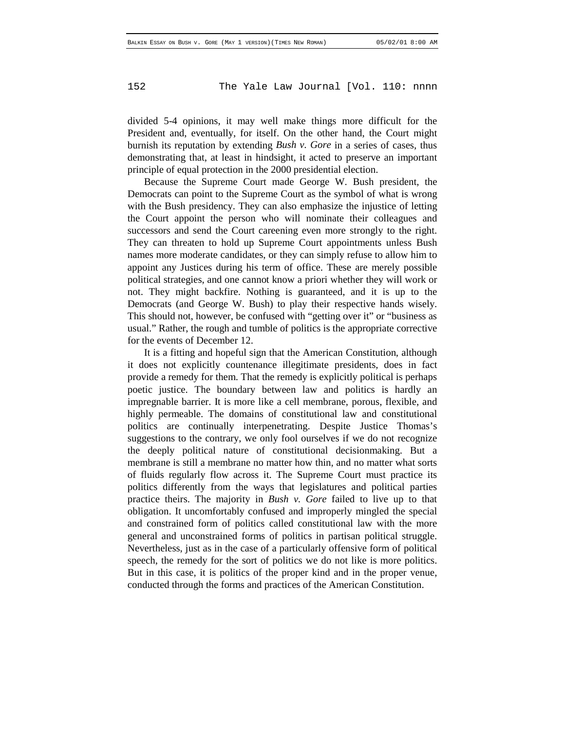divided 5-4 opinions, it may well make things more difficult for the President and, eventually, for itself. On the other hand, the Court might burnish its reputation by extending *Bush v. Gore* in a series of cases, thus demonstrating that, at least in hindsight, it acted to preserve an important principle of equal protection in the 2000 presidential election.

Because the Supreme Court made George W. Bush president, the Democrats can point to the Supreme Court as the symbol of what is wrong with the Bush presidency. They can also emphasize the injustice of letting the Court appoint the person who will nominate their colleagues and successors and send the Court careening even more strongly to the right. They can threaten to hold up Supreme Court appointments unless Bush names more moderate candidates, or they can simply refuse to allow him to appoint any Justices during his term of office. These are merely possible political strategies, and one cannot know a priori whether they will work or not. They might backfire. Nothing is guaranteed, and it is up to the Democrats (and George W. Bush) to play their respective hands wisely. This should not, however, be confused with "getting over it" or "business as usual." Rather, the rough and tumble of politics is the appropriate corrective for the events of December 12.

It is a fitting and hopeful sign that the American Constitution, although it does not explicitly countenance illegitimate presidents, does in fact provide a remedy for them. That the remedy is explicitly political is perhaps poetic justice. The boundary between law and politics is hardly an impregnable barrier. It is more like a cell membrane, porous, flexible, and highly permeable. The domains of constitutional law and constitutional politics are continually interpenetrating. Despite Justice Thomas's suggestions to the contrary, we only fool ourselves if we do not recognize the deeply political nature of constitutional decisionmaking. But a membrane is still a membrane no matter how thin, and no matter what sorts of fluids regularly flow across it. The Supreme Court must practice its politics differently from the ways that legislatures and political parties practice theirs. The majority in *Bush v. Gore* failed to live up to that obligation. It uncomfortably confused and improperly mingled the special and constrained form of politics called constitutional law with the more general and unconstrained forms of politics in partisan political struggle. Nevertheless, just as in the case of a particularly offensive form of political speech, the remedy for the sort of politics we do not like is more politics. But in this case, it is politics of the proper kind and in the proper venue, conducted through the forms and practices of the American Constitution.